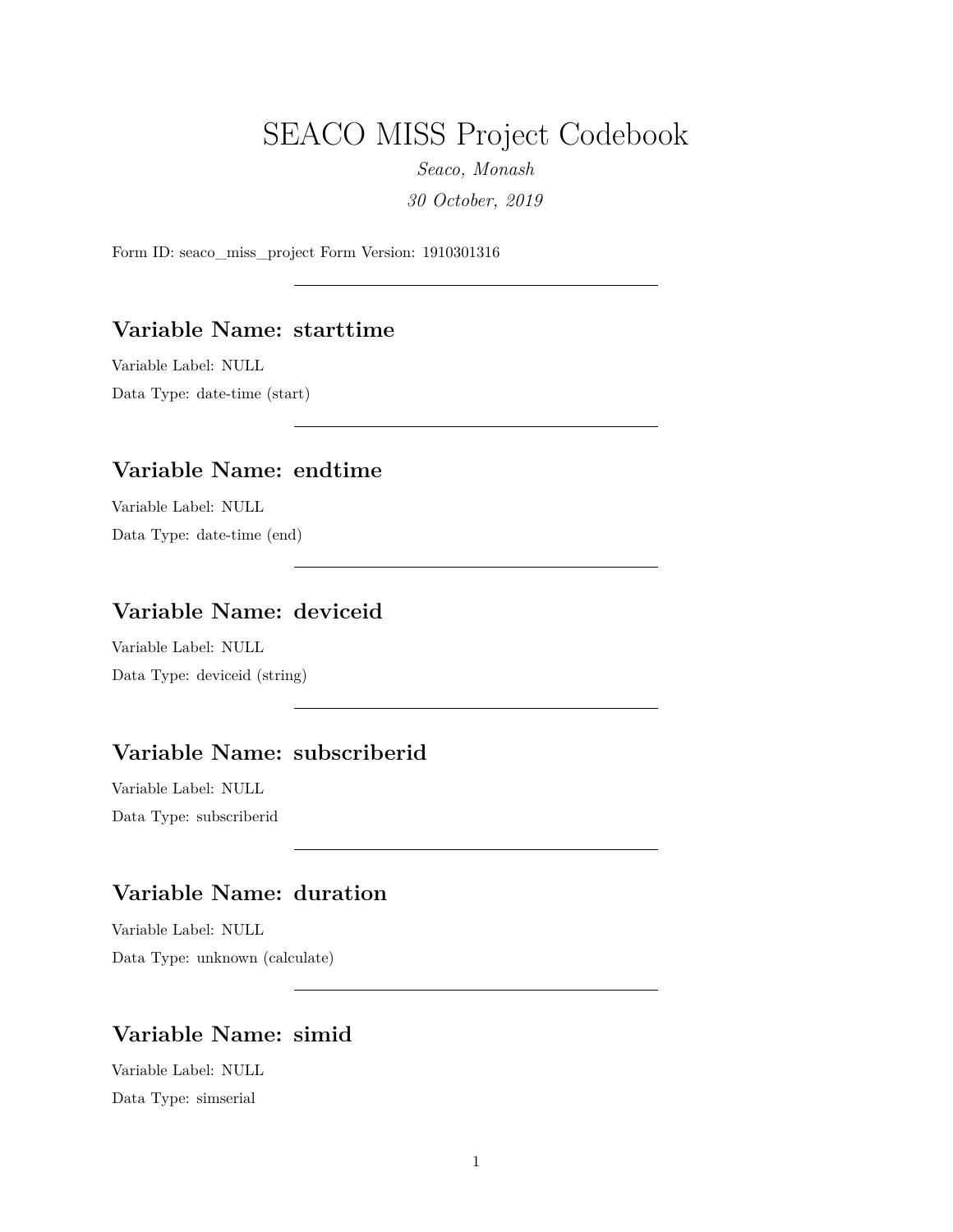# SEACO MISS Project Codebook

*Seaco, Monash*

*30 October, 2019*

Form ID: seaco_miss_project Form Version: 1910301316

---

## Variable Name: starttime

Variable Label: NULL

Data Type: date-time (start)

---

## Variable Name: endtime

Variable Label: NULL

Data Type: date-time (end)

---

## Variable Name: deviceid

Variable Label: NULL

Data Type: deviceid (string)

---

## Variable Name: subscriberid

Variable Label: NULL

Data Type: subscriberid

---

## Variable Name: duration

Variable Label: NULL

Data Type: unknown (calculate)

---

## Variable Name: simid

Variable Label: NULL

Data Type: simserial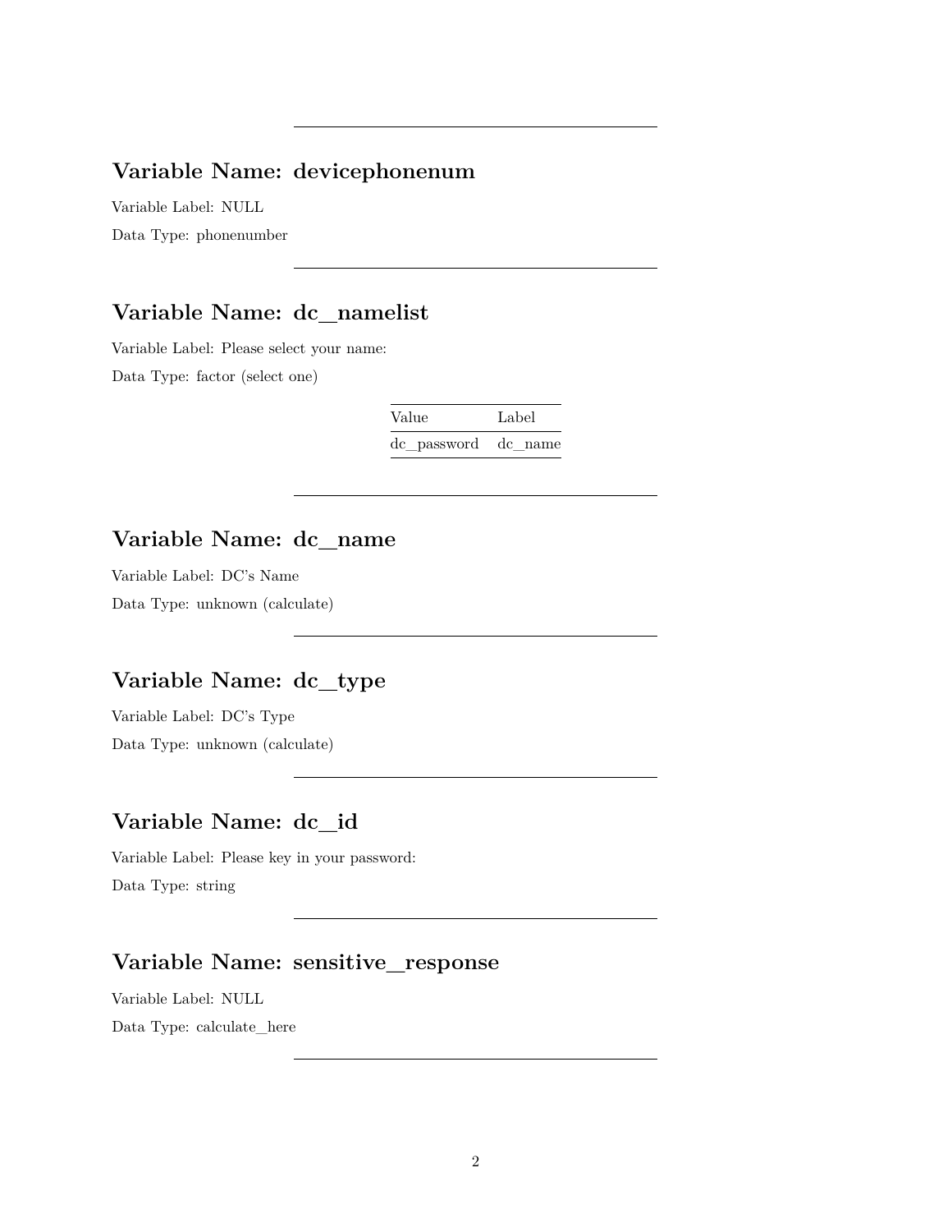---

## Variable Name: devicephonenum

Variable Label: NULL

Data Type: phonenumber

---

## Variable Name: dc_namelist

Variable Label: Please select your name:

Data Type: factor (select one)

| Value | Label |
| --- | --- |
| dc_password | dc_name |

---

## Variable Name: dc_name

Variable Label: DC's Name

Data Type: unknown (calculate)

---

## Variable Name: dc_type

Variable Label: DC's Type

Data Type: unknown (calculate)

---

## Variable Name: dc_id

Variable Label: Please key in your password:

Data Type: string

---

## Variable Name: sensitive_response

Variable Label: NULL

Data Type: calculate_here

---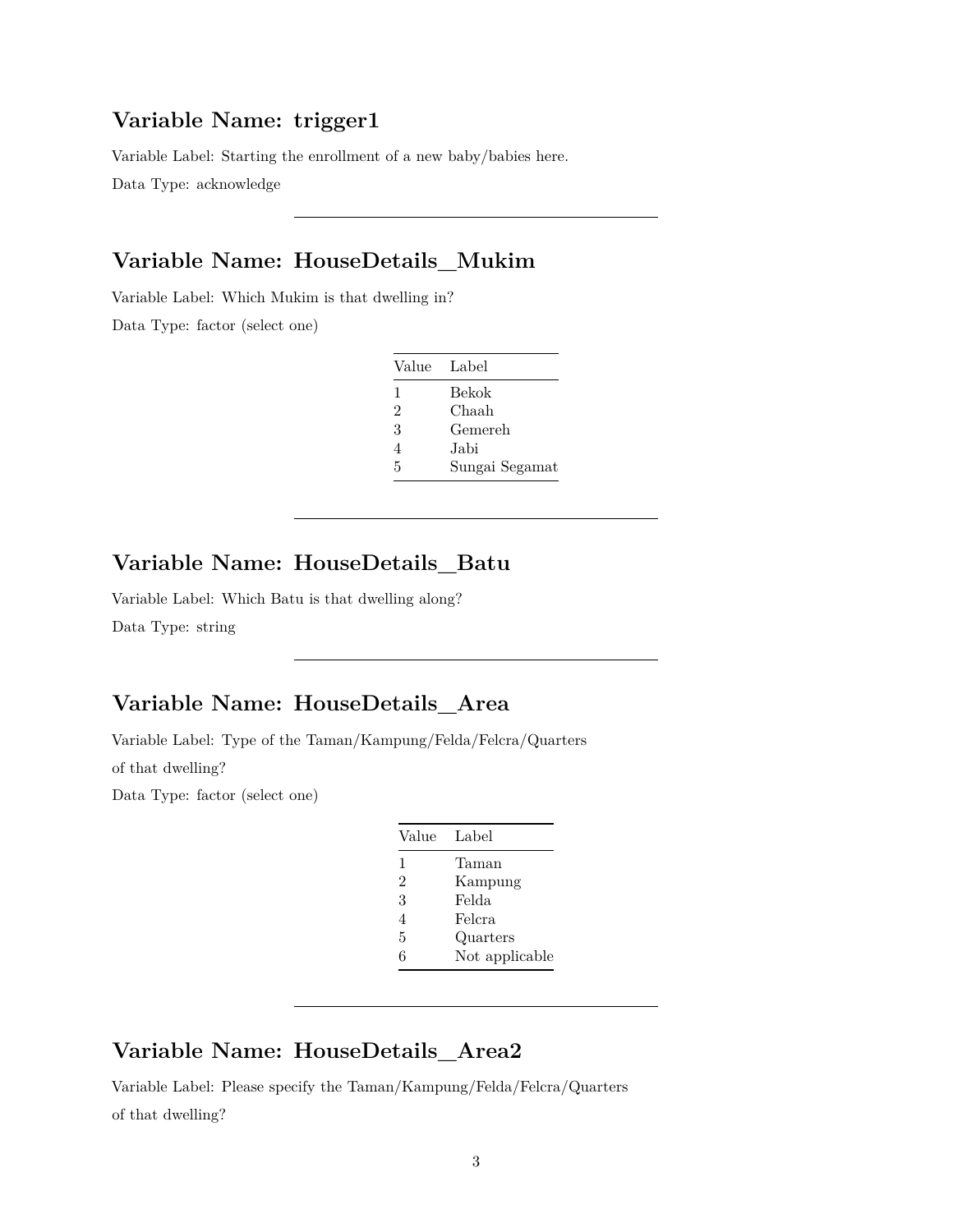## Variable Name: trigger1

Variable Label: Starting the enrollment of a new baby/babies here.

Data Type: acknowledge

---

## Variable Name: HouseDetails_Mukim

Variable Label: Which Mukim is that dwelling in?

Data Type: factor (select one)

| Value | Label |
|---|---|
| 1 | Bekok |
| 2 | Chaah |
| 3 | Gemereh |
| 4 | Jabi |
| 5 | Sungai Segamat |

---

## Variable Name: HouseDetails_Batu

Variable Label: Which Batu is that dwelling along?

Data Type: string

---

## Variable Name: HouseDetails_Area

Variable Label: Type of the Taman/Kampung/Felda/Felcra/Quarters of that dwelling?

Data Type: factor (select one)

| Value | Label |
|---|---|
| 1 | Taman |
| 2 | Kampung |
| 3 | Felda |
| 4 | Felcra |
| 5 | Quarters |
| 6 | Not applicable |

---

## Variable Name: HouseDetails_Area2

Variable Label: Please specify the Taman/Kampung/Felda/Felcra/Quarters of that dwelling?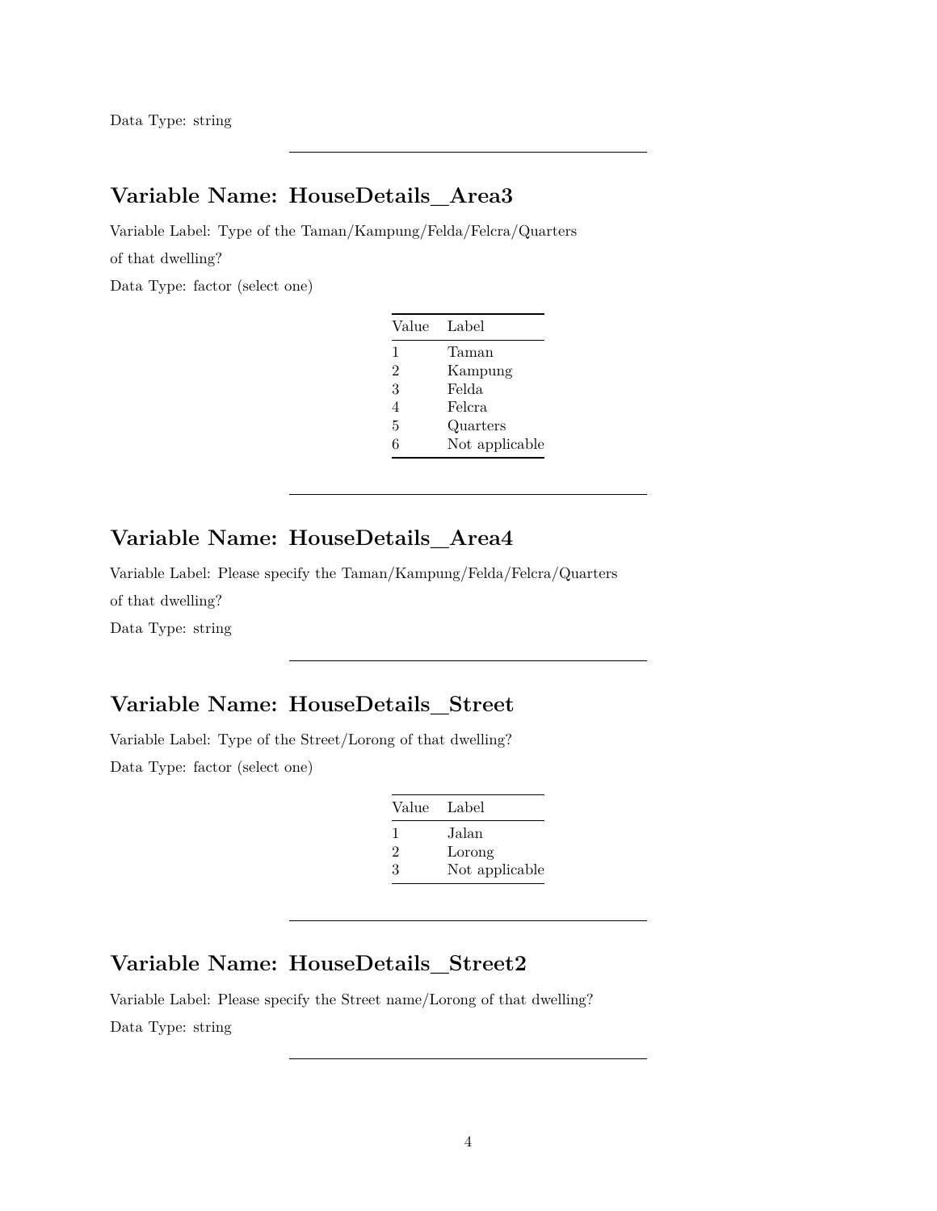Data Type: string

---

## Variable Name: HouseDetails_Area3

Variable Label: Type of the Taman/Kampung/Felda/Felcra/Quarters of that dwelling?

Data Type: factor (select one)

| Value | Label |
|---|---|
| 1 | Taman |
| 2 | Kampung |
| 3 | Felda |
| 4 | Felcra |
| 5 | Quarters |
| 6 | Not applicable |

---

## Variable Name: HouseDetails_Area4

Variable Label: Please specify the Taman/Kampung/Felda/Felcra/Quarters of that dwelling?

Data Type: string

---

## Variable Name: HouseDetails_Street

Variable Label: Type of the Street/Lorong of that dwelling?

Data Type: factor (select one)

| Value | Label |
|---|---|
| 1 | Jalan |
| 2 | Lorong |
| 3 | Not applicable |

---

## Variable Name: HouseDetails_Street2

Variable Label: Please specify the Street name/Lorong of that dwelling?

Data Type: string

---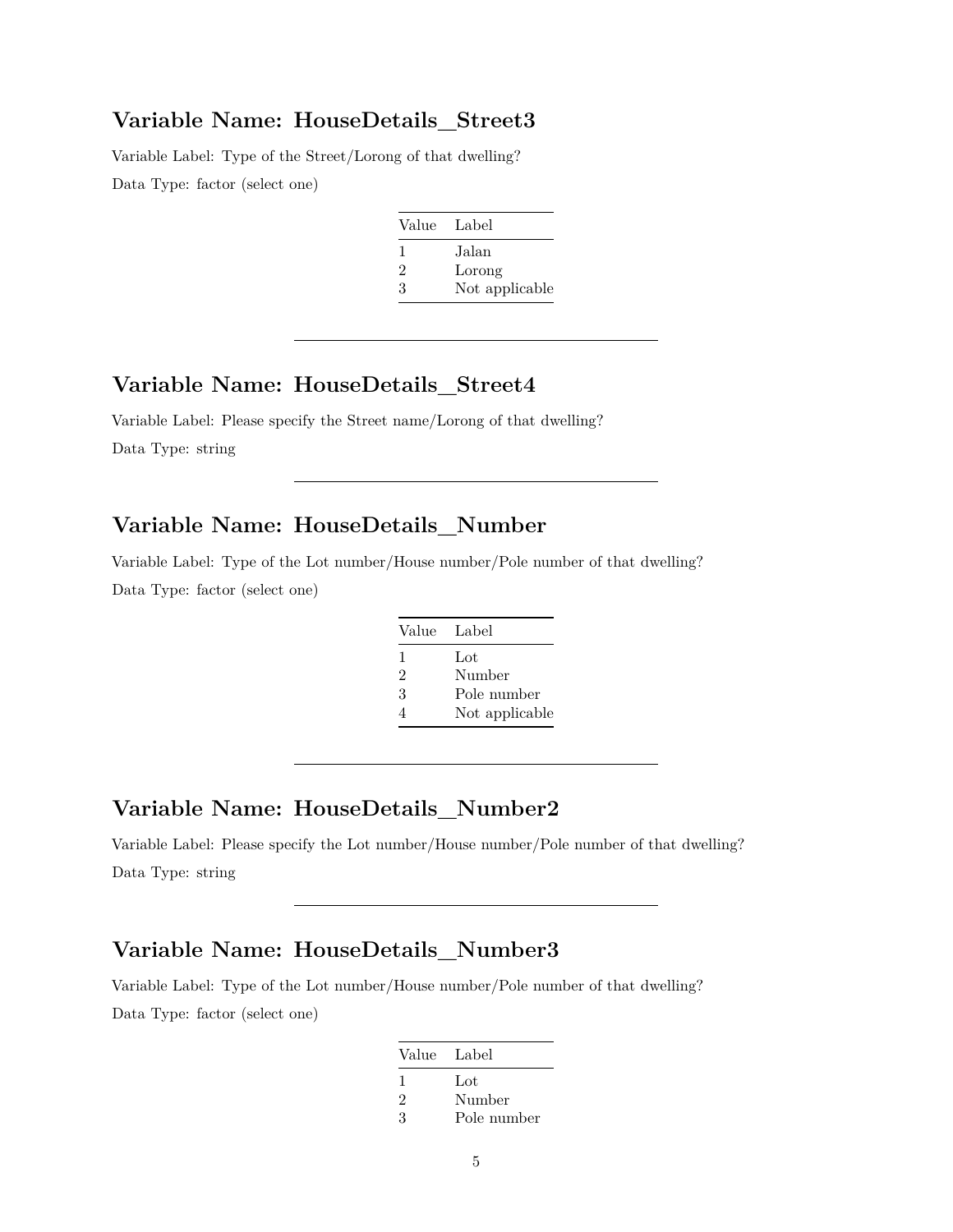## Variable Name: HouseDetails_Street3

Variable Label: Type of the Street/Lorong of that dwelling?

Data Type: factor (select one)

| Value | Label |
|---|---|
| 1 | Jalan |
| 2 | Lorong |
| 3 | Not applicable |

---

## Variable Name: HouseDetails_Street4

Variable Label: Please specify the Street name/Lorong of that dwelling?

Data Type: string

---

## Variable Name: HouseDetails_Number

Variable Label: Type of the Lot number/House number/Pole number of that dwelling?

Data Type: factor (select one)

| Value | Label |
|---|---|
| 1 | Lot |
| 2 | Number |
| 3 | Pole number |
| 4 | Not applicable |

---

## Variable Name: HouseDetails_Number2

Variable Label: Please specify the Lot number/House number/Pole number of that dwelling?

Data Type: string

---

## Variable Name: HouseDetails_Number3

Variable Label: Type of the Lot number/House number/Pole number of that dwelling?

Data Type: factor (select one)

| Value | Label |
|---|---|
| 1 | Lot |
| 2 | Number |
| 3 | Pole number |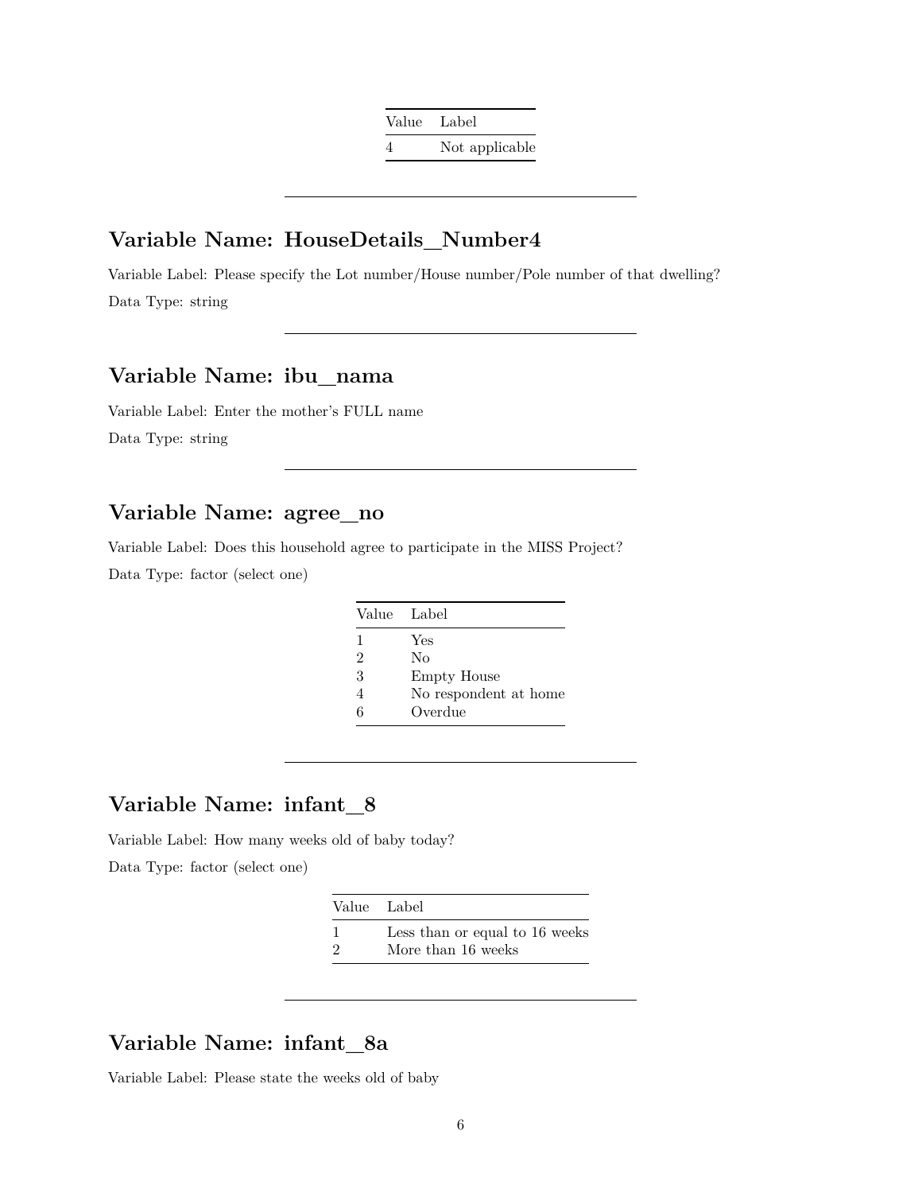| Value | Label |
|---|---|
| 4 | Not applicable |

---

## Variable Name: HouseDetails_Number4

Variable Label: Please specify the Lot number/House number/Pole number of that dwelling?

Data Type: string

---

## Variable Name: ibu_nama

Variable Label: Enter the mother's FULL name

Data Type: string

---

## Variable Name: agree_no

Variable Label: Does this household agree to participate in the MISS Project?

Data Type: factor (select one)

| Value | Label |
|---|---|
| 1 | Yes |
| 2 | No |
| 3 | Empty House |
| 4 | No respondent at home |
| 6 | Overdue |

---

## Variable Name: infant_8

Variable Label: How many weeks old of baby today?

Data Type: factor (select one)

| Value | Label |
|---|---|
| 1 | Less than or equal to 16 weeks |
| 2 | More than 16 weeks |

---

## Variable Name: infant_8a

Variable Label: Please state the weeks old of baby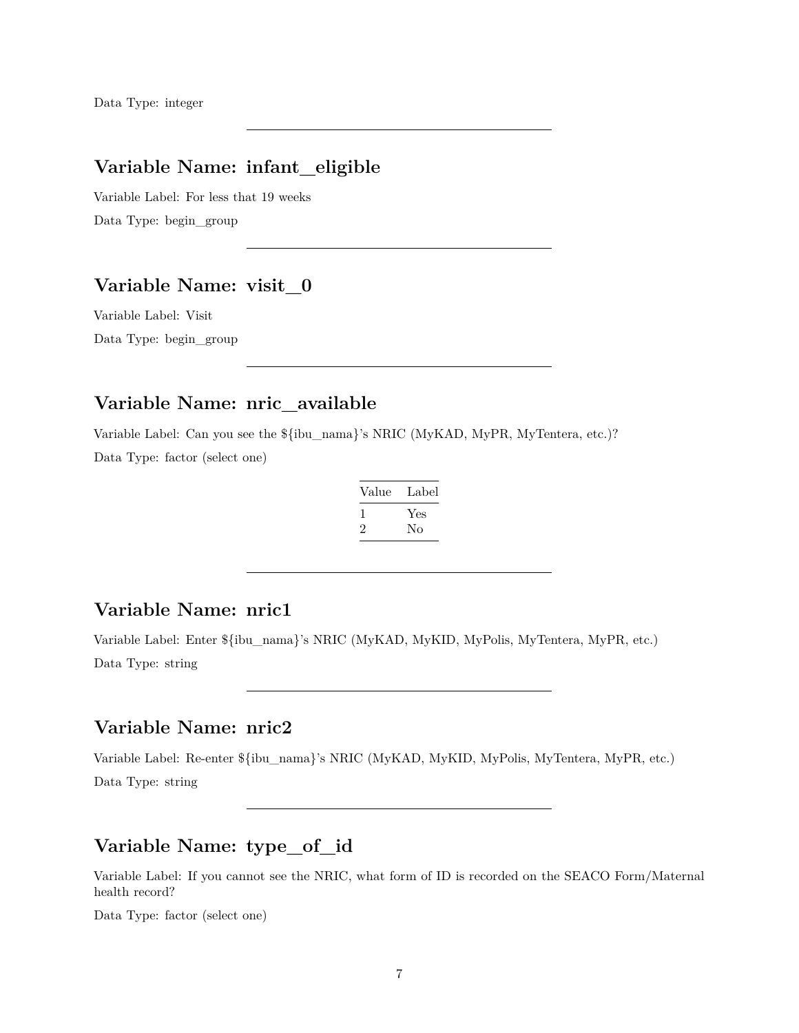Data Type: integer

---

## Variable Name: infant_eligible

Variable Label: For less that 19 weeks

Data Type: begin_group

---

## Variable Name: visit_0

Variable Label: Visit

Data Type: begin_group

---

## Variable Name: nric_available

Variable Label: Can you see the ${ibu_nama}'s NRIC (MyKAD, MyPR, MyTentera, etc.)?

Data Type: factor (select one)

| Value | Label |
|---|---|
| 1 | Yes |
| 2 | No |

---

## Variable Name: nric1

Variable Label: Enter ${ibu_nama}'s NRIC (MyKAD, MyKID, MyPolis, MyTentera, MyPR, etc.)

Data Type: string

---

## Variable Name: nric2

Variable Label: Re-enter ${ibu_nama}'s NRIC (MyKAD, MyKID, MyPolis, MyTentera, MyPR, etc.)

Data Type: string

---

## Variable Name: type_of_id

Variable Label: If you cannot see the NRIC, what form of ID is recorded on the SEACO Form/Maternal health record?

Data Type: factor (select one)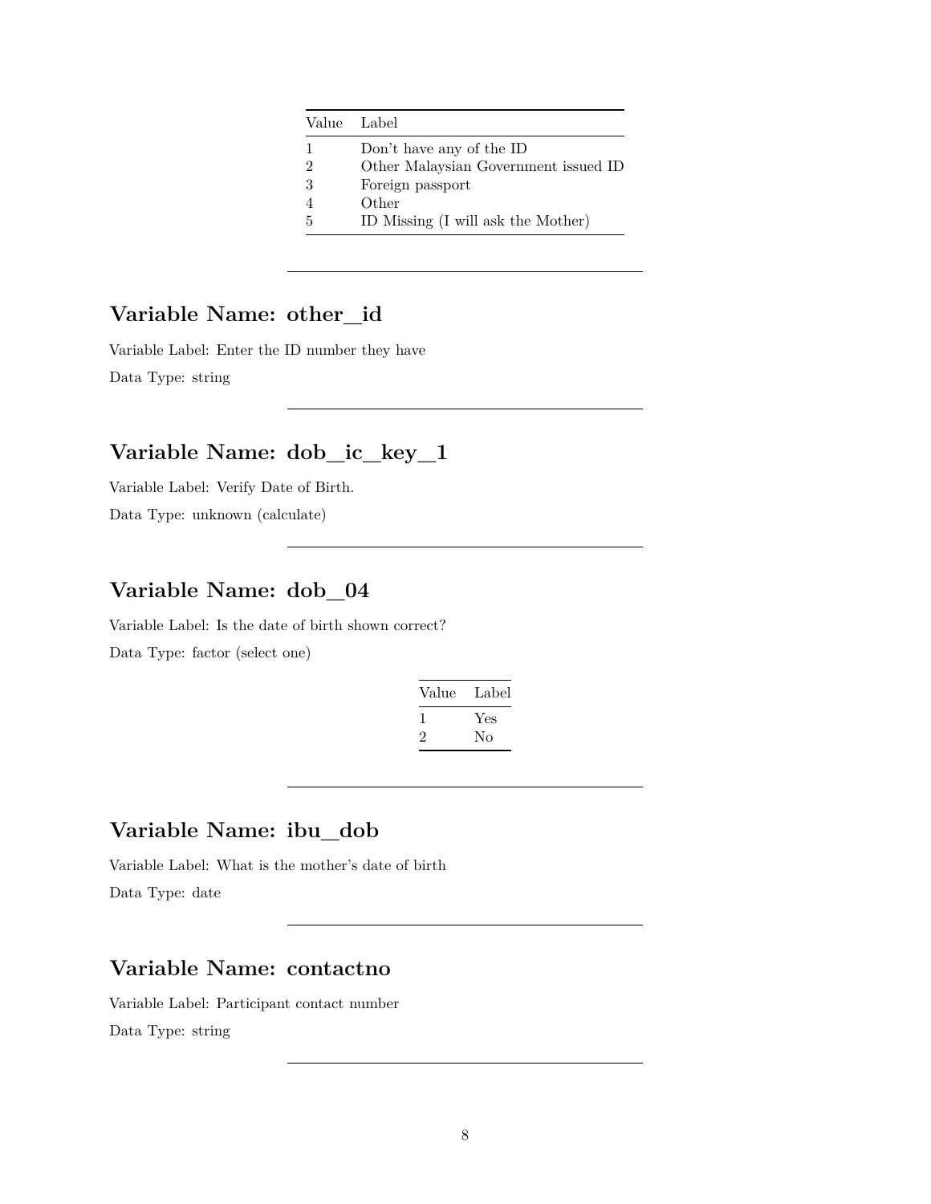| Value | Label |
|---|---|
| 1 | Don't have any of the ID |
| 2 | Other Malaysian Government issued ID |
| 3 | Foreign passport |
| 4 | Other |
| 5 | ID Missing (I will ask the Mother) |

---

## Variable Name: other_id

Variable Label: Enter the ID number they have

Data Type: string

---

## Variable Name: dob_ic_key_1

Variable Label: Verify Date of Birth.

Data Type: unknown (calculate)

---

## Variable Name: dob_04

Variable Label: Is the date of birth shown correct?

Data Type: factor (select one)

| Value | Label |
|---|---|
| 1 | Yes |
| 2 | No |

---

## Variable Name: ibu_dob

Variable Label: What is the mother's date of birth

Data Type: date

---

## Variable Name: contactno

Variable Label: Participant contact number

Data Type: string

---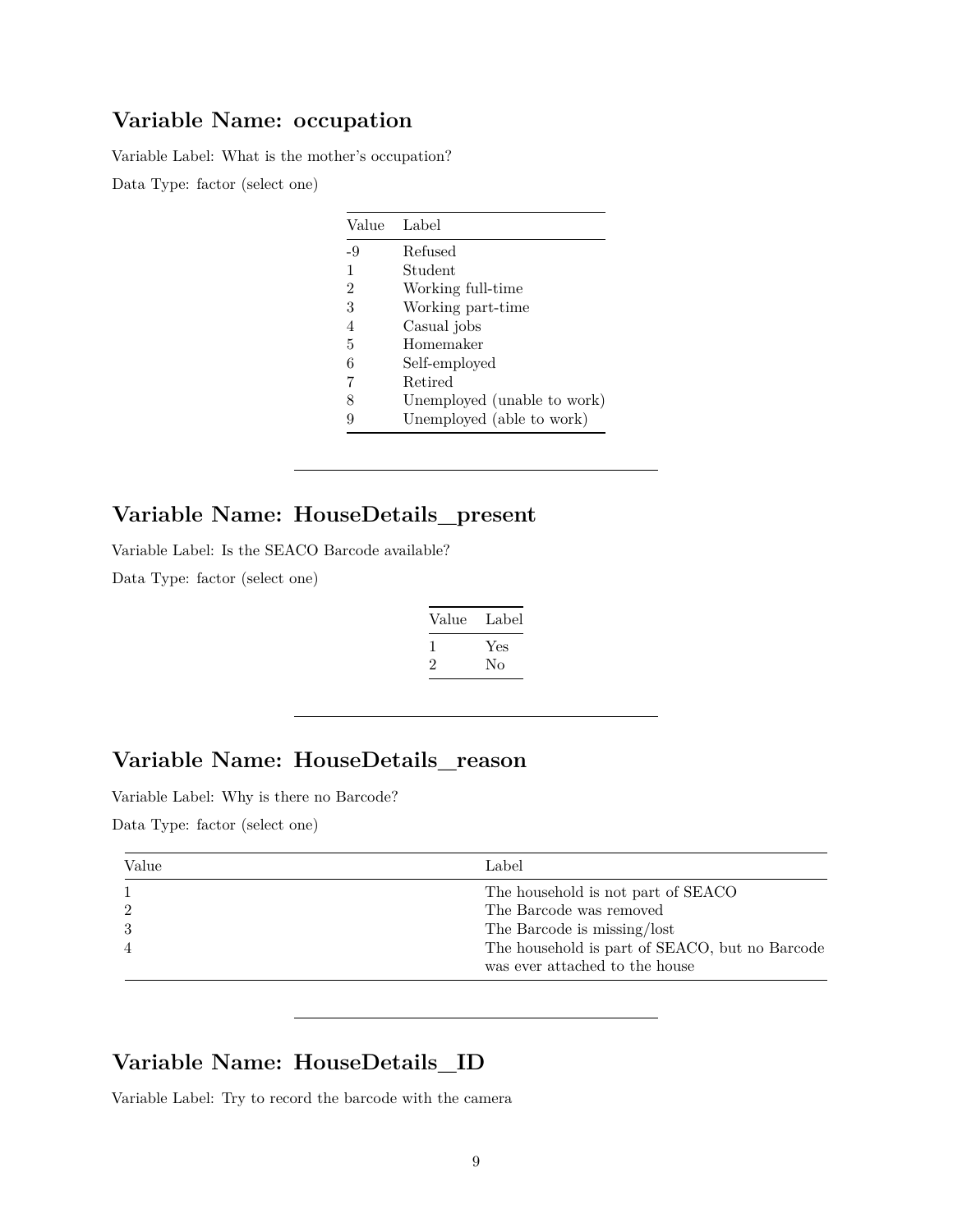## Variable Name: occupation

Variable Label: What is the mother's occupation?

Data Type: factor (select one)

| Value | Label |
|---|---|
| -9 | Refused |
| 1 | Student |
| 2 | Working full-time |
| 3 | Working part-time |
| 4 | Casual jobs |
| 5 | Homemaker |
| 6 | Self-employed |
| 7 | Retired |
| 8 | Unemployed (unable to work) |
| 9 | Unemployed (able to work) |

---

## Variable Name: HouseDetails_present

Variable Label: Is the SEACO Barcode available?

Data Type: factor (select one)

| Value | Label |
|---|---|
| 1 | Yes |
| 2 | No |

---

## Variable Name: HouseDetails_reason

Variable Label: Why is there no Barcode?

Data Type: factor (select one)

| Value | Label |
|---|---|
| 1 | The household is not part of SEACO |
| 2 | The Barcode was removed |
| 3 | The Barcode is missing/lost |
| 4 | The household is part of SEACO, but no Barcode was ever attached to the house |

---

## Variable Name: HouseDetails_ID

Variable Label: Try to record the barcode with the camera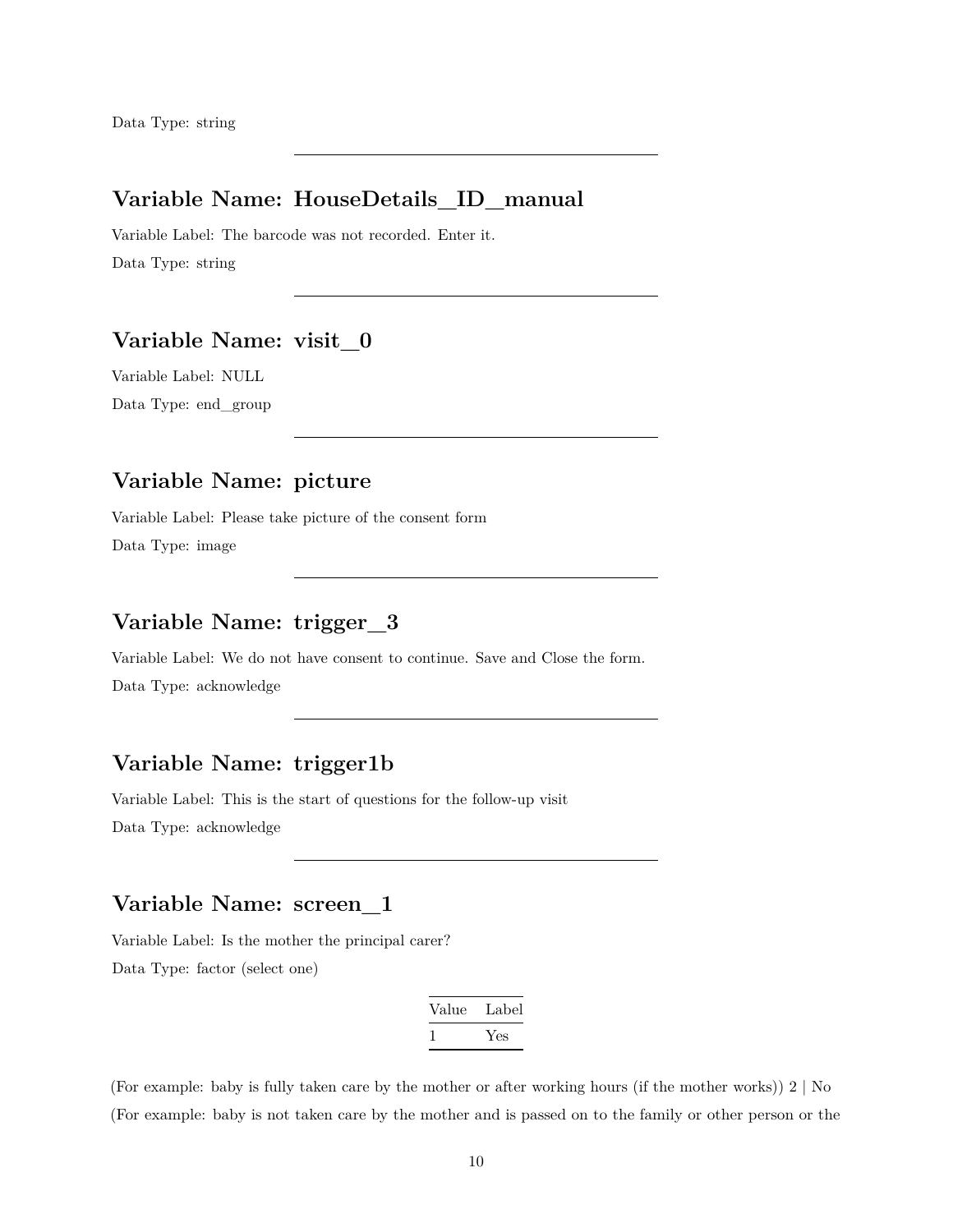Data Type: string

---

## Variable Name: HouseDetails_ID_manual

Variable Label: The barcode was not recorded. Enter it.

Data Type: string

---

## Variable Name: visit_0

Variable Label: NULL

Data Type: end_group

---

## Variable Name: picture

Variable Label: Please take picture of the consent form

Data Type: image

---

## Variable Name: trigger_3

Variable Label: We do not have consent to continue. Save and Close the form.

Data Type: acknowledge

---

## Variable Name: trigger1b

Variable Label: This is the start of questions for the follow-up visit

Data Type: acknowledge

---

## Variable Name: screen_1

Variable Label: Is the mother the principal carer?

Data Type: factor (select one)

| Value | Label |
|---|---|
| 1 | Yes |

(For example: baby is fully taken care by the mother or after working hours (if the mother works)) 2 | No (For example: baby is not taken care by the mother and is passed on to the family or other person or the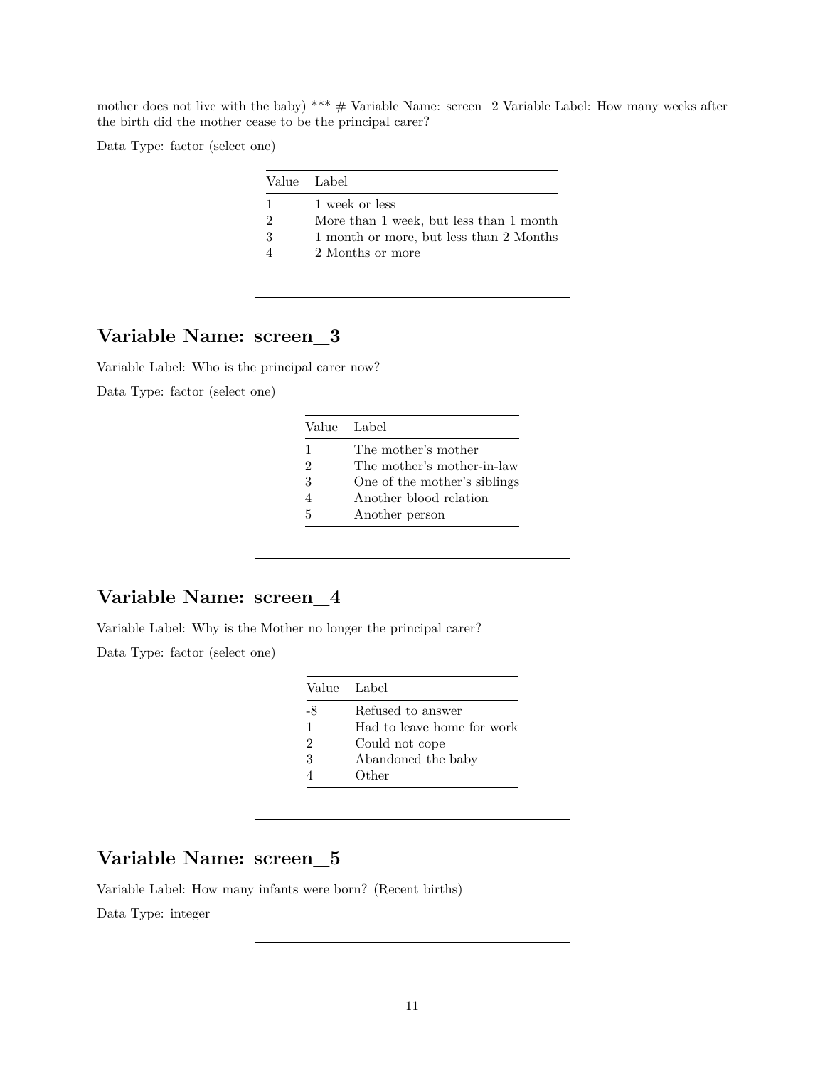mother does not live with the baby) *** # Variable Name: screen_2 Variable Label: How many weeks after the birth did the mother cease to be the principal carer?

Data Type: factor (select one)

| Value | Label |
|---|---|
| 1 | 1 week or less |
| 2 | More than 1 week, but less than 1 month |
| 3 | 1 month or more, but less than 2 Months |
| 4 | 2 Months or more |

---

## Variable Name: screen_3

Variable Label: Who is the principal carer now?

Data Type: factor (select one)

| Value | Label |
|---|---|
| 1 | The mother's mother |
| 2 | The mother's mother-in-law |
| 3 | One of the mother's siblings |
| 4 | Another blood relation |
| 5 | Another person |

---

## Variable Name: screen_4

Variable Label: Why is the Mother no longer the principal carer?

Data Type: factor (select one)

| Value | Label |
|---|---|
| -8 | Refused to answer |
| 1 | Had to leave home for work |
| 2 | Could not cope |
| 3 | Abandoned the baby |
| 4 | Other |

---

## Variable Name: screen_5

Variable Label: How many infants were born? (Recent births)

Data Type: integer

---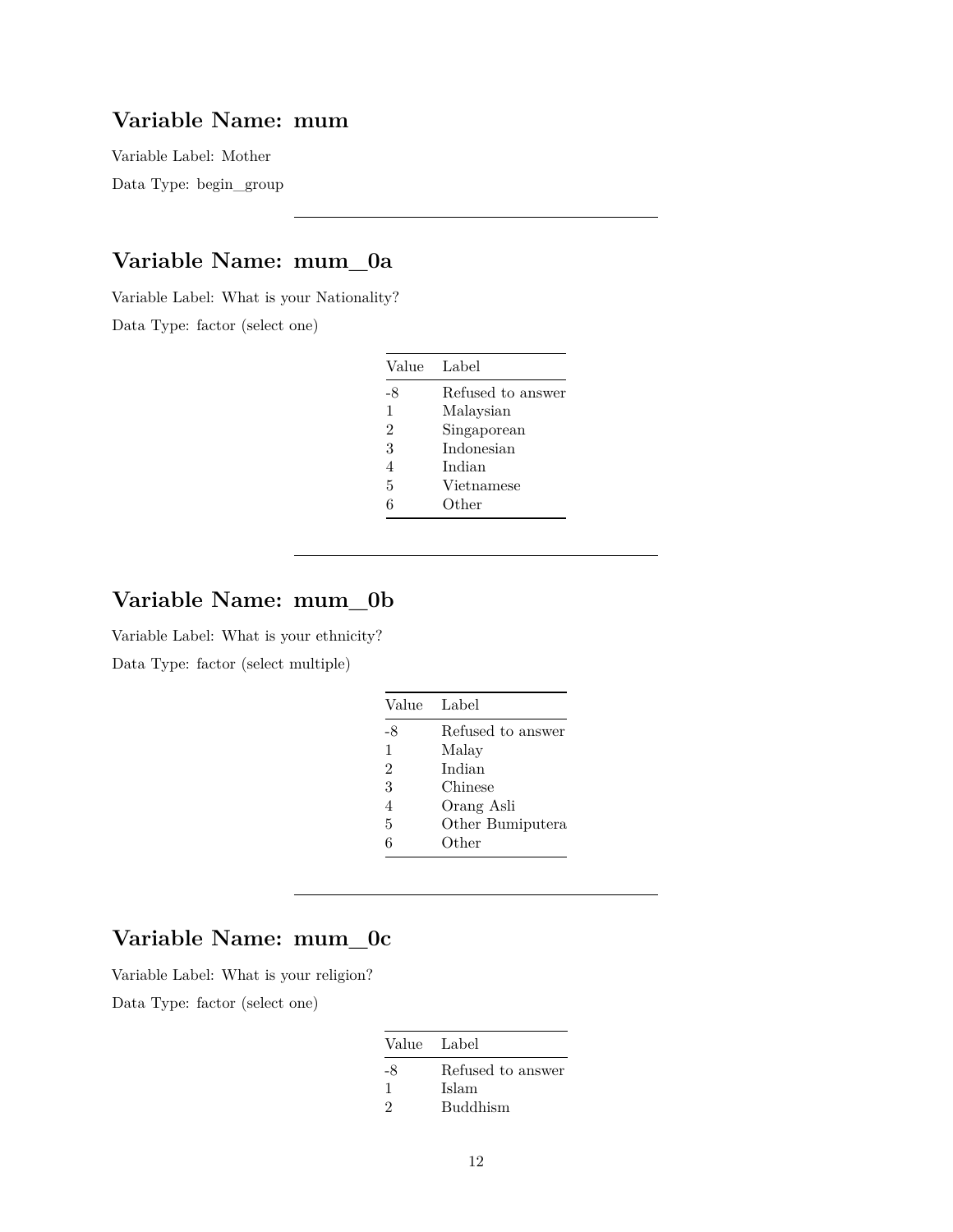## Variable Name: mum

Variable Label: Mother

Data Type: begin_group

---

## Variable Name: mum_0a

Variable Label: What is your Nationality?

Data Type: factor (select one)

| Value | Label |
|---|---|
| -8 | Refused to answer |
| 1 | Malaysian |
| 2 | Singaporean |
| 3 | Indonesian |
| 4 | Indian |
| 5 | Vietnamese |
| 6 | Other |

---

## Variable Name: mum_0b

Variable Label: What is your ethnicity?

Data Type: factor (select multiple)

| Value | Label |
|---|---|
| -8 | Refused to answer |
| 1 | Malay |
| 2 | Indian |
| 3 | Chinese |
| 4 | Orang Asli |
| 5 | Other Bumiputera |
| 6 | Other |

---

## Variable Name: mum_0c

Variable Label: What is your religion?

Data Type: factor (select one)

| Value | Label |
|---|---|
| -8 | Refused to answer |
| 1 | Islam |
| 2 | Buddhism |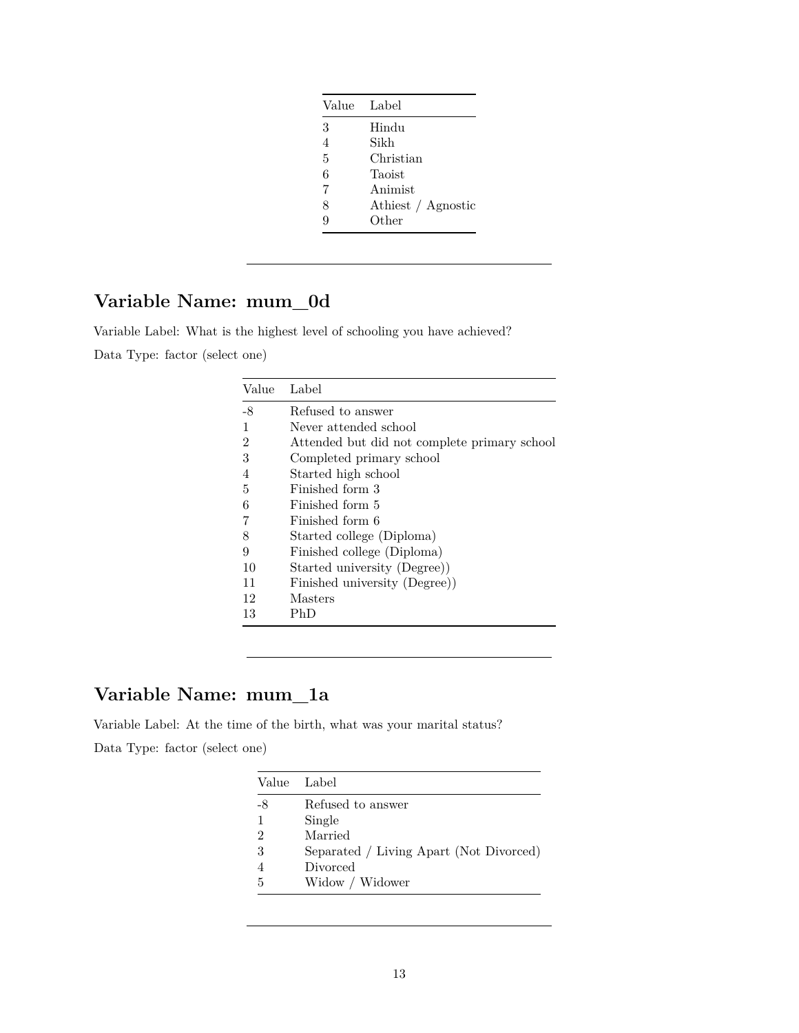| Value | Label |
|---|---|
| 3 | Hindu |
| 4 | Sikh |
| 5 | Christian |
| 6 | Taoist |
| 7 | Animist |
| 8 | Athiest / Agnostic |
| 9 | Other |

---

## Variable Name: mum_0d

Variable Label: What is the highest level of schooling you have achieved?

Data Type: factor (select one)

| Value | Label |
|---|---|
| -8 | Refused to answer |
| 1 | Never attended school |
| 2 | Attended but did not complete primary school |
| 3 | Completed primary school |
| 4 | Started high school |
| 5 | Finished form 3 |
| 6 | Finished form 5 |
| 7 | Finished form 6 |
| 8 | Started college (Diploma) |
| 9 | Finished college (Diploma) |
| 10 | Started university (Degree)) |
| 11 | Finished university (Degree)) |
| 12 | Masters |
| 13 | PhD |

---

## Variable Name: mum_1a

Variable Label: At the time of the birth, what was your marital status?

Data Type: factor (select one)

| Value | Label |
|---|---|
| -8 | Refused to answer |
| 1 | Single |
| 2 | Married |
| 3 | Separated / Living Apart (Not Divorced) |
| 4 | Divorced |
| 5 | Widow / Widower |

---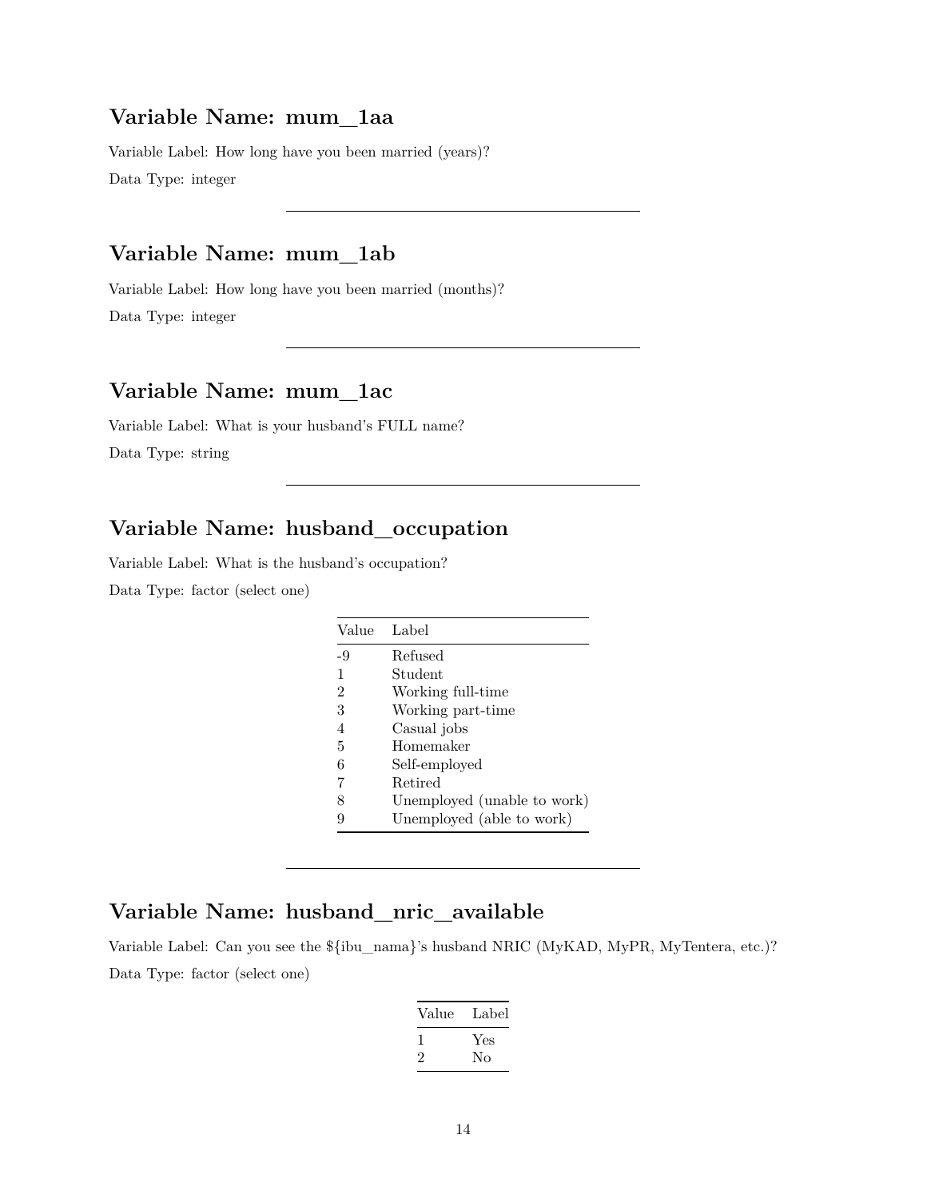## Variable Name: mum_1aa

Variable Label: How long have you been married (years)?

Data Type: integer

---

## Variable Name: mum_1ab

Variable Label: How long have you been married (months)?

Data Type: integer

---

## Variable Name: mum_1ac

Variable Label: What is your husband's FULL name?

Data Type: string

---

## Variable Name: husband_occupation

Variable Label: What is the husband's occupation?

Data Type: factor (select one)

| Value | Label |
|---|---|
| -9 | Refused |
| 1 | Student |
| 2 | Working full-time |
| 3 | Working part-time |
| 4 | Casual jobs |
| 5 | Homemaker |
| 6 | Self-employed |
| 7 | Retired |
| 8 | Unemployed (unable to work) |
| 9 | Unemployed (able to work) |

---

## Variable Name: husband_nric_available

Variable Label: Can you see the ${ibu_nama}'s husband NRIC (MyKAD, MyPR, MyTentera, etc.)?

Data Type: factor (select one)

| Value | Label |
|---|---|
| 1 | Yes |
| 2 | No |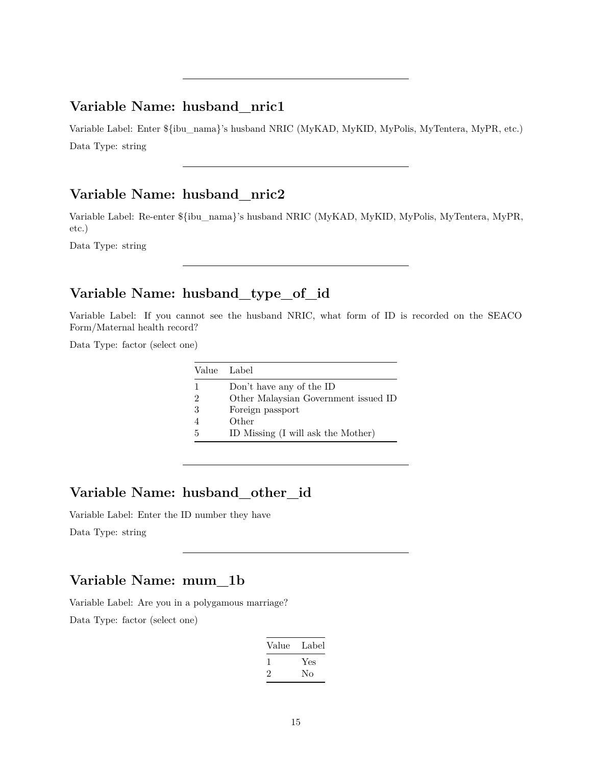---

## Variable Name: husband_nric1

Variable Label: Enter ${ibu_nama}'s husband NRIC (MyKAD, MyKID, MyPolis, MyTentera, MyPR, etc.)

Data Type: string

---

## Variable Name: husband_nric2

Variable Label: Re-enter ${ibu_nama}'s husband NRIC (MyKAD, MyKID, MyPolis, MyTentera, MyPR, etc.)

Data Type: string

---

## Variable Name: husband_type_of_id

Variable Label: If you cannot see the husband NRIC, what form of ID is recorded on the SEACO Form/Maternal health record?

Data Type: factor (select one)

| Value | Label |
|---|---|
| 1 | Don't have any of the ID |
| 2 | Other Malaysian Government issued ID |
| 3 | Foreign passport |
| 4 | Other |
| 5 | ID Missing (I will ask the Mother) |

---

## Variable Name: husband_other_id

Variable Label: Enter the ID number they have

Data Type: string

---

## Variable Name: mum_1b

Variable Label: Are you in a polygamous marriage?

Data Type: factor (select one)

| Value | Label |
|---|---|
| 1 | Yes |
| 2 | No |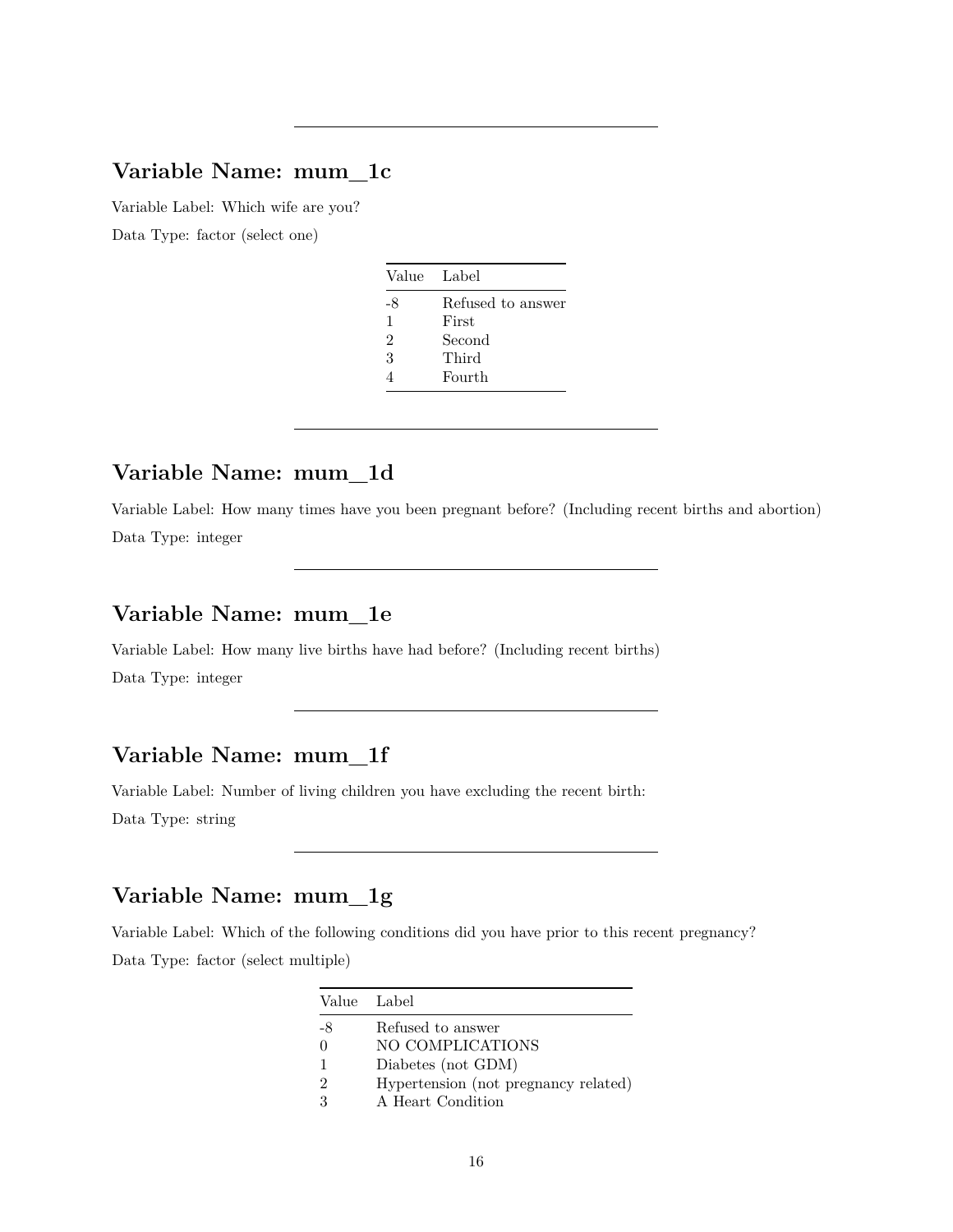---

## Variable Name: mum_1c

Variable Label: Which wife are you?

Data Type: factor (select one)

| Value | Label |
|---|---|
| -8 | Refused to answer |
| 1 | First |
| 2 | Second |
| 3 | Third |
| 4 | Fourth |

---

## Variable Name: mum_1d

Variable Label: How many times have you been pregnant before? (Including recent births and abortion)

Data Type: integer

---

## Variable Name: mum_1e

Variable Label: How many live births have had before? (Including recent births)

Data Type: integer

---

## Variable Name: mum_1f

Variable Label: Number of living children you have excluding the recent birth:

Data Type: string

---

## Variable Name: mum_1g

Variable Label: Which of the following conditions did you have prior to this recent pregnancy?

Data Type: factor (select multiple)

| Value | Label |
|---|---|
| -8 | Refused to answer |
| 0 | NO COMPLICATIONS |
| 1 | Diabetes (not GDM) |
| 2 | Hypertension (not pregnancy related) |
| 3 | A Heart Condition |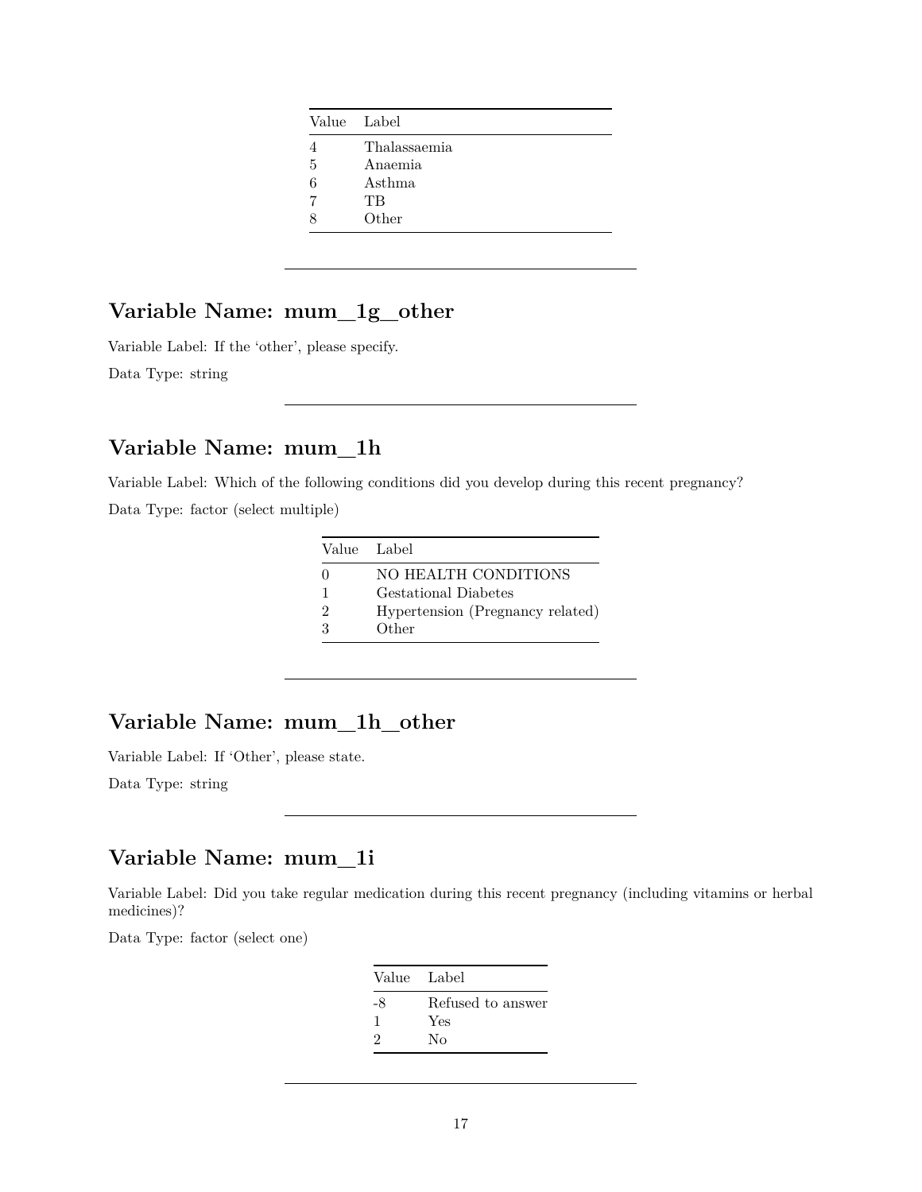| Value | Label |
|---|---|
| 4 | Thalassaemia |
| 5 | Anaemia |
| 6 | Asthma |
| 7 | TB |
| 8 | Other |

---

## Variable Name: mum_1g_other

Variable Label: If the 'other', please specify.

Data Type: string

---

## Variable Name: mum_1h

Variable Label: Which of the following conditions did you develop during this recent pregnancy?

Data Type: factor (select multiple)

| Value | Label |
|---|---|
| 0 | NO HEALTH CONDITIONS |
| 1 | Gestational Diabetes |
| 2 | Hypertension (Pregnancy related) |
| 3 | Other |

---

## Variable Name: mum_1h_other

Variable Label: If 'Other', please state.

Data Type: string

---

## Variable Name: mum_1i

Variable Label: Did you take regular medication during this recent pregnancy (including vitamins or herbal medicines)?

Data Type: factor (select one)

| Value | Label |
|---|---|
| -8 | Refused to answer |
| 1 | Yes |
| 2 | No |

---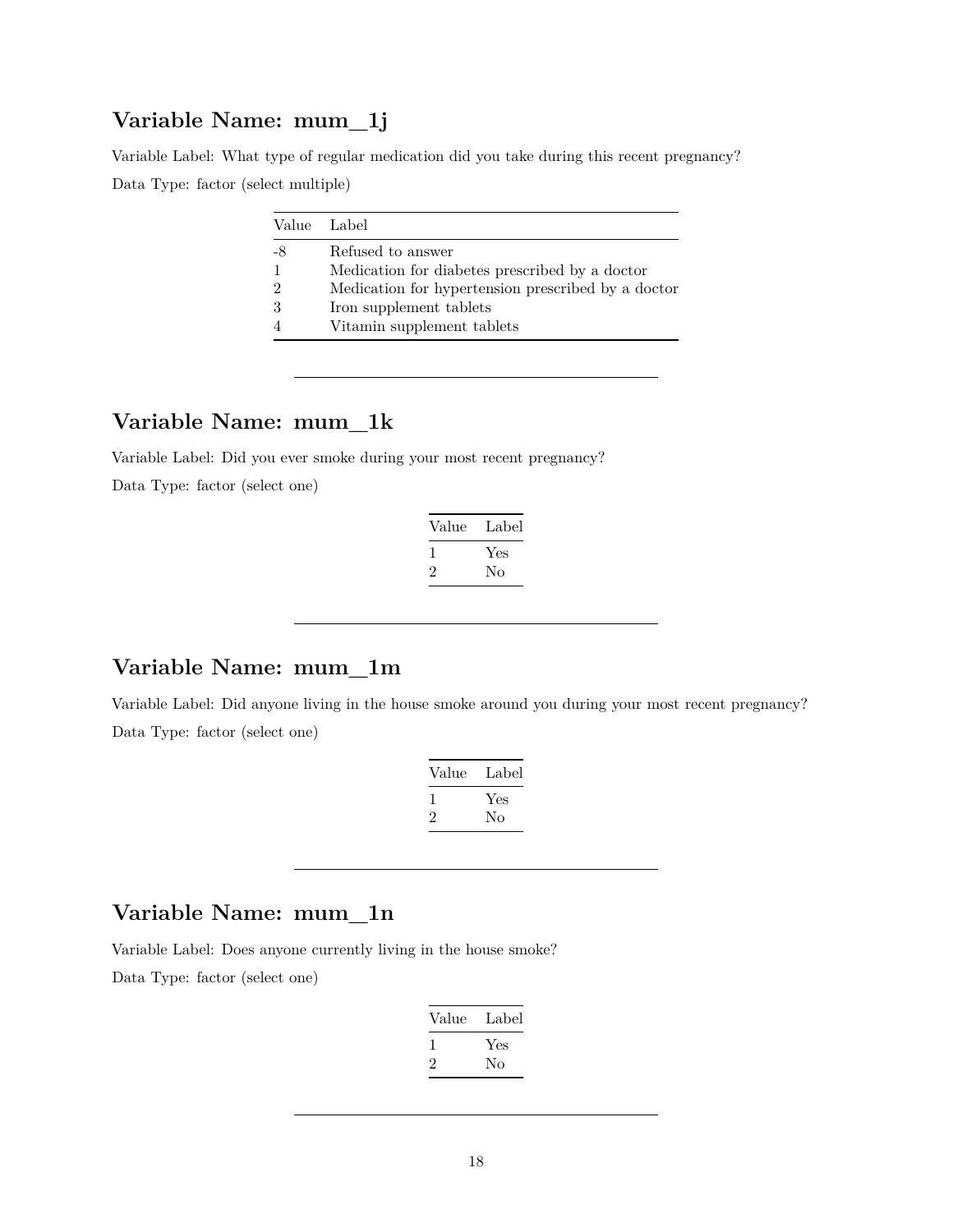## Variable Name: mum_1j

Variable Label: What type of regular medication did you take during this recent pregnancy?

Data Type: factor (select multiple)

| Value | Label |
|---|---|
| -8 | Refused to answer |
| 1 | Medication for diabetes prescribed by a doctor |
| 2 | Medication for hypertension prescribed by a doctor |
| 3 | Iron supplement tablets |
| 4 | Vitamin supplement tablets |

---

## Variable Name: mum_1k

Variable Label: Did you ever smoke during your most recent pregnancy?

Data Type: factor (select one)

| Value | Label |
|---|---|
| 1 | Yes |
| 2 | No |

---

## Variable Name: mum_1m

Variable Label: Did anyone living in the house smoke around you during your most recent pregnancy?

Data Type: factor (select one)

| Value | Label |
|---|---|
| 1 | Yes |
| 2 | No |

---

## Variable Name: mum_1n

Variable Label: Does anyone currently living in the house smoke?

Data Type: factor (select one)

| Value | Label |
|---|---|
| 1 | Yes |
| 2 | No |

---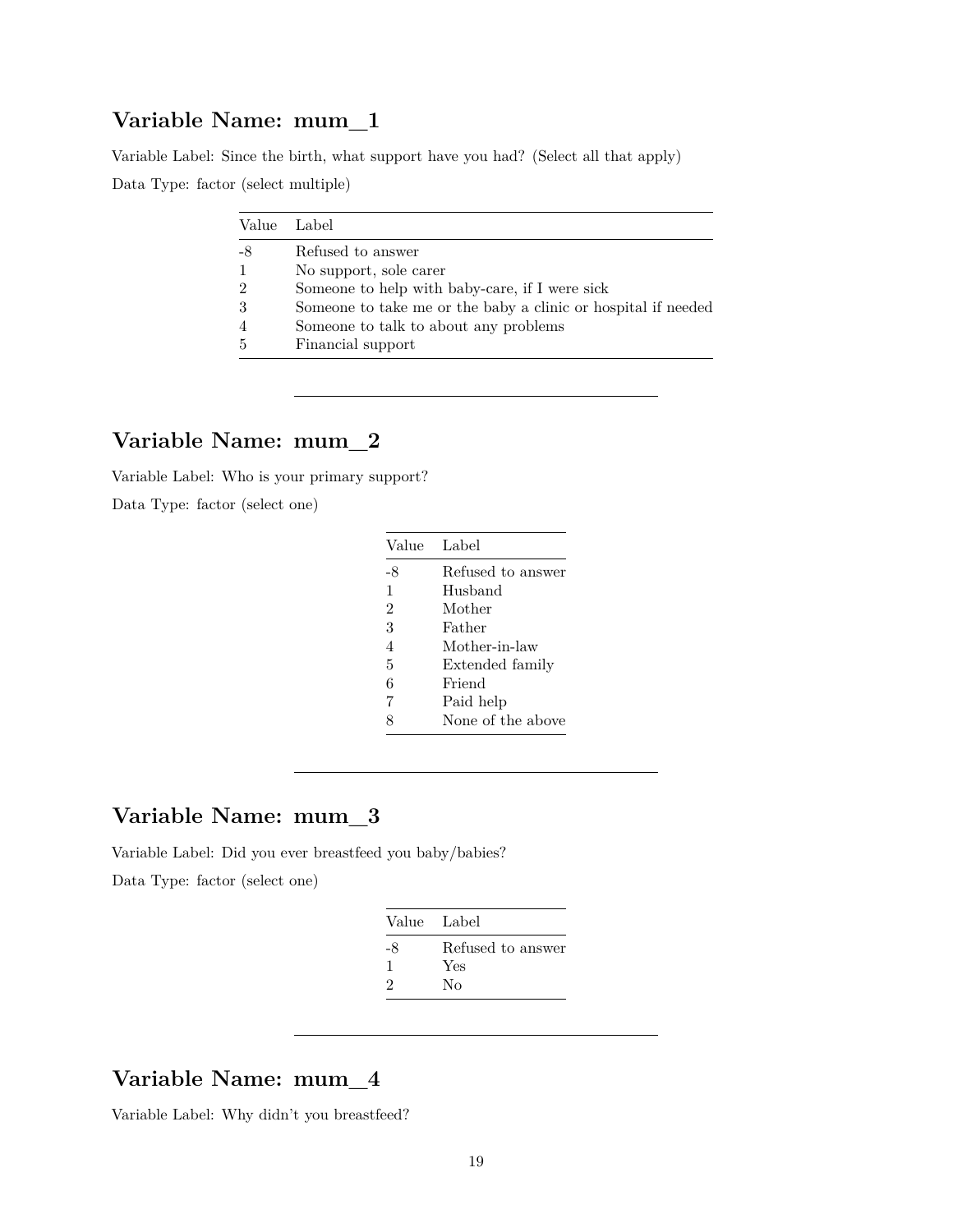## Variable Name: mum_1

Variable Label: Since the birth, what support have you had? (Select all that apply)

Data Type: factor (select multiple)

| Value | Label |
|---|---|
| -8 | Refused to answer |
| 1 | No support, sole carer |
| 2 | Someone to help with baby-care, if I were sick |
| 3 | Someone to take me or the baby a clinic or hospital if needed |
| 4 | Someone to talk to about any problems |
| 5 | Financial support |

---

## Variable Name: mum_2

Variable Label: Who is your primary support?

Data Type: factor (select one)

| Value | Label |
|---|---|
| -8 | Refused to answer |
| 1 | Husband |
| 2 | Mother |
| 3 | Father |
| 4 | Mother-in-law |
| 5 | Extended family |
| 6 | Friend |
| 7 | Paid help |
| 8 | None of the above |

---

## Variable Name: mum_3

Variable Label: Did you ever breastfeed you baby/babies?

Data Type: factor (select one)

| Value | Label |
|---|---|
| -8 | Refused to answer |
| 1 | Yes |
| 2 | No |

---

## Variable Name: mum_4

Variable Label: Why didn't you breastfeed?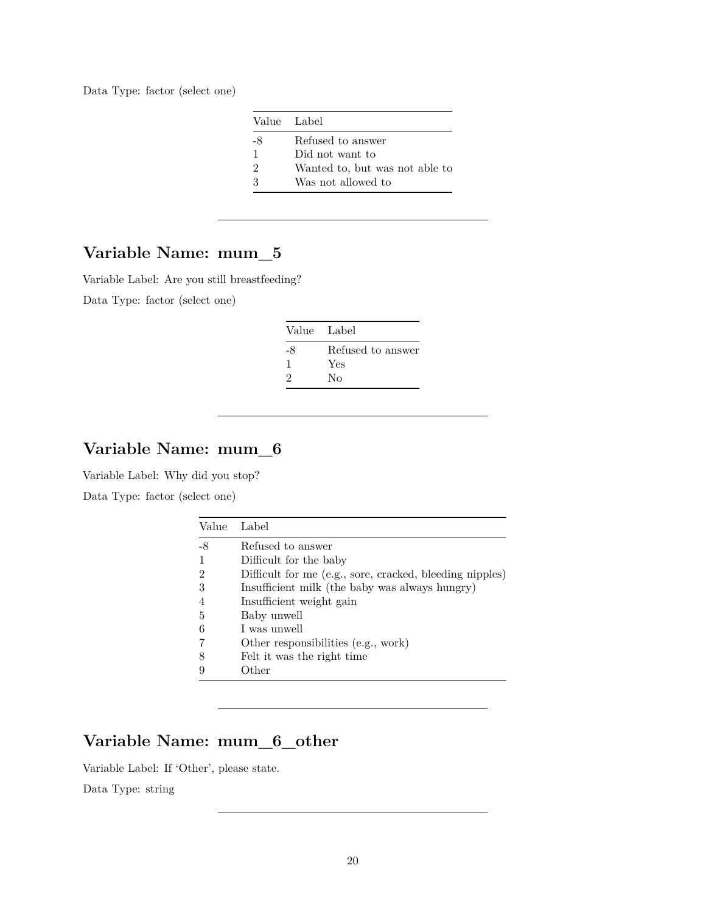Data Type: factor (select one)

| Value | Label |
|---|---|
| -8 | Refused to answer |
| 1 | Did not want to |
| 2 | Wanted to, but was not able to |
| 3 | Was not allowed to |

---

## Variable Name: mum_5

Variable Label: Are you still breastfeeding?

Data Type: factor (select one)

| Value | Label |
|---|---|
| -8 | Refused to answer |
| 1 | Yes |
| 2 | No |

---

## Variable Name: mum_6

Variable Label: Why did you stop?

Data Type: factor (select one)

| Value | Label |
|---|---|
| -8 | Refused to answer |
| 1 | Difficult for the baby |
| 2 | Difficult for me (e.g., sore, cracked, bleeding nipples) |
| 3 | Insufficient milk (the baby was always hungry) |
| 4 | Insufficient weight gain |
| 5 | Baby unwell |
| 6 | I was unwell |
| 7 | Other responsibilities (e.g., work) |
| 8 | Felt it was the right time |
| 9 | Other |

---

## Variable Name: mum_6_other

Variable Label: If 'Other', please state.

Data Type: string

---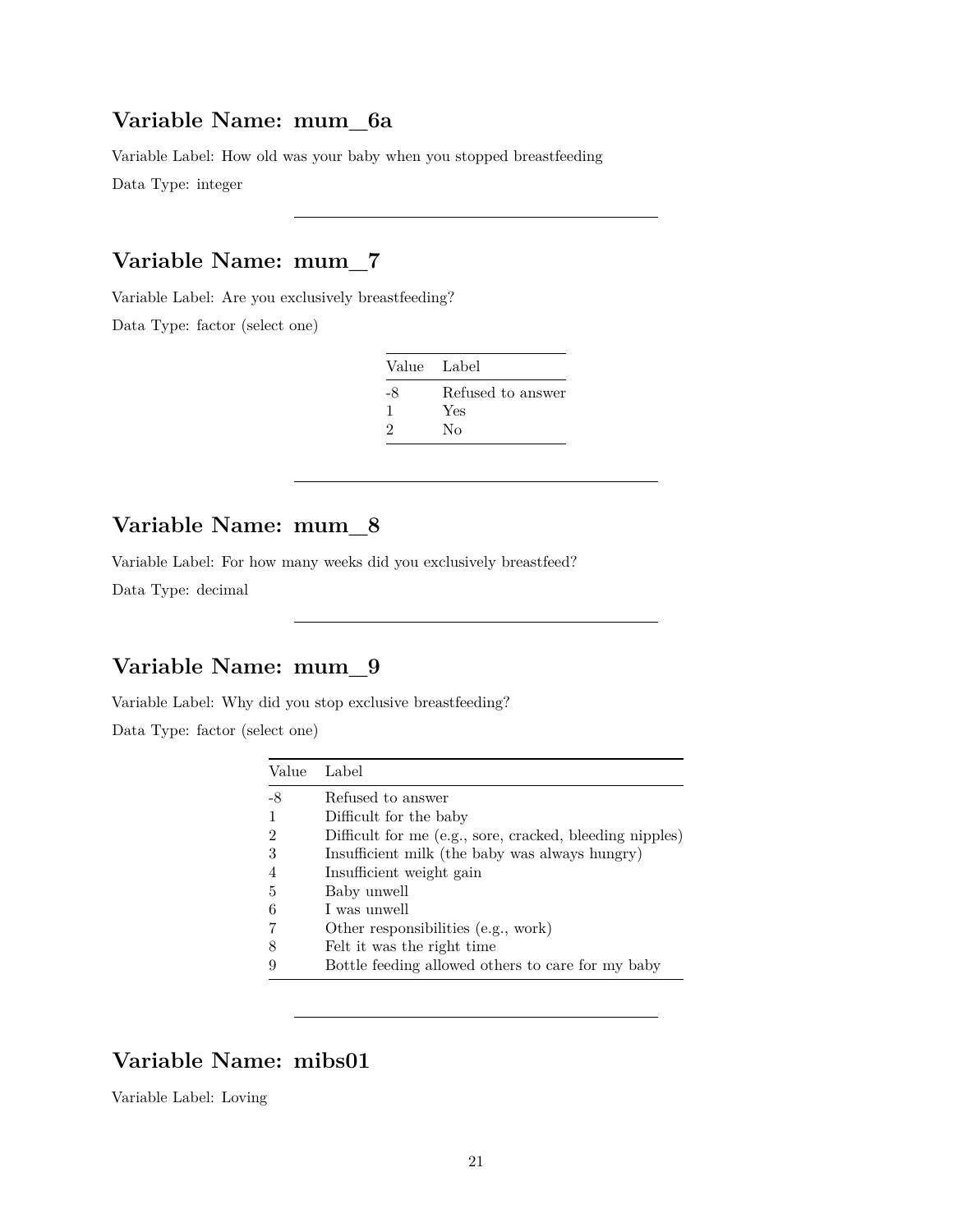## Variable Name: mum_6a

Variable Label: How old was your baby when you stopped breastfeeding

Data Type: integer

---

## Variable Name: mum_7

Variable Label: Are you exclusively breastfeeding?

Data Type: factor (select one)

| Value | Label |
|---|---|
| -8 | Refused to answer |
| 1 | Yes |
| 2 | No |

---

## Variable Name: mum_8

Variable Label: For how many weeks did you exclusively breastfeed?

Data Type: decimal

---

## Variable Name: mum_9

Variable Label: Why did you stop exclusive breastfeeding?

Data Type: factor (select one)

| Value | Label |
|---|---|
| -8 | Refused to answer |
| 1 | Difficult for the baby |
| 2 | Difficult for me (e.g., sore, cracked, bleeding nipples) |
| 3 | Insufficient milk (the baby was always hungry) |
| 4 | Insufficient weight gain |
| 5 | Baby unwell |
| 6 | I was unwell |
| 7 | Other responsibilities (e.g., work) |
| 8 | Felt it was the right time |
| 9 | Bottle feeding allowed others to care for my baby |

---

## Variable Name: mibs01

Variable Label: Loving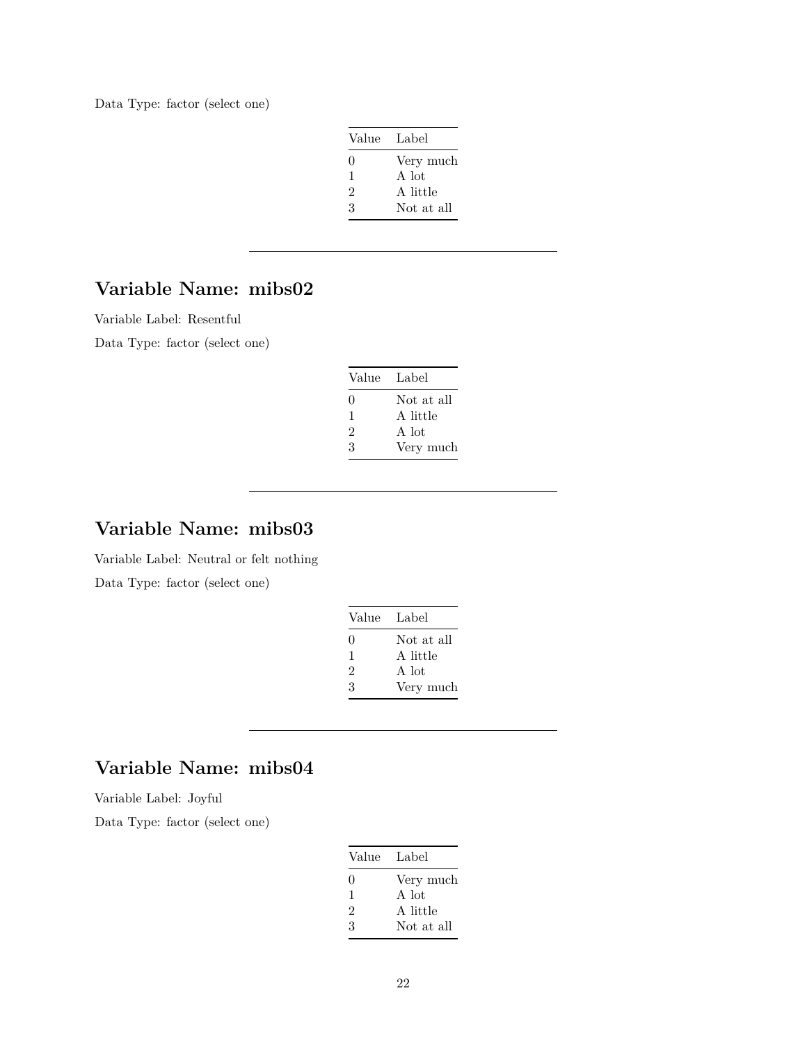Data Type: factor (select one)

| Value | Label |
|---|---|
| 0 | Very much |
| 1 | A lot |
| 2 | A little |
| 3 | Not at all |

---

## Variable Name: mibs02

Variable Label: Resentful

Data Type: factor (select one)

| Value | Label |
|---|---|
| 0 | Not at all |
| 1 | A little |
| 2 | A lot |
| 3 | Very much |

---

## Variable Name: mibs03

Variable Label: Neutral or felt nothing

Data Type: factor (select one)

| Value | Label |
|---|---|
| 0 | Not at all |
| 1 | A little |
| 2 | A lot |
| 3 | Very much |

---

## Variable Name: mibs04

Variable Label: Joyful

Data Type: factor (select one)

| Value | Label |
|---|---|
| 0 | Very much |
| 1 | A lot |
| 2 | A little |
| 3 | Not at all |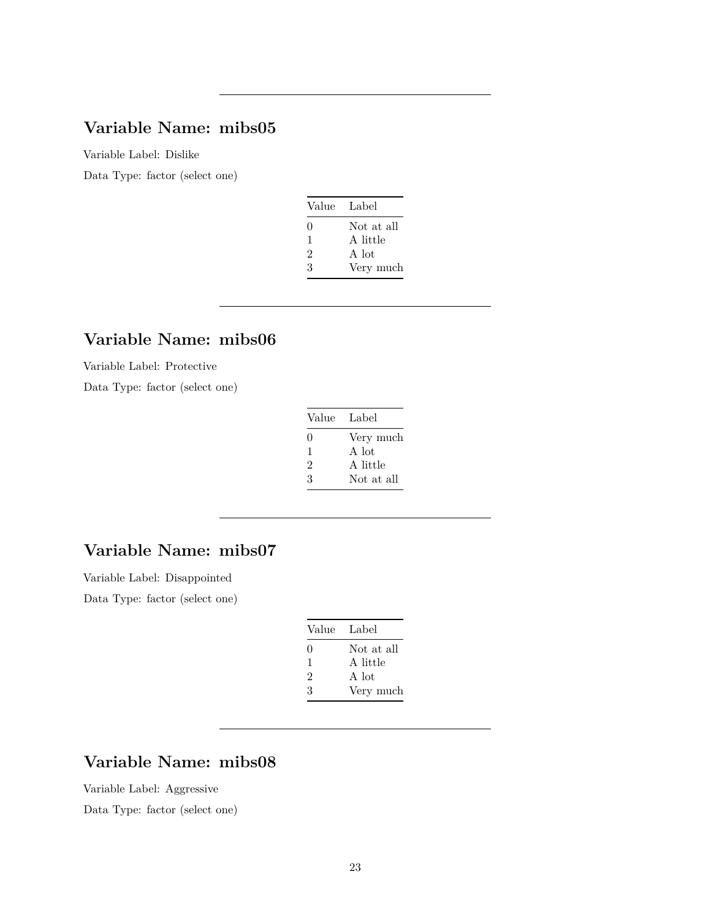---

## Variable Name: mibs05

Variable Label: Dislike

Data Type: factor (select one)

| Value | Label |
|---|---|
| 0 | Not at all |
| 1 | A little |
| 2 | A lot |
| 3 | Very much |

---

## Variable Name: mibs06

Variable Label: Protective

Data Type: factor (select one)

| Value | Label |
|---|---|
| 0 | Very much |
| 1 | A lot |
| 2 | A little |
| 3 | Not at all |

---

## Variable Name: mibs07

Variable Label: Disappointed

Data Type: factor (select one)

| Value | Label |
|---|---|
| 0 | Not at all |
| 1 | A little |
| 2 | A lot |
| 3 | Very much |

---

## Variable Name: mibs08

Variable Label: Aggressive

Data Type: factor (select one)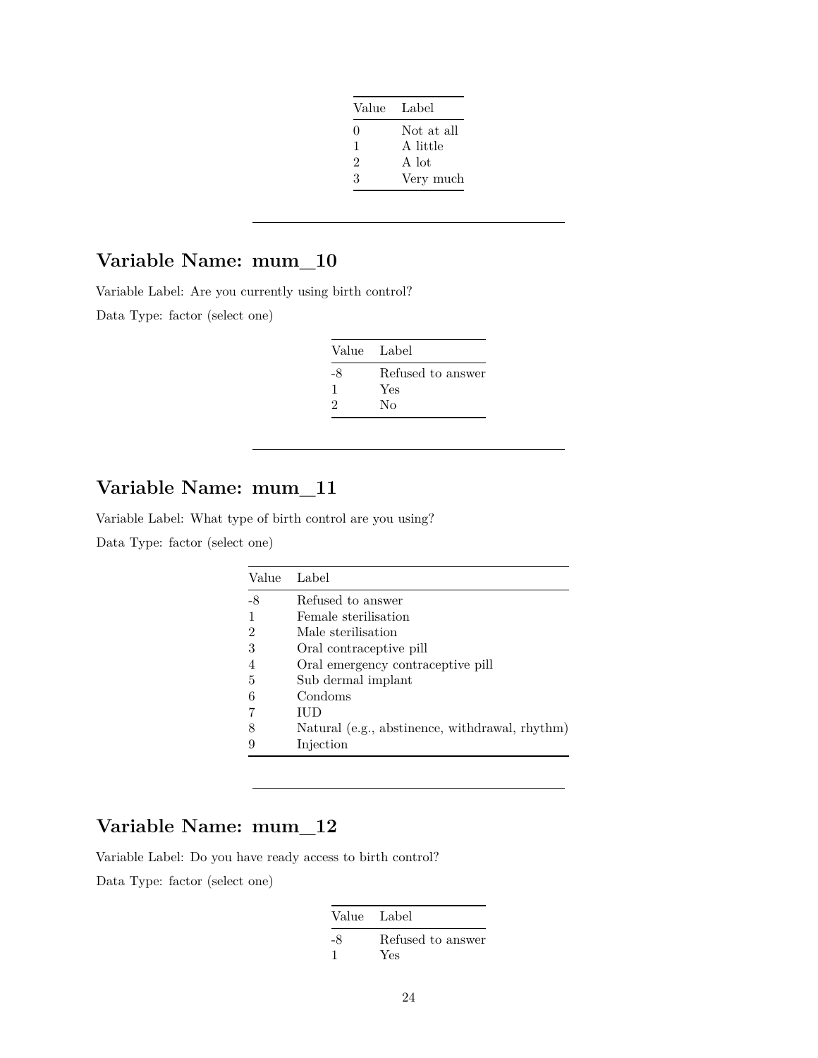| Value | Label |
|---|---|
| 0 | Not at all |
| 1 | A little |
| 2 | A lot |
| 3 | Very much |

---

## Variable Name: mum_10

Variable Label: Are you currently using birth control?

Data Type: factor (select one)

| Value | Label |
|---|---|
| -8 | Refused to answer |
| 1 | Yes |
| 2 | No |

---

## Variable Name: mum_11

Variable Label: What type of birth control are you using?

Data Type: factor (select one)

| Value | Label |
|---|---|
| -8 | Refused to answer |
| 1 | Female sterilisation |
| 2 | Male sterilisation |
| 3 | Oral contraceptive pill |
| 4 | Oral emergency contraceptive pill |
| 5 | Sub dermal implant |
| 6 | Condoms |
| 7 | IUD |
| 8 | Natural (e.g., abstinence, withdrawal, rhythm) |
| 9 | Injection |

---

## Variable Name: mum_12

Variable Label: Do you have ready access to birth control?

Data Type: factor (select one)

| Value | Label |
|---|---|
| -8 | Refused to answer |
| 1 | Yes |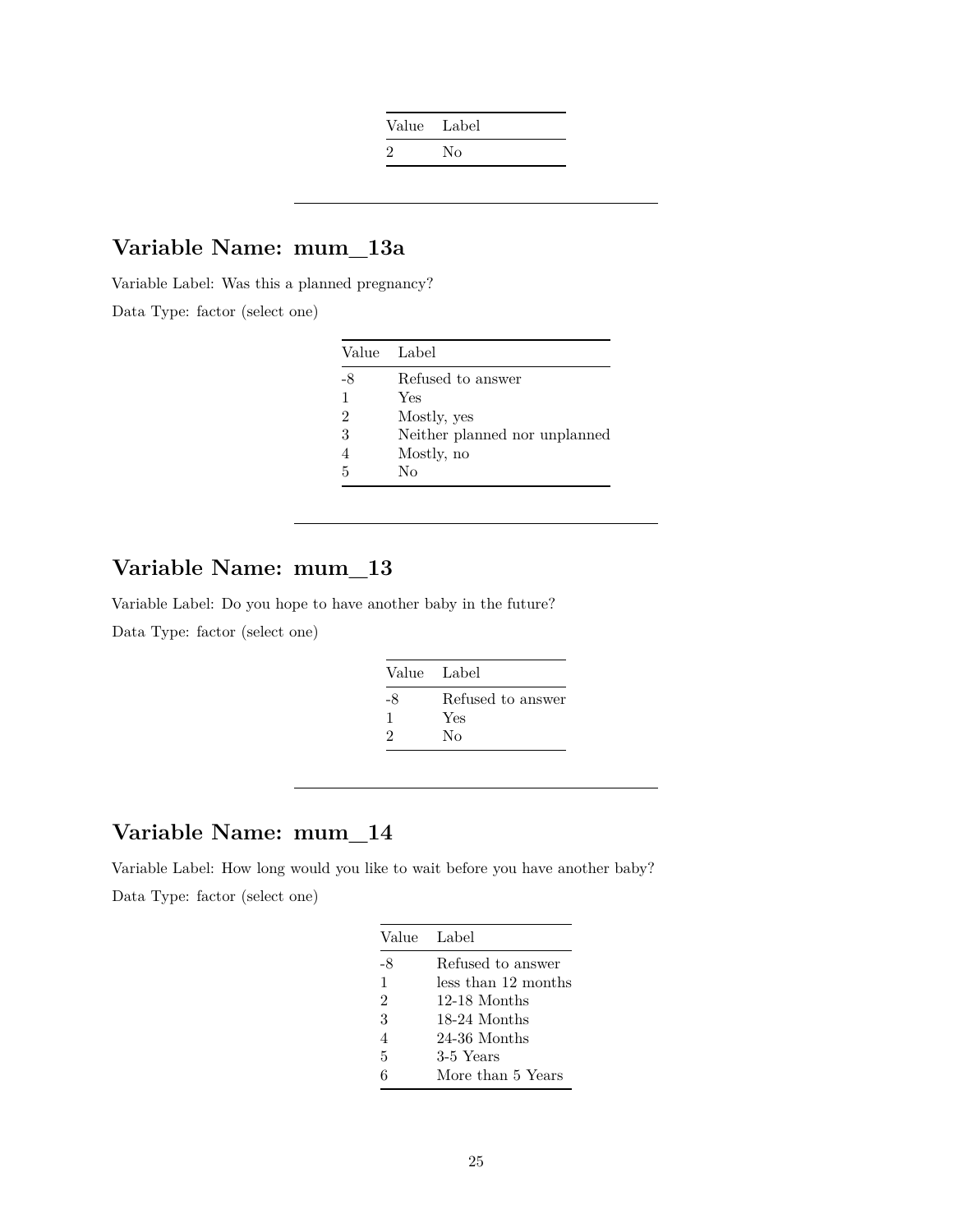| Value | Label |
|---|---|
| 2 | No |

---

## Variable Name: mum_13a

Variable Label: Was this a planned pregnancy?

Data Type: factor (select one)

| Value | Label |
|---|---|
| -8 | Refused to answer |
| 1 | Yes |
| 2 | Mostly, yes |
| 3 | Neither planned nor unplanned |
| 4 | Mostly, no |
| 5 | No |

---

## Variable Name: mum_13

Variable Label: Do you hope to have another baby in the future?

Data Type: factor (select one)

| Value | Label |
|---|---|
| -8 | Refused to answer |
| 1 | Yes |
| 2 | No |

---

## Variable Name: mum_14

Variable Label: How long would you like to wait before you have another baby?

Data Type: factor (select one)

| Value | Label |
|---|---|
| -8 | Refused to answer |
| 1 | less than 12 months |
| 2 | 12-18 Months |
| 3 | 18-24 Months |
| 4 | 24-36 Months |
| 5 | 3-5 Years |
| 6 | More than 5 Years |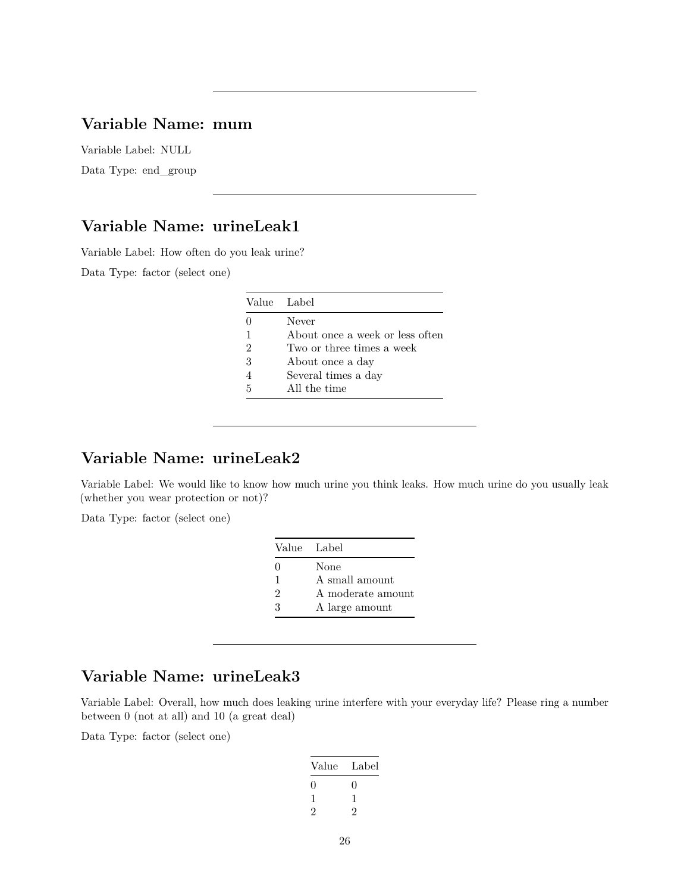---

## Variable Name: mum

Variable Label: NULL

Data Type: end_group

---

## Variable Name: urineLeak1

Variable Label: How often do you leak urine?

Data Type: factor (select one)

| Value | Label |
|---|---|
| 0 | Never |
| 1 | About once a week or less often |
| 2 | Two or three times a week |
| 3 | About once a day |
| 4 | Several times a day |
| 5 | All the time |

---

## Variable Name: urineLeak2

Variable Label: We would like to know how much urine you think leaks. How much urine do you usually leak (whether you wear protection or not)?

Data Type: factor (select one)

| Value | Label |
|---|---|
| 0 | None |
| 1 | A small amount |
| 2 | A moderate amount |
| 3 | A large amount |

---

## Variable Name: urineLeak3

Variable Label: Overall, how much does leaking urine interfere with your everyday life? Please ring a number between 0 (not at all) and 10 (a great deal)

Data Type: factor (select one)

| Value | Label |
|---|---|
| 0 | 0 |
| 1 | 1 |
| 2 | 2 |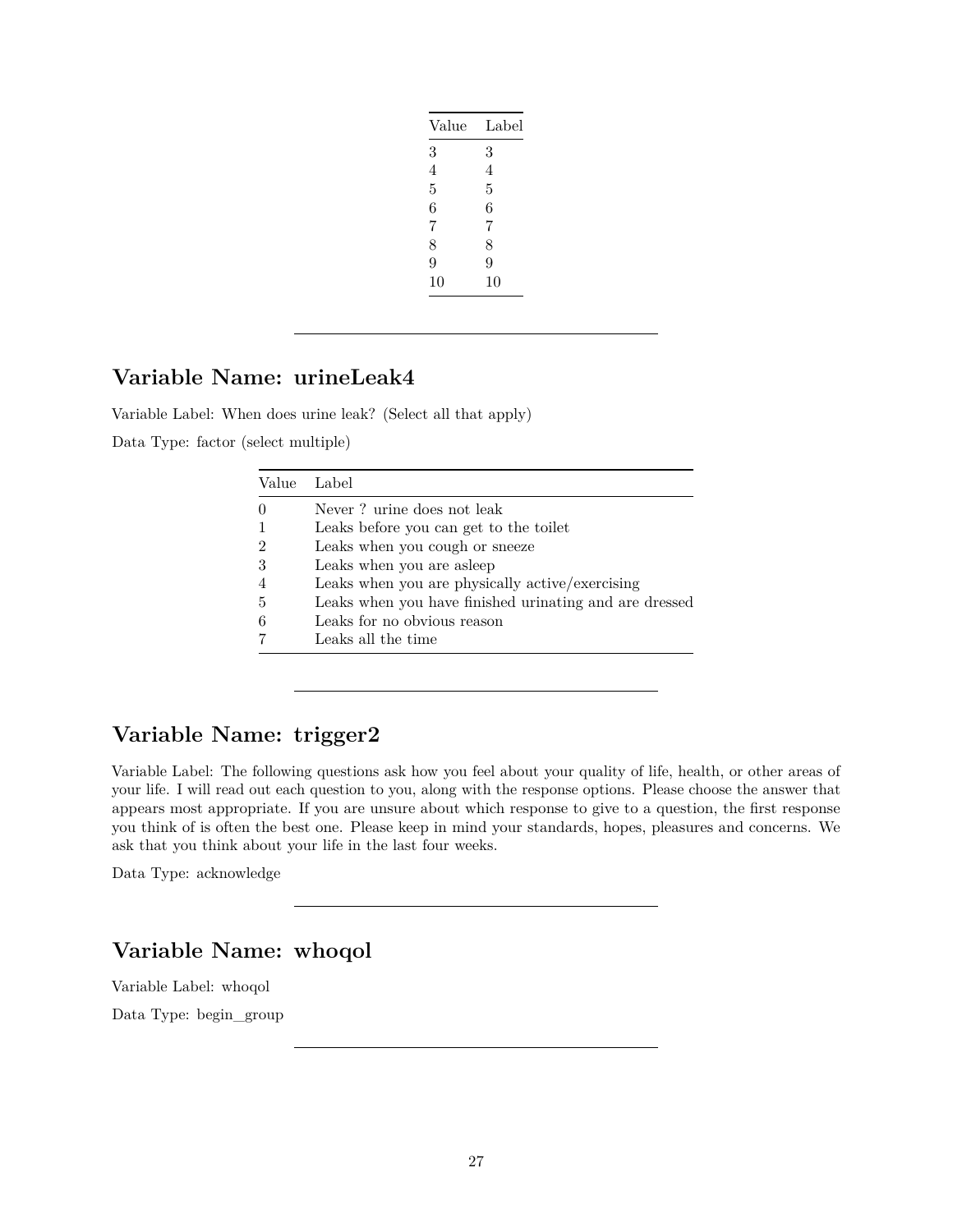| Value | Label |
|---|---|
| 3 | 3 |
| 4 | 4 |
| 5 | 5 |
| 6 | 6 |
| 7 | 7 |
| 8 | 8 |
| 9 | 9 |
| 10 | 10 |

---

## Variable Name: urineLeak4

Variable Label: When does urine leak? (Select all that apply)

Data Type: factor (select multiple)

| Value | Label |
|---|---|
| 0 | Never ? urine does not leak |
| 1 | Leaks before you can get to the toilet |
| 2 | Leaks when you cough or sneeze |
| 3 | Leaks when you are asleep |
| 4 | Leaks when you are physically active/exercising |
| 5 | Leaks when you have finished urinating and are dressed |
| 6 | Leaks for no obvious reason |
| 7 | Leaks all the time |

---

## Variable Name: trigger2

Variable Label: The following questions ask how you feel about your quality of life, health, or other areas of your life. I will read out each question to you, along with the response options. Please choose the answer that appears most appropriate. If you are unsure about which response to give to a question, the first response you think of is often the best one. Please keep in mind your standards, hopes, pleasures and concerns. We ask that you think about your life in the last four weeks.

Data Type: acknowledge

---

## Variable Name: whoqol

Variable Label: whoqol

Data Type: begin_group

---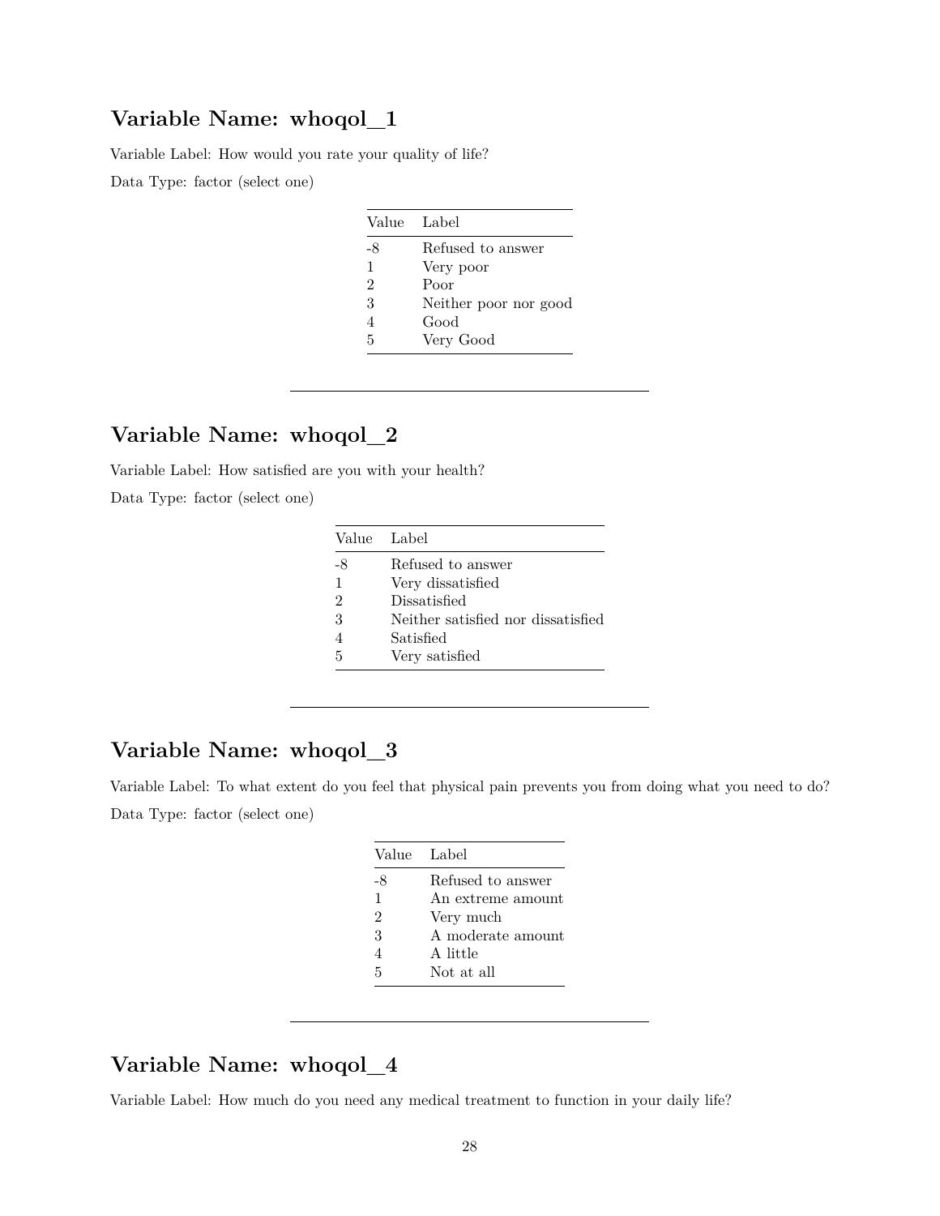## Variable Name: whoqol_1

Variable Label: How would you rate your quality of life?

Data Type: factor (select one)

| Value | Label |
|---|---|
| -8 | Refused to answer |
| 1 | Very poor |
| 2 | Poor |
| 3 | Neither poor nor good |
| 4 | Good |
| 5 | Very Good |

---

## Variable Name: whoqol_2

Variable Label: How satisfied are you with your health?

Data Type: factor (select one)

| Value | Label |
|---|---|
| -8 | Refused to answer |
| 1 | Very dissatisfied |
| 2 | Dissatisfied |
| 3 | Neither satisfied nor dissatisfied |
| 4 | Satisfied |
| 5 | Very satisfied |

---

## Variable Name: whoqol_3

Variable Label: To what extent do you feel that physical pain prevents you from doing what you need to do?

Data Type: factor (select one)

| Value | Label |
|---|---|
| -8 | Refused to answer |
| 1 | An extreme amount |
| 2 | Very much |
| 3 | A moderate amount |
| 4 | A little |
| 5 | Not at all |

---

## Variable Name: whoqol_4

Variable Label: How much do you need any medical treatment to function in your daily life?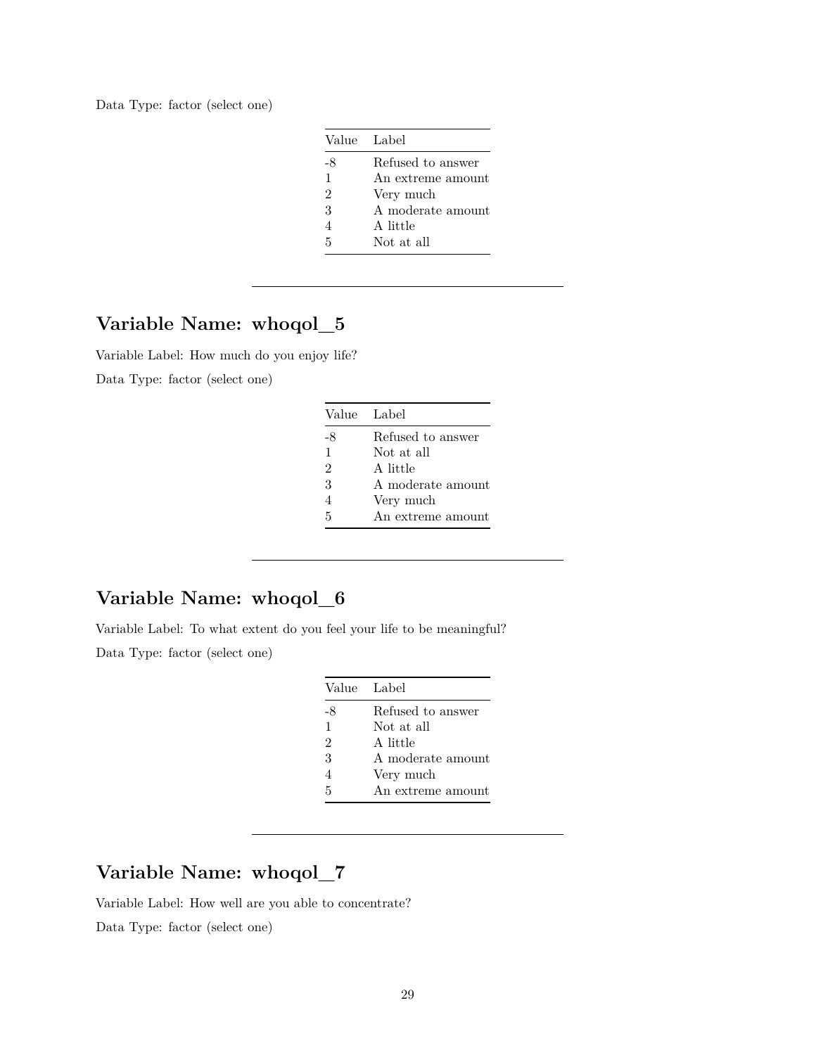Data Type: factor (select one)

| Value | Label |
|---|---|
| -8 | Refused to answer |
| 1 | An extreme amount |
| 2 | Very much |
| 3 | A moderate amount |
| 4 | A little |
| 5 | Not at all |

---

## Variable Name: whoqol_5

Variable Label: How much do you enjoy life?

Data Type: factor (select one)

| Value | Label |
|---|---|
| -8 | Refused to answer |
| 1 | Not at all |
| 2 | A little |
| 3 | A moderate amount |
| 4 | Very much |
| 5 | An extreme amount |

---

## Variable Name: whoqol_6

Variable Label: To what extent do you feel your life to be meaningful?

Data Type: factor (select one)

| Value | Label |
|---|---|
| -8 | Refused to answer |
| 1 | Not at all |
| 2 | A little |
| 3 | A moderate amount |
| 4 | Very much |
| 5 | An extreme amount |

---

## Variable Name: whoqol_7

Variable Label: How well are you able to concentrate?

Data Type: factor (select one)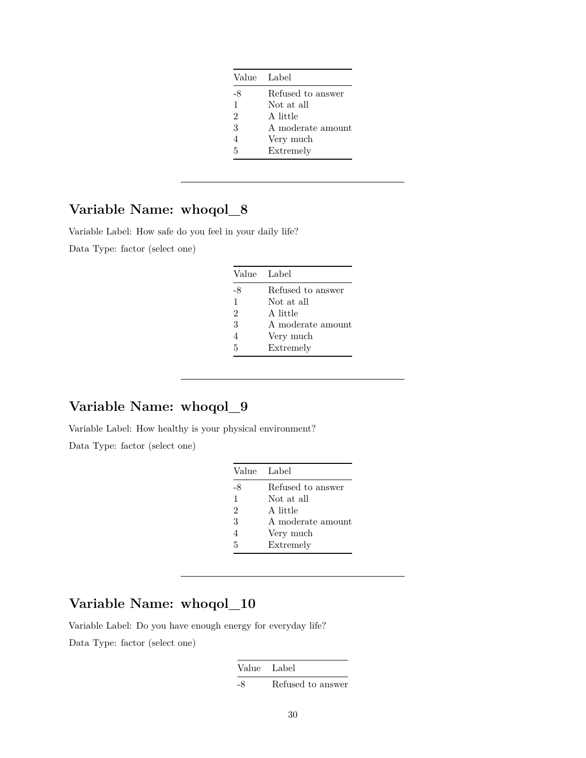| Value | Label |
|---|---|
| -8 | Refused to answer |
| 1 | Not at all |
| 2 | A little |
| 3 | A moderate amount |
| 4 | Very much |
| 5 | Extremely |

---

## Variable Name: whoqol_8

Variable Label: How safe do you feel in your daily life?

Data Type: factor (select one)

| Value | Label |
|---|---|
| -8 | Refused to answer |
| 1 | Not at all |
| 2 | A little |
| 3 | A moderate amount |
| 4 | Very much |
| 5 | Extremely |

---

## Variable Name: whoqol_9

Variable Label: How healthy is your physical environment?

Data Type: factor (select one)

| Value | Label |
|---|---|
| -8 | Refused to answer |
| 1 | Not at all |
| 2 | A little |
| 3 | A moderate amount |
| 4 | Very much |
| 5 | Extremely |

---

## Variable Name: whoqol_10

Variable Label: Do you have enough energy for everyday life?

Data Type: factor (select one)

| Value | Label |
|---|---|
| -8 | Refused to answer |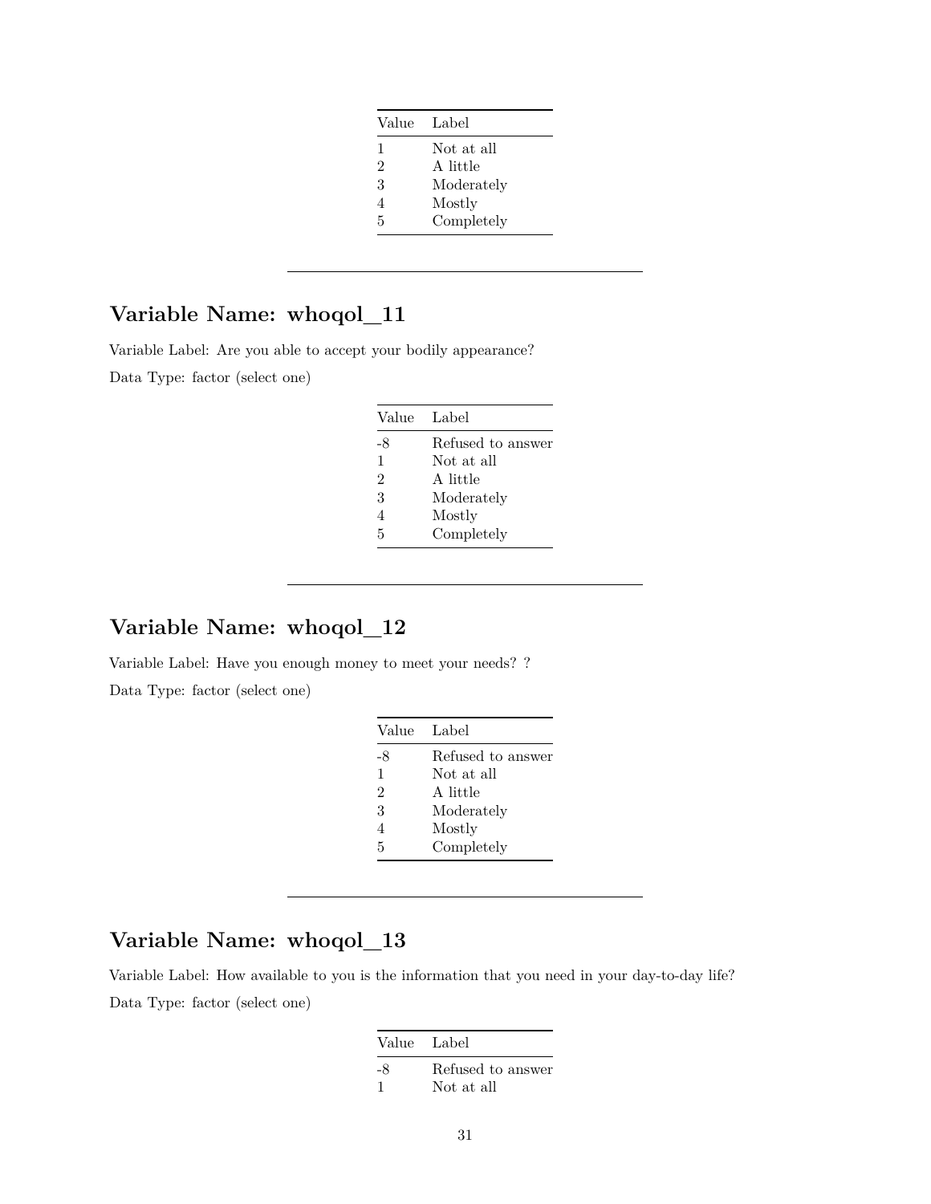| Value | Label |
|---|---|
| 1 | Not at all |
| 2 | A little |
| 3 | Moderately |
| 4 | Mostly |
| 5 | Completely |

---

## Variable Name: whoqol_11

Variable Label: Are you able to accept your bodily appearance?

Data Type: factor (select one)

| Value | Label |
|---|---|
| -8 | Refused to answer |
| 1 | Not at all |
| 2 | A little |
| 3 | Moderately |
| 4 | Mostly |
| 5 | Completely |

---

## Variable Name: whoqol_12

Variable Label: Have you enough money to meet your needs? ?

Data Type: factor (select one)

| Value | Label |
|---|---|
| -8 | Refused to answer |
| 1 | Not at all |
| 2 | A little |
| 3 | Moderately |
| 4 | Mostly |
| 5 | Completely |

---

## Variable Name: whoqol_13

Variable Label: How available to you is the information that you need in your day-to-day life?

Data Type: factor (select one)

| Value | Label |
|---|---|
| -8 | Refused to answer |
| 1 | Not at all |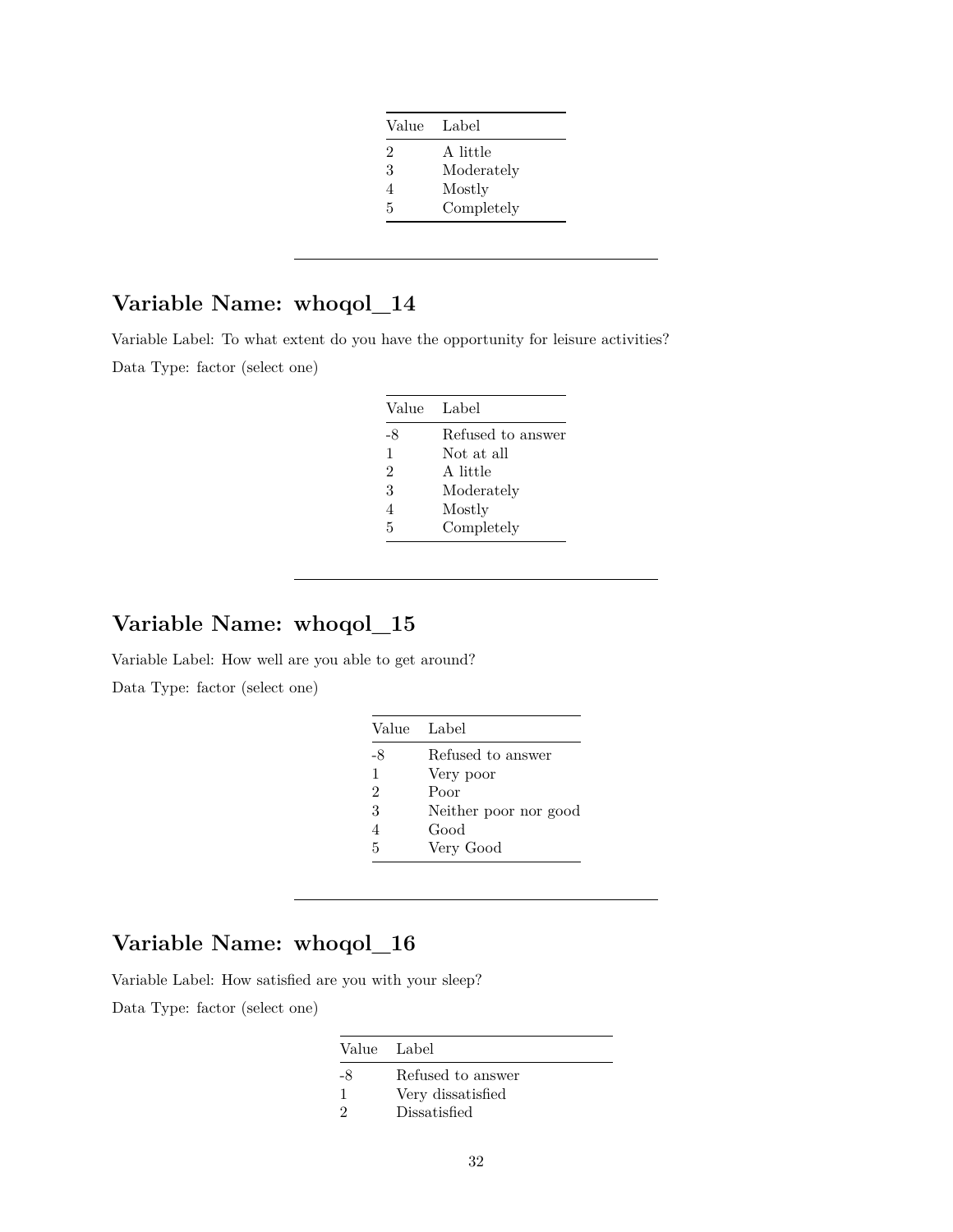| Value | Label |
|---|---|
| 2 | A little |
| 3 | Moderately |
| 4 | Mostly |
| 5 | Completely |

---

## Variable Name: whoqol_14

Variable Label: To what extent do you have the opportunity for leisure activities?

Data Type: factor (select one)

| Value | Label |
|---|---|
| -8 | Refused to answer |
| 1 | Not at all |
| 2 | A little |
| 3 | Moderately |
| 4 | Mostly |
| 5 | Completely |

---

## Variable Name: whoqol_15

Variable Label: How well are you able to get around?

Data Type: factor (select one)

| Value | Label |
|---|---|
| -8 | Refused to answer |
| 1 | Very poor |
| 2 | Poor |
| 3 | Neither poor nor good |
| 4 | Good |
| 5 | Very Good |

---

## Variable Name: whoqol_16

Variable Label: How satisfied are you with your sleep?

Data Type: factor (select one)

| Value | Label |
|---|---|
| -8 | Refused to answer |
| 1 | Very dissatisfied |
| 2 | Dissatisfied |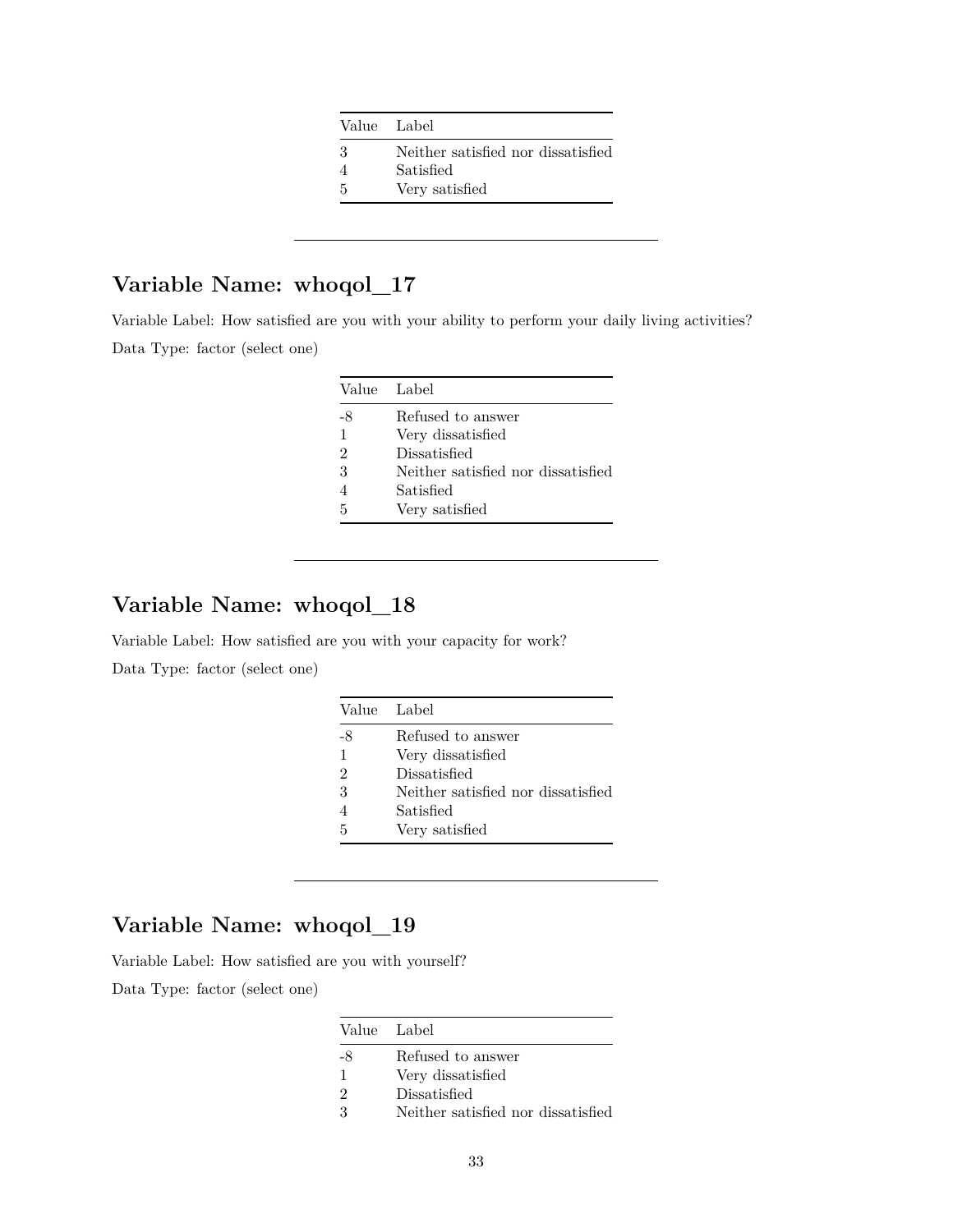| Value | Label |
| --- | --- |
| 3 | Neither satisfied nor dissatisfied |
| 4 | Satisfied |
| 5 | Very satisfied |

---

## Variable Name: whoqol_17

Variable Label: How satisfied are you with your ability to perform your daily living activities?

Data Type: factor (select one)

| Value | Label |
| --- | --- |
| -8 | Refused to answer |
| 1 | Very dissatisfied |
| 2 | Dissatisfied |
| 3 | Neither satisfied nor dissatisfied |
| 4 | Satisfied |
| 5 | Very satisfied |

---

## Variable Name: whoqol_18

Variable Label: How satisfied are you with your capacity for work?

Data Type: factor (select one)

| Value | Label |
| --- | --- |
| -8 | Refused to answer |
| 1 | Very dissatisfied |
| 2 | Dissatisfied |
| 3 | Neither satisfied nor dissatisfied |
| 4 | Satisfied |
| 5 | Very satisfied |

---

## Variable Name: whoqol_19

Variable Label: How satisfied are you with yourself?

Data Type: factor (select one)

| Value | Label |
| --- | --- |
| -8 | Refused to answer |
| 1 | Very dissatisfied |
| 2 | Dissatisfied |
| 3 | Neither satisfied nor dissatisfied |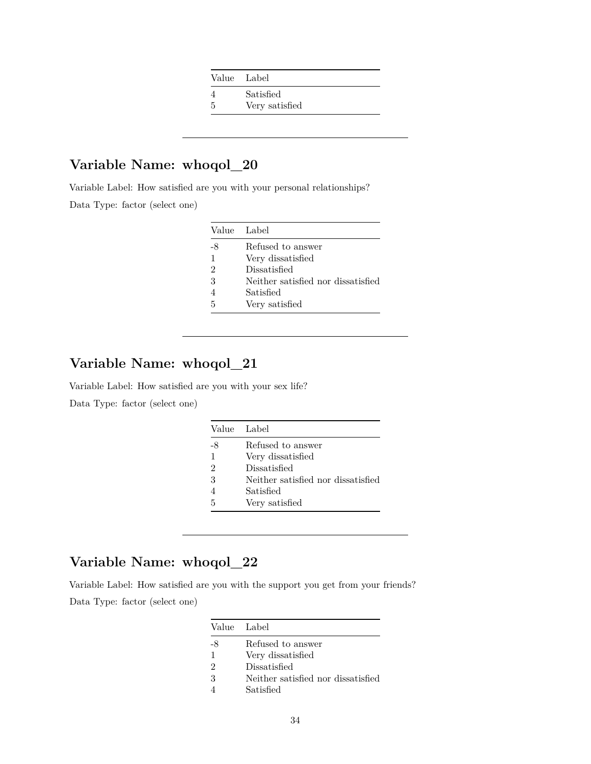| Value | Label |
|---|---|
| 4 | Satisfied |
| 5 | Very satisfied |

---

## Variable Name: whoqol_20

Variable Label: How satisfied are you with your personal relationships?

Data Type: factor (select one)

| Value | Label |
|---|---|
| -8 | Refused to answer |
| 1 | Very dissatisfied |
| 2 | Dissatisfied |
| 3 | Neither satisfied nor dissatisfied |
| 4 | Satisfied |
| 5 | Very satisfied |

---

## Variable Name: whoqol_21

Variable Label: How satisfied are you with your sex life?

Data Type: factor (select one)

| Value | Label |
|---|---|
| -8 | Refused to answer |
| 1 | Very dissatisfied |
| 2 | Dissatisfied |
| 3 | Neither satisfied nor dissatisfied |
| 4 | Satisfied |
| 5 | Very satisfied |

---

## Variable Name: whoqol_22

Variable Label: How satisfied are you with the support you get from your friends?

Data Type: factor (select one)

| Value | Label |
|---|---|
| -8 | Refused to answer |
| 1 | Very dissatisfied |
| 2 | Dissatisfied |
| 3 | Neither satisfied nor dissatisfied |
| 4 | Satisfied |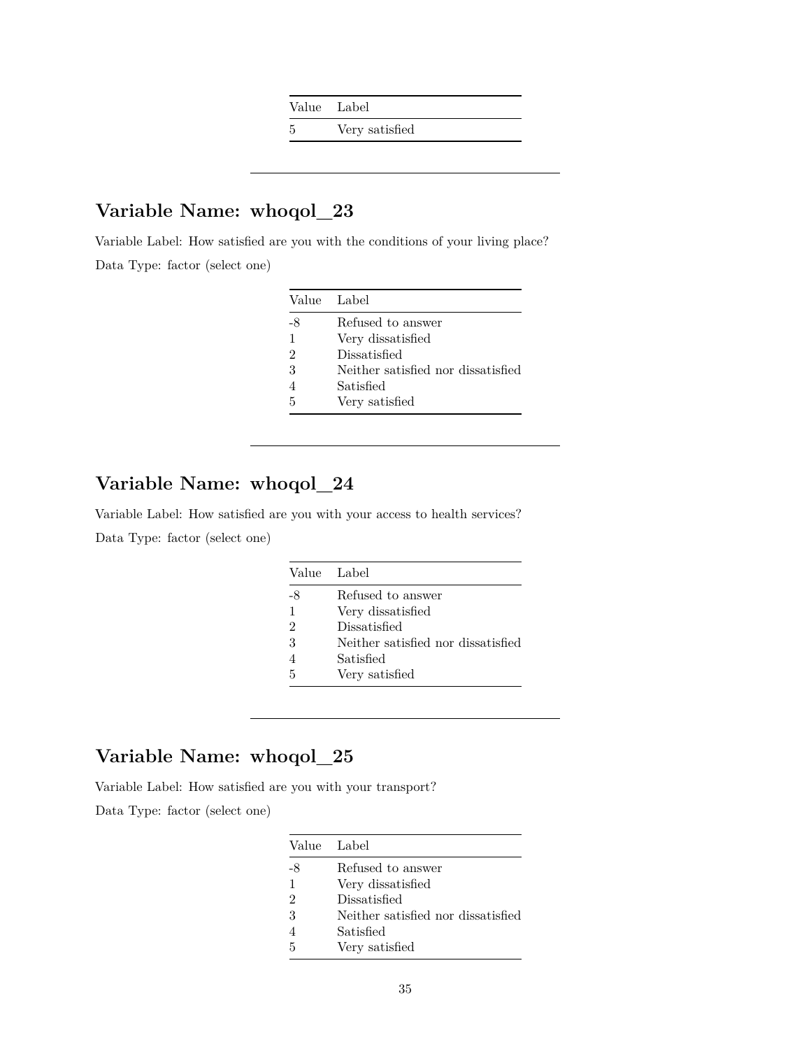| Value | Label |
|---|---|
| 5 | Very satisfied |

---

## Variable Name: whoqol_23

Variable Label: How satisfied are you with the conditions of your living place?

Data Type: factor (select one)

| Value | Label |
|---|---|
| -8 | Refused to answer |
| 1 | Very dissatisfied |
| 2 | Dissatisfied |
| 3 | Neither satisfied nor dissatisfied |
| 4 | Satisfied |
| 5 | Very satisfied |

---

## Variable Name: whoqol_24

Variable Label: How satisfied are you with your access to health services?

Data Type: factor (select one)

| Value | Label |
|---|---|
| -8 | Refused to answer |
| 1 | Very dissatisfied |
| 2 | Dissatisfied |
| 3 | Neither satisfied nor dissatisfied |
| 4 | Satisfied |
| 5 | Very satisfied |

---

## Variable Name: whoqol_25

Variable Label: How satisfied are you with your transport?

Data Type: factor (select one)

| Value | Label |
|---|---|
| -8 | Refused to answer |
| 1 | Very dissatisfied |
| 2 | Dissatisfied |
| 3 | Neither satisfied nor dissatisfied |
| 4 | Satisfied |
| 5 | Very satisfied |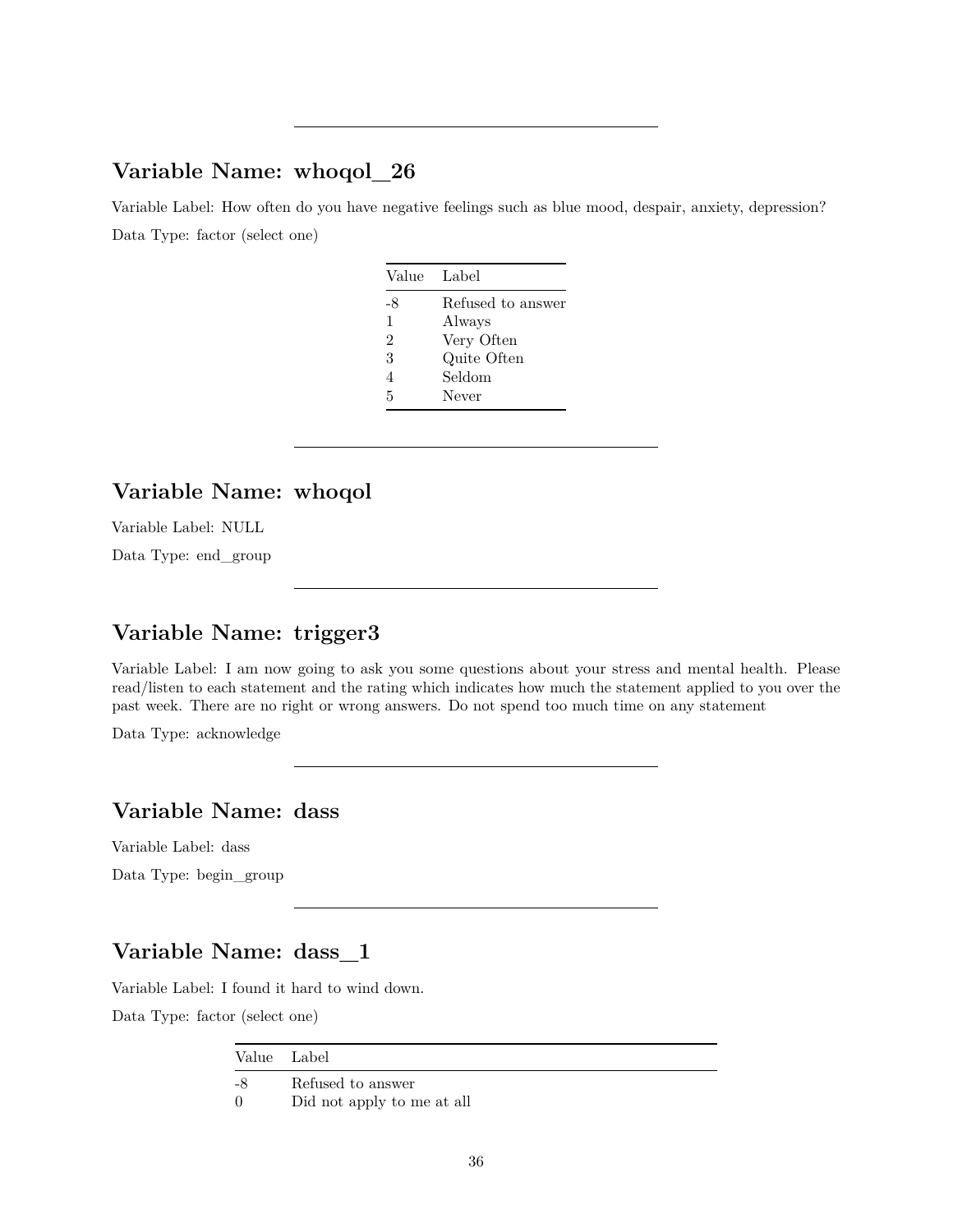---

## Variable Name: whoqol_26

Variable Label: How often do you have negative feelings such as blue mood, despair, anxiety, depression?

Data Type: factor (select one)

| Value | Label |
|---|---|
| -8 | Refused to answer |
| 1 | Always |
| 2 | Very Often |
| 3 | Quite Often |
| 4 | Seldom |
| 5 | Never |

---

## Variable Name: whoqol

Variable Label: NULL

Data Type: end_group

---

## Variable Name: trigger3

Variable Label: I am now going to ask you some questions about your stress and mental health. Please read/listen to each statement and the rating which indicates how much the statement applied to you over the past week. There are no right or wrong answers. Do not spend too much time on any statement

Data Type: acknowledge

---

## Variable Name: dass

Variable Label: dass

Data Type: begin_group

---

## Variable Name: dass_1

Variable Label: I found it hard to wind down.

Data Type: factor (select one)

| Value | Label |
|---|---|
| -8 | Refused to answer |
| 0 | Did not apply to me at all |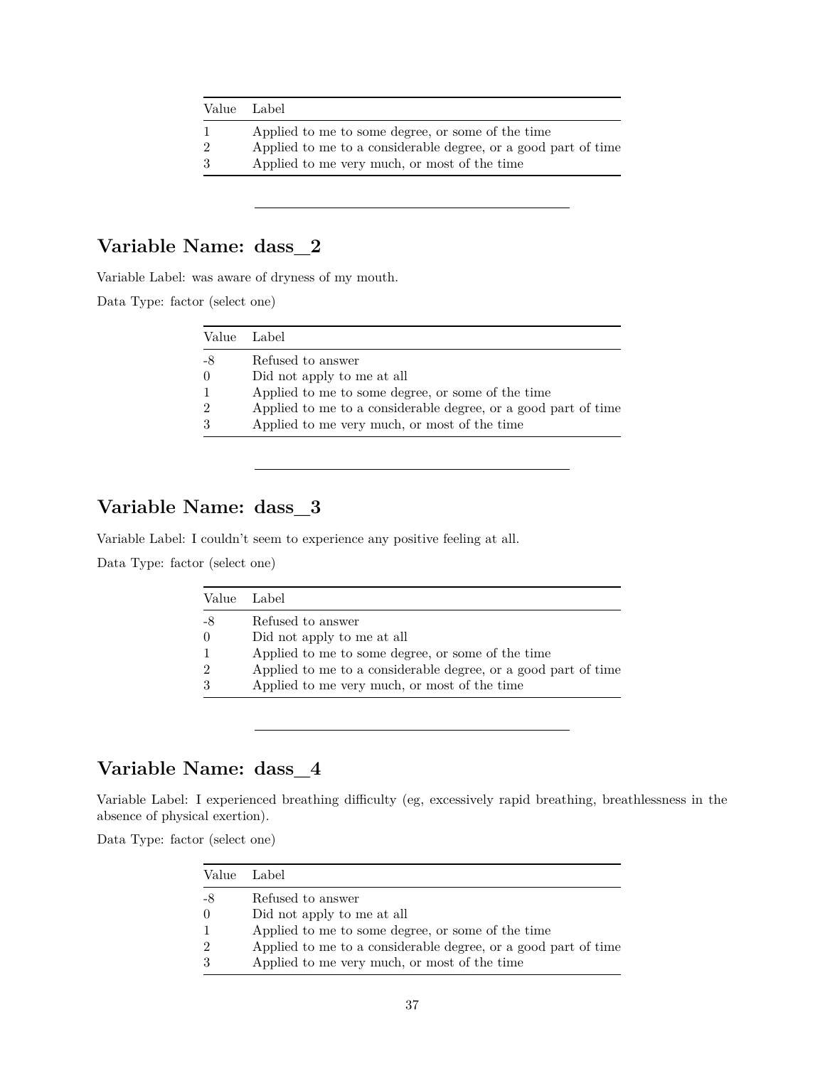| Value | Label |
|---|---|
| 1 | Applied to me to some degree, or some of the time |
| 2 | Applied to me to a considerable degree, or a good part of time |
| 3 | Applied to me very much, or most of the time |

---

## Variable Name: dass_2

Variable Label: was aware of dryness of my mouth.

Data Type: factor (select one)

| Value | Label |
|---|---|
| -8 | Refused to answer |
| 0 | Did not apply to me at all |
| 1 | Applied to me to some degree, or some of the time |
| 2 | Applied to me to a considerable degree, or a good part of time |
| 3 | Applied to me very much, or most of the time |

---

## Variable Name: dass_3

Variable Label: I couldn't seem to experience any positive feeling at all.

Data Type: factor (select one)

| Value | Label |
|---|---|
| -8 | Refused to answer |
| 0 | Did not apply to me at all |
| 1 | Applied to me to some degree, or some of the time |
| 2 | Applied to me to a considerable degree, or a good part of time |
| 3 | Applied to me very much, or most of the time |

---

## Variable Name: dass_4

Variable Label: I experienced breathing difficulty (eg, excessively rapid breathing, breathlessness in the absence of physical exertion).

Data Type: factor (select one)

| Value | Label |
|---|---|
| -8 | Refused to answer |
| 0 | Did not apply to me at all |
| 1 | Applied to me to some degree, or some of the time |
| 2 | Applied to me to a considerable degree, or a good part of time |
| 3 | Applied to me very much, or most of the time |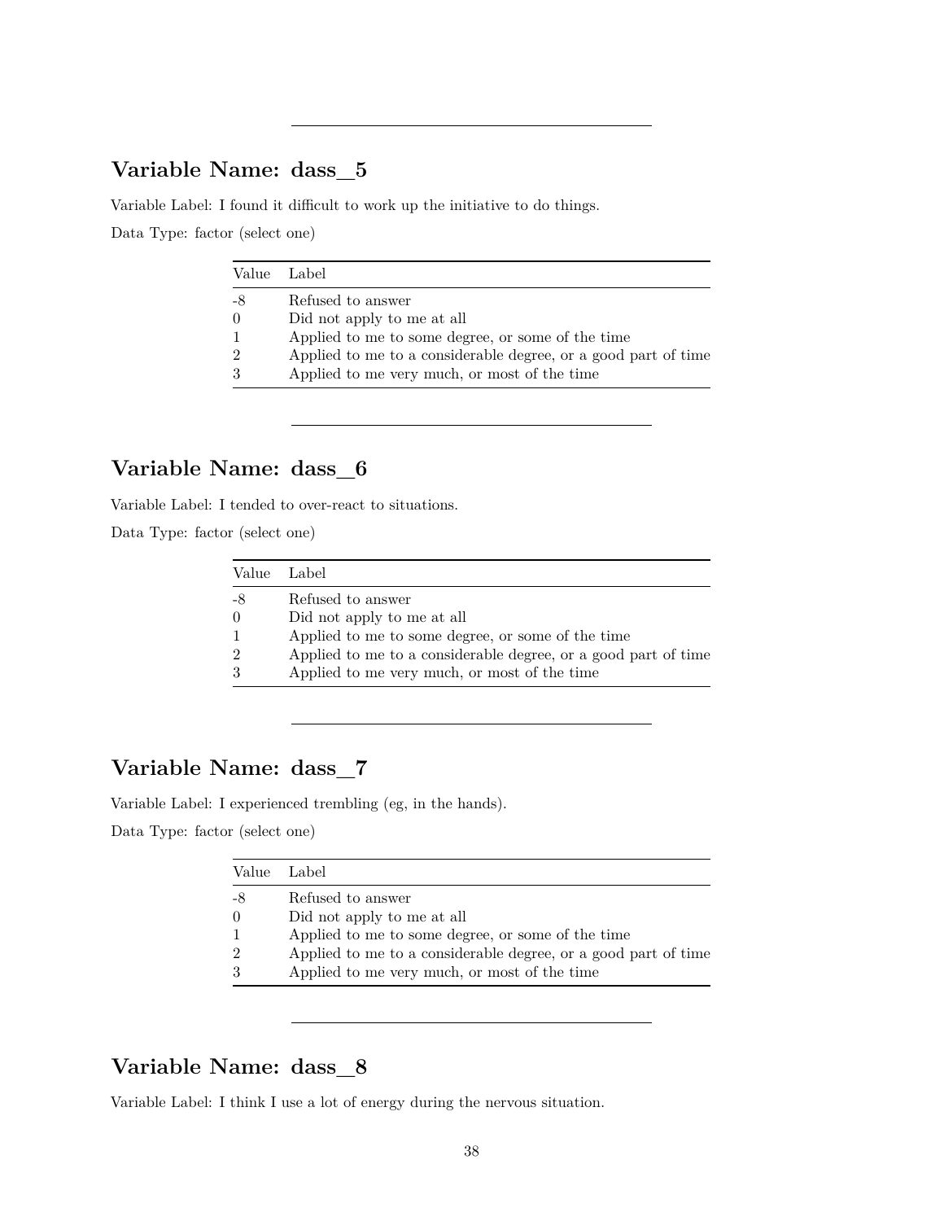---

## Variable Name: dass_5

Variable Label: I found it difficult to work up the initiative to do things.

Data Type: factor (select one)

| Value | Label |
|---|---|
| -8 | Refused to answer |
| 0 | Did not apply to me at all |
| 1 | Applied to me to some degree, or some of the time |
| 2 | Applied to me to a considerable degree, or a good part of time |
| 3 | Applied to me very much, or most of the time |

---

## Variable Name: dass_6

Variable Label: I tended to over-react to situations.

Data Type: factor (select one)

| Value | Label |
|---|---|
| -8 | Refused to answer |
| 0 | Did not apply to me at all |
| 1 | Applied to me to some degree, or some of the time |
| 2 | Applied to me to a considerable degree, or a good part of time |
| 3 | Applied to me very much, or most of the time |

---

## Variable Name: dass_7

Variable Label: I experienced trembling (eg, in the hands).

Data Type: factor (select one)

| Value | Label |
|---|---|
| -8 | Refused to answer |
| 0 | Did not apply to me at all |
| 1 | Applied to me to some degree, or some of the time |
| 2 | Applied to me to a considerable degree, or a good part of time |
| 3 | Applied to me very much, or most of the time |

---

## Variable Name: dass_8

Variable Label: I think I use a lot of energy during the nervous situation.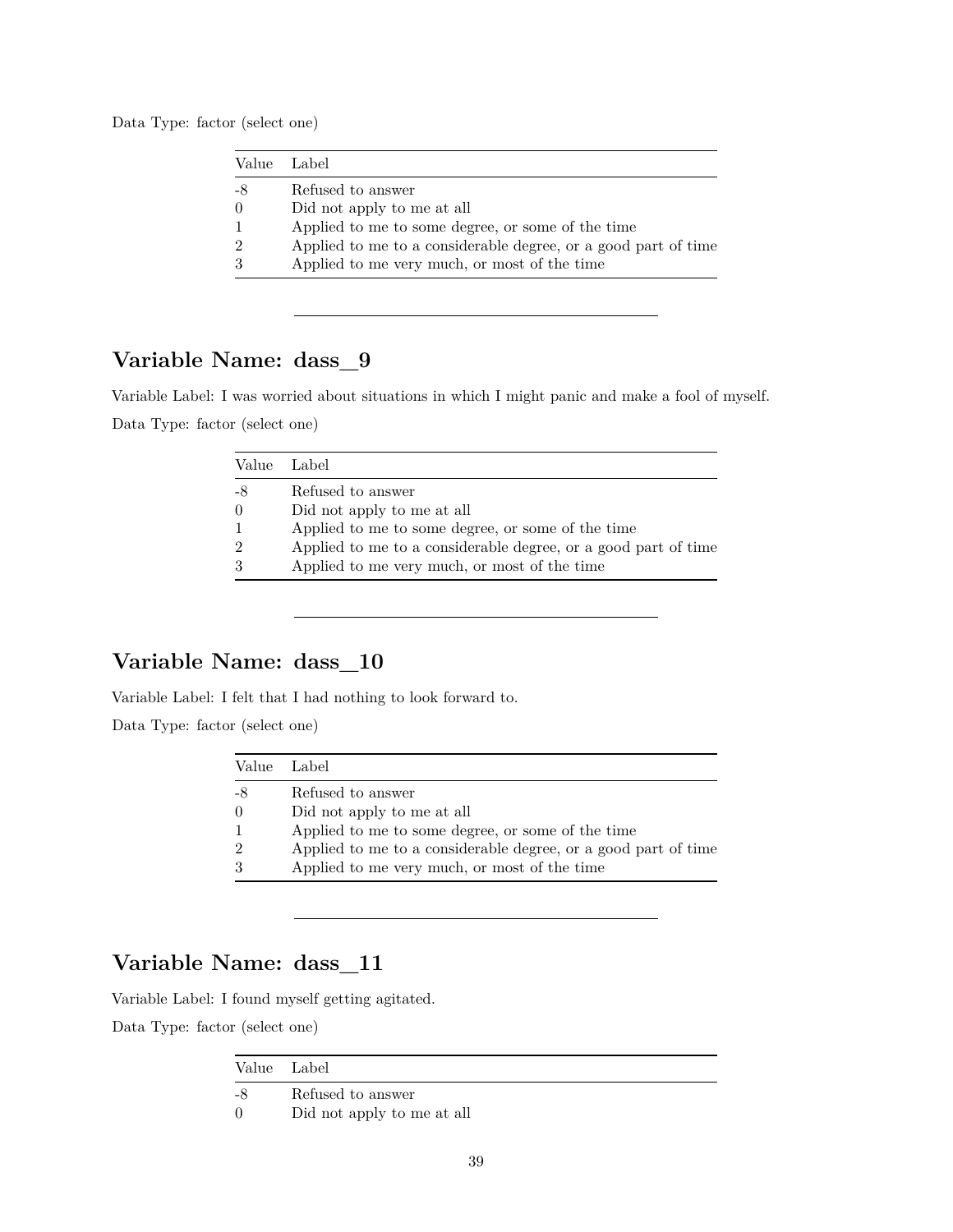Data Type: factor (select one)

| Value | Label |
|---|---|
| -8 | Refused to answer |
| 0 | Did not apply to me at all |
| 1 | Applied to me to some degree, or some of the time |
| 2 | Applied to me to a considerable degree, or a good part of time |
| 3 | Applied to me very much, or most of the time |

---

## Variable Name: dass_9

Variable Label: I was worried about situations in which I might panic and make a fool of myself.

Data Type: factor (select one)

| Value | Label |
|---|---|
| -8 | Refused to answer |
| 0 | Did not apply to me at all |
| 1 | Applied to me to some degree, or some of the time |
| 2 | Applied to me to a considerable degree, or a good part of time |
| 3 | Applied to me very much, or most of the time |

---

## Variable Name: dass_10

Variable Label: I felt that I had nothing to look forward to.

Data Type: factor (select one)

| Value | Label |
|---|---|
| -8 | Refused to answer |
| 0 | Did not apply to me at all |
| 1 | Applied to me to some degree, or some of the time |
| 2 | Applied to me to a considerable degree, or a good part of time |
| 3 | Applied to me very much, or most of the time |

---

## Variable Name: dass_11

Variable Label: I found myself getting agitated.

Data Type: factor (select one)

| Value | Label |
|---|---|
| -8 | Refused to answer |
| 0 | Did not apply to me at all |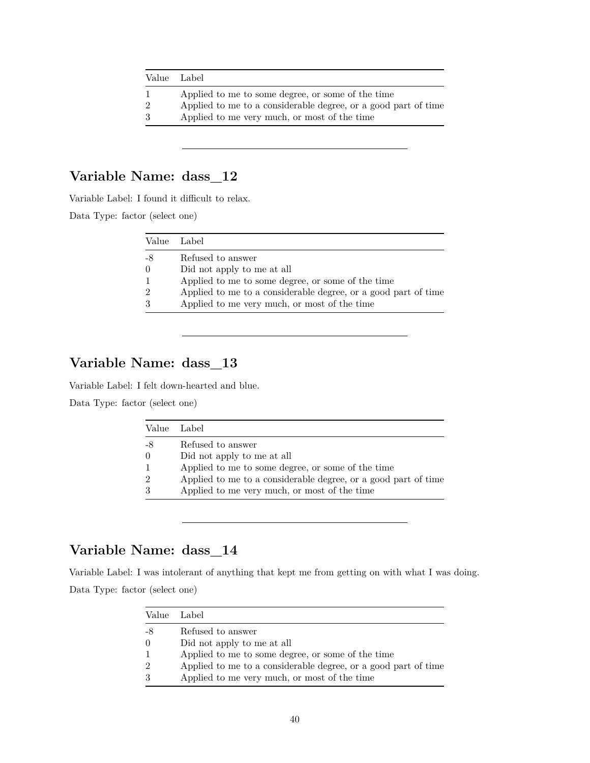| Value | Label |
|---|---|
| 1 | Applied to me to some degree, or some of the time |
| 2 | Applied to me to a considerable degree, or a good part of time |
| 3 | Applied to me very much, or most of the time |

---

## Variable Name: dass_12

Variable Label: I found it difficult to relax.

Data Type: factor (select one)

| Value | Label |
|---|---|
| -8 | Refused to answer |
| 0 | Did not apply to me at all |
| 1 | Applied to me to some degree, or some of the time |
| 2 | Applied to me to a considerable degree, or a good part of time |
| 3 | Applied to me very much, or most of the time |

---

## Variable Name: dass_13

Variable Label: I felt down-hearted and blue.

Data Type: factor (select one)

| Value | Label |
|---|---|
| -8 | Refused to answer |
| 0 | Did not apply to me at all |
| 1 | Applied to me to some degree, or some of the time |
| 2 | Applied to me to a considerable degree, or a good part of time |
| 3 | Applied to me very much, or most of the time |

---

## Variable Name: dass_14

Variable Label: I was intolerant of anything that kept me from getting on with what I was doing.

Data Type: factor (select one)

| Value | Label |
|---|---|
| -8 | Refused to answer |
| 0 | Did not apply to me at all |
| 1 | Applied to me to some degree, or some of the time |
| 2 | Applied to me to a considerable degree, or a good part of time |
| 3 | Applied to me very much, or most of the time |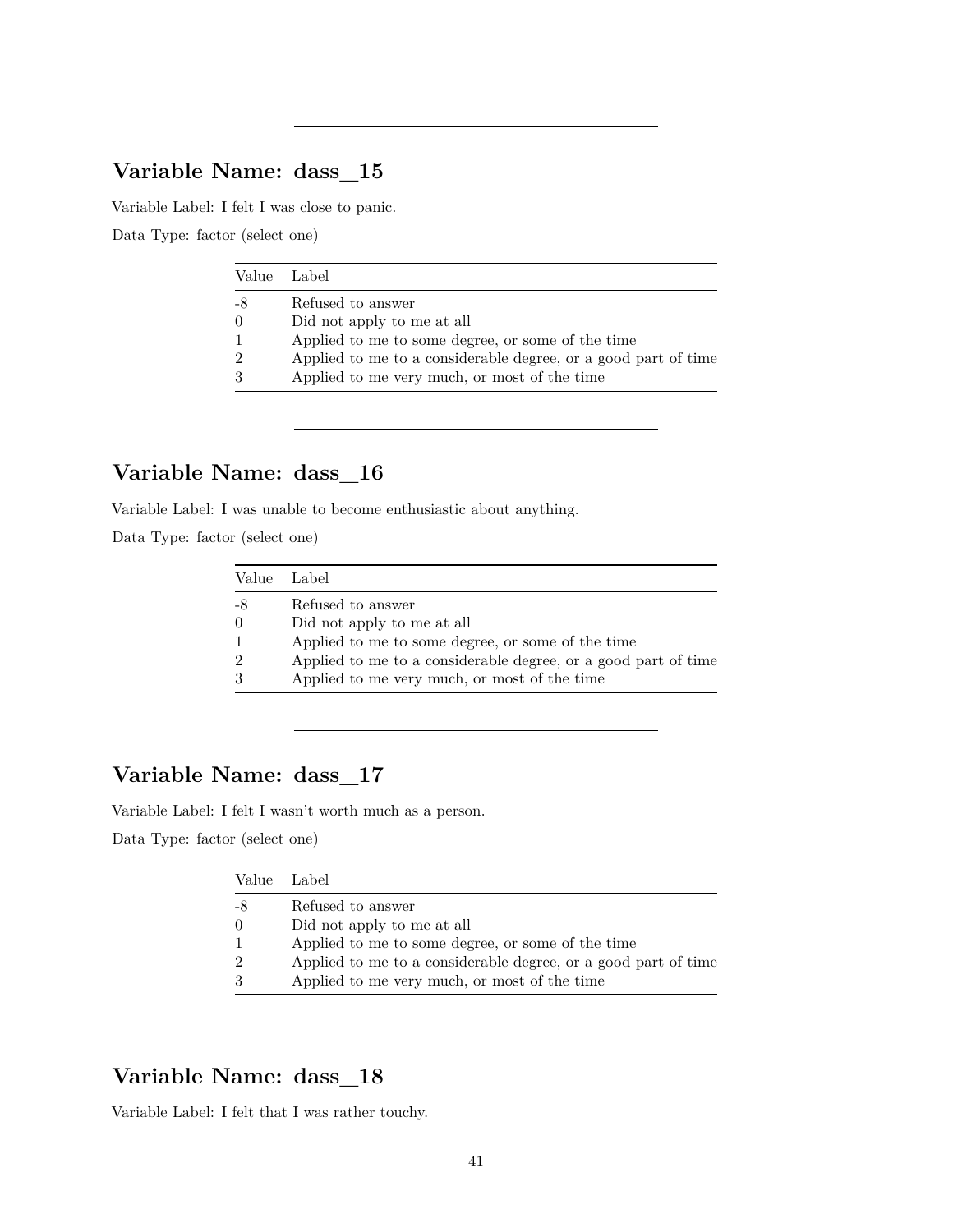---

## Variable Name: dass_15

Variable Label: I felt I was close to panic.

Data Type: factor (select one)

| Value | Label |
|---|---|
| -8 | Refused to answer |
| 0 | Did not apply to me at all |
| 1 | Applied to me to some degree, or some of the time |
| 2 | Applied to me to a considerable degree, or a good part of time |
| 3 | Applied to me very much, or most of the time |

---

## Variable Name: dass_16

Variable Label: I was unable to become enthusiastic about anything.

Data Type: factor (select one)

| Value | Label |
|---|---|
| -8 | Refused to answer |
| 0 | Did not apply to me at all |
| 1 | Applied to me to some degree, or some of the time |
| 2 | Applied to me to a considerable degree, or a good part of time |
| 3 | Applied to me very much, or most of the time |

---

## Variable Name: dass_17

Variable Label: I felt I wasn't worth much as a person.

Data Type: factor (select one)

| Value | Label |
|---|---|
| -8 | Refused to answer |
| 0 | Did not apply to me at all |
| 1 | Applied to me to some degree, or some of the time |
| 2 | Applied to me to a considerable degree, or a good part of time |
| 3 | Applied to me very much, or most of the time |

---

## Variable Name: dass_18

Variable Label: I felt that I was rather touchy.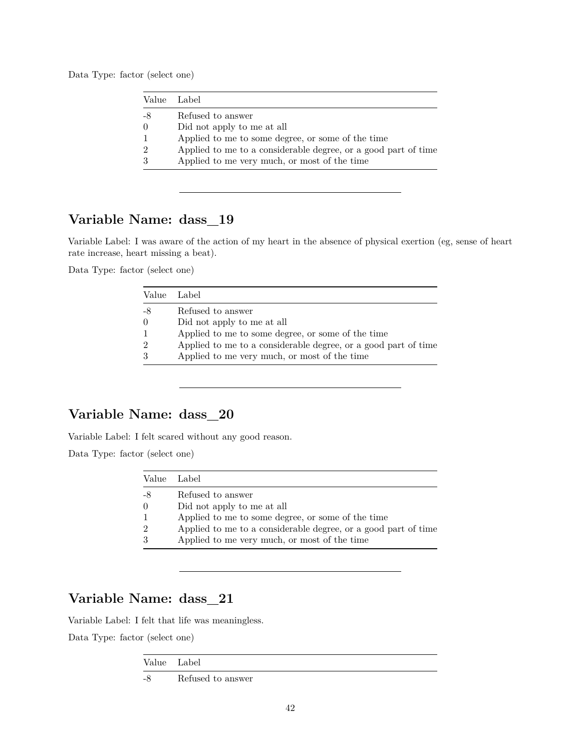Data Type: factor (select one)

| Value | Label |
| --- | --- |
| -8 | Refused to answer |
| 0 | Did not apply to me at all |
| 1 | Applied to me to some degree, or some of the time |
| 2 | Applied to me to a considerable degree, or a good part of time |
| 3 | Applied to me very much, or most of the time |

---

## Variable Name: dass_19

Variable Label: I was aware of the action of my heart in the absence of physical exertion (eg, sense of heart rate increase, heart missing a beat).

Data Type: factor (select one)

| Value | Label |
| --- | --- |
| -8 | Refused to answer |
| 0 | Did not apply to me at all |
| 1 | Applied to me to some degree, or some of the time |
| 2 | Applied to me to a considerable degree, or a good part of time |
| 3 | Applied to me very much, or most of the time |

---

## Variable Name: dass_20

Variable Label: I felt scared without any good reason.

Data Type: factor (select one)

| Value | Label |
| --- | --- |
| -8 | Refused to answer |
| 0 | Did not apply to me at all |
| 1 | Applied to me to some degree, or some of the time |
| 2 | Applied to me to a considerable degree, or a good part of time |
| 3 | Applied to me very much, or most of the time |

---

## Variable Name: dass_21

Variable Label: I felt that life was meaningless.

Data Type: factor (select one)

| Value | Label |
| --- | --- |
| -8 | Refused to answer |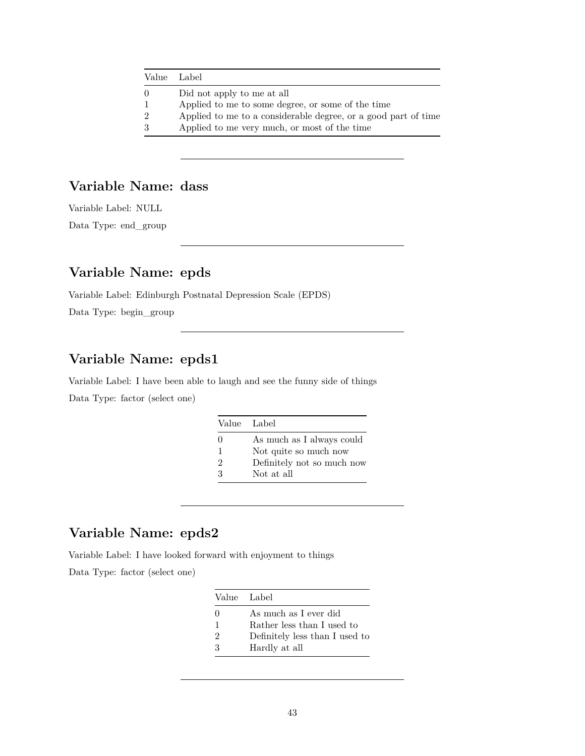| Value | Label |
|---|---|
| 0 | Did not apply to me at all |
| 1 | Applied to me to some degree, or some of the time |
| 2 | Applied to me to a considerable degree, or a good part of time |
| 3 | Applied to me very much, or most of the time |

---

## Variable Name: dass

Variable Label: NULL

Data Type: end_group

---

## Variable Name: epds

Variable Label: Edinburgh Postnatal Depression Scale (EPDS)

Data Type: begin_group

---

## Variable Name: epds1

Variable Label: I have been able to laugh and see the funny side of things

Data Type: factor (select one)

| Value | Label |
|---|---|
| 0 | As much as I always could |
| 1 | Not quite so much now |
| 2 | Definitely not so much now |
| 3 | Not at all |

---

## Variable Name: epds2

Variable Label: I have looked forward with enjoyment to things

Data Type: factor (select one)

| Value | Label |
|---|---|
| 0 | As much as I ever did |
| 1 | Rather less than I used to |
| 2 | Definitely less than I used to |
| 3 | Hardly at all |

---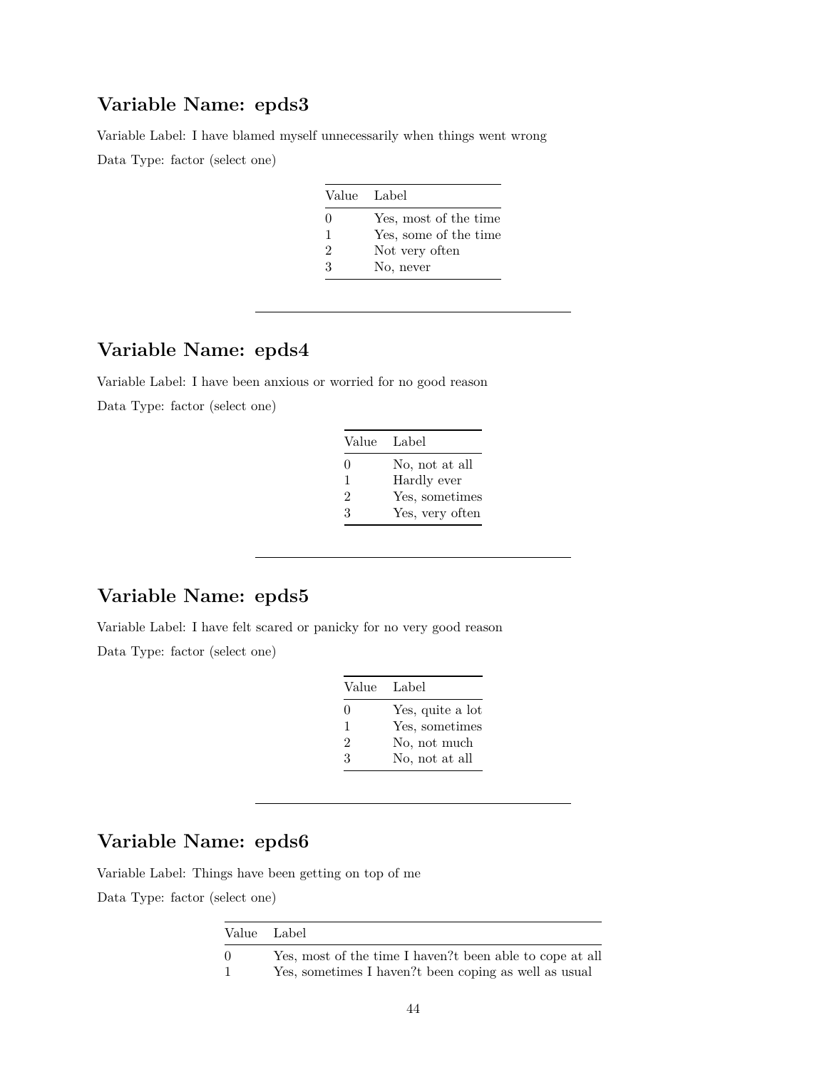## Variable Name: epds3

Variable Label: I have blamed myself unnecessarily when things went wrong

Data Type: factor (select one)

| Value | Label |
|---|---|
| 0 | Yes, most of the time |
| 1 | Yes, some of the time |
| 2 | Not very often |
| 3 | No, never |

---

## Variable Name: epds4

Variable Label: I have been anxious or worried for no good reason

Data Type: factor (select one)

| Value | Label |
|---|---|
| 0 | No, not at all |
| 1 | Hardly ever |
| 2 | Yes, sometimes |
| 3 | Yes, very often |

---

## Variable Name: epds5

Variable Label: I have felt scared or panicky for no very good reason

Data Type: factor (select one)

| Value | Label |
|---|---|
| 0 | Yes, quite a lot |
| 1 | Yes, sometimes |
| 2 | No, not much |
| 3 | No, not at all |

---

## Variable Name: epds6

Variable Label: Things have been getting on top of me

Data Type: factor (select one)

| Value | Label |
|---|---|
| 0 | Yes, most of the time I haven?t been able to cope at all |
| 1 | Yes, sometimes I haven?t been coping as well as usual |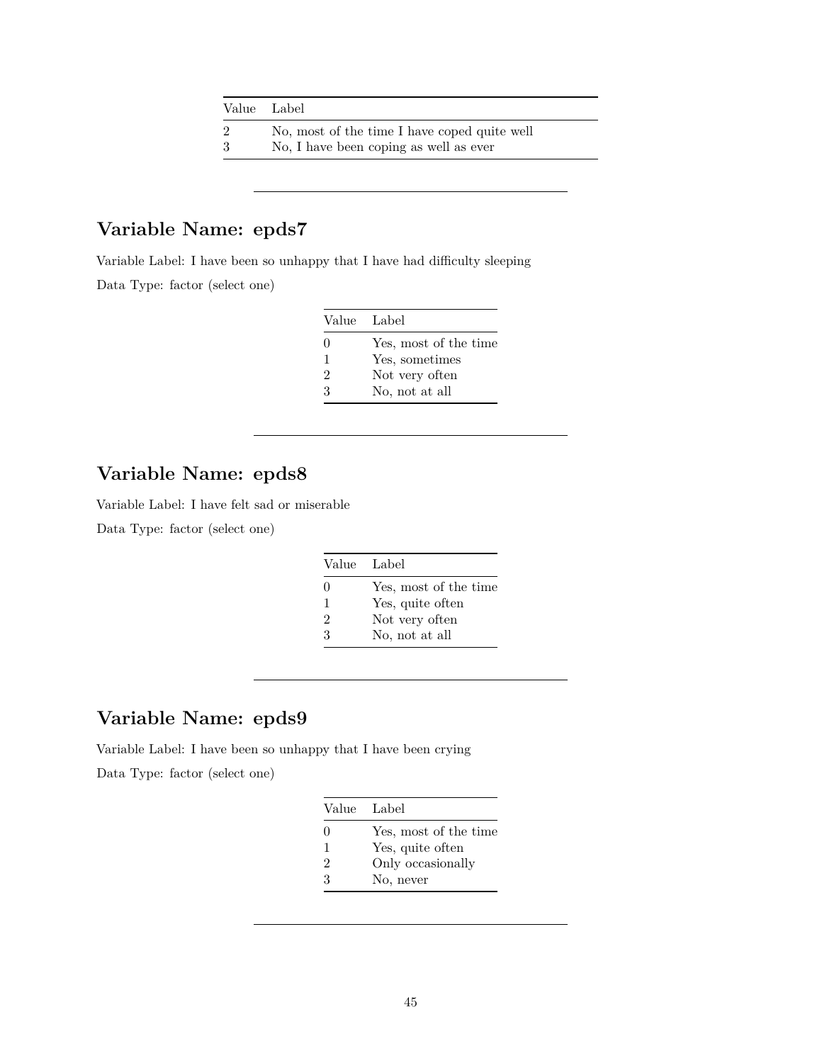| Value | Label |
|---|---|
| 2 | No, most of the time I have coped quite well |
| 3 | No, I have been coping as well as ever |

---

## Variable Name: epds7

Variable Label: I have been so unhappy that I have had difficulty sleeping

Data Type: factor (select one)

| Value | Label |
|---|---|
| 0 | Yes, most of the time |
| 1 | Yes, sometimes |
| 2 | Not very often |
| 3 | No, not at all |

---

## Variable Name: epds8

Variable Label: I have felt sad or miserable

Data Type: factor (select one)

| Value | Label |
|---|---|
| 0 | Yes, most of the time |
| 1 | Yes, quite often |
| 2 | Not very often |
| 3 | No, not at all |

---

## Variable Name: epds9

Variable Label: I have been so unhappy that I have been crying

Data Type: factor (select one)

| Value | Label |
|---|---|
| 0 | Yes, most of the time |
| 1 | Yes, quite often |
| 2 | Only occasionally |
| 3 | No, never |

---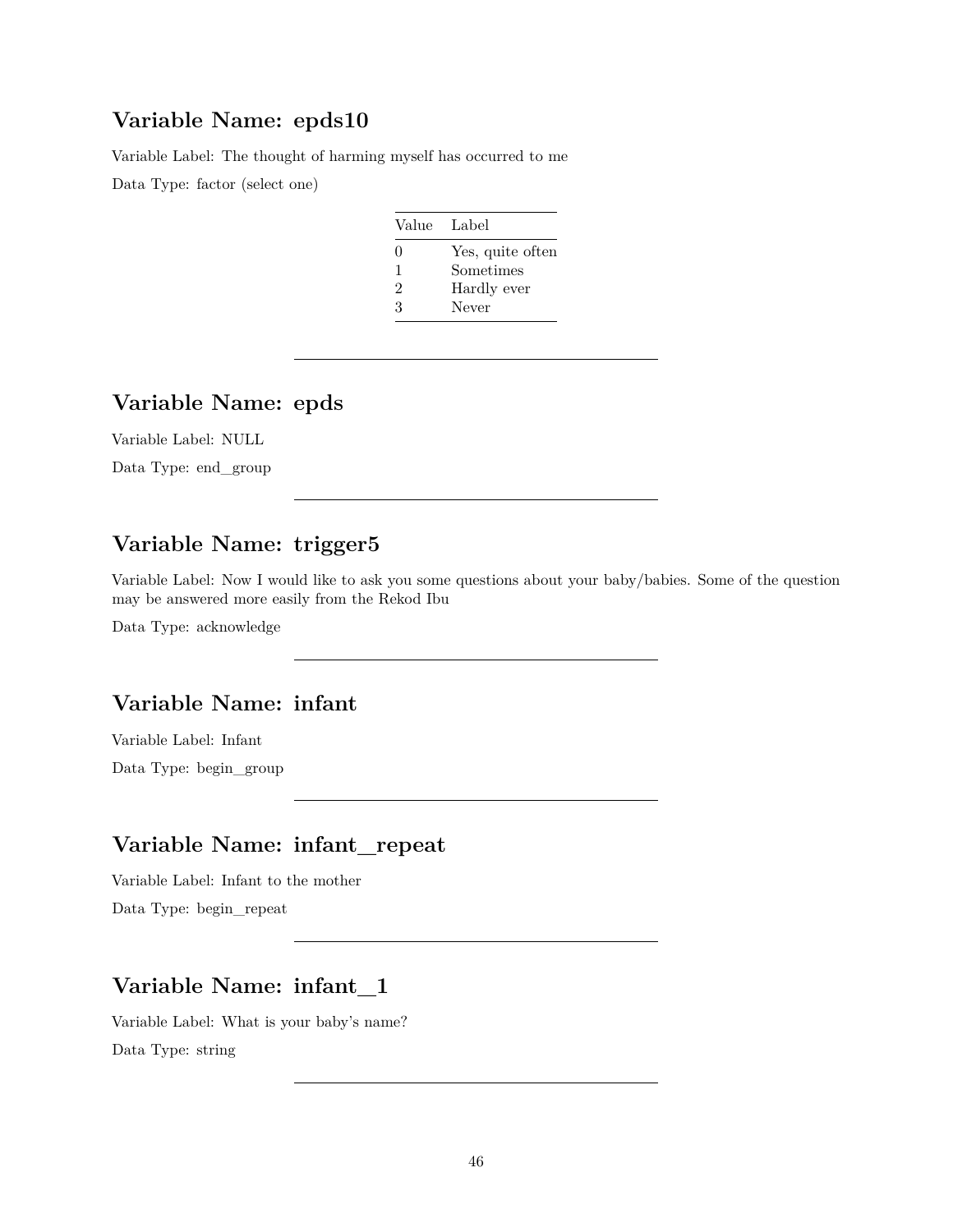## Variable Name: epds10

Variable Label: The thought of harming myself has occurred to me

Data Type: factor (select one)

| Value | Label |
|---|---|
| 0 | Yes, quite often |
| 1 | Sometimes |
| 2 | Hardly ever |
| 3 | Never |

---

## Variable Name: epds

Variable Label: NULL

Data Type: end_group

---

## Variable Name: trigger5

Variable Label: Now I would like to ask you some questions about your baby/babies. Some of the question may be answered more easily from the Rekod Ibu

Data Type: acknowledge

---

## Variable Name: infant

Variable Label: Infant

Data Type: begin_group

---

## Variable Name: infant_repeat

Variable Label: Infant to the mother

Data Type: begin_repeat

---

## Variable Name: infant_1

Variable Label: What is your baby's name?

Data Type: string

---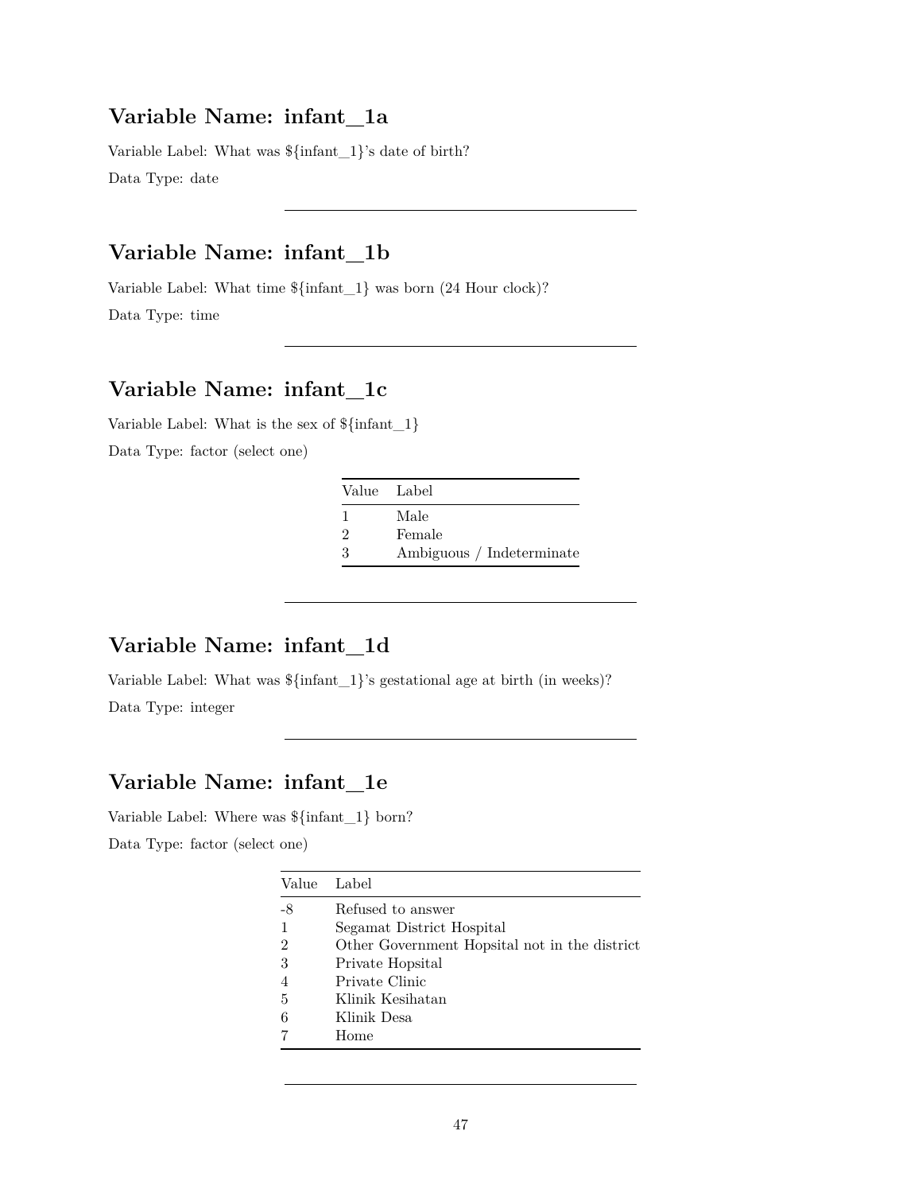## Variable Name: infant_1a

Variable Label: What was ${infant_1}'s date of birth?

Data Type: date

---

## Variable Name: infant_1b

Variable Label: What time ${infant_1} was born (24 Hour clock)?

Data Type: time

---

## Variable Name: infant_1c

Variable Label: What is the sex of ${infant_1}

Data Type: factor (select one)

| Value | Label |
|---|---|
| 1 | Male |
| 2 | Female |
| 3 | Ambiguous / Indeterminate |

---

## Variable Name: infant_1d

Variable Label: What was ${infant_1}'s gestational age at birth (in weeks)?

Data Type: integer

---

## Variable Name: infant_1e

Variable Label: Where was ${infant_1} born?

Data Type: factor (select one)

| Value | Label |
|---|---|
| -8 | Refused to answer |
| 1 | Segamat District Hospital |
| 2 | Other Government Hopsital not in the district |
| 3 | Private Hopsital |
| 4 | Private Clinic |
| 5 | Klinik Kesihatan |
| 6 | Klinik Desa |
| 7 | Home |

---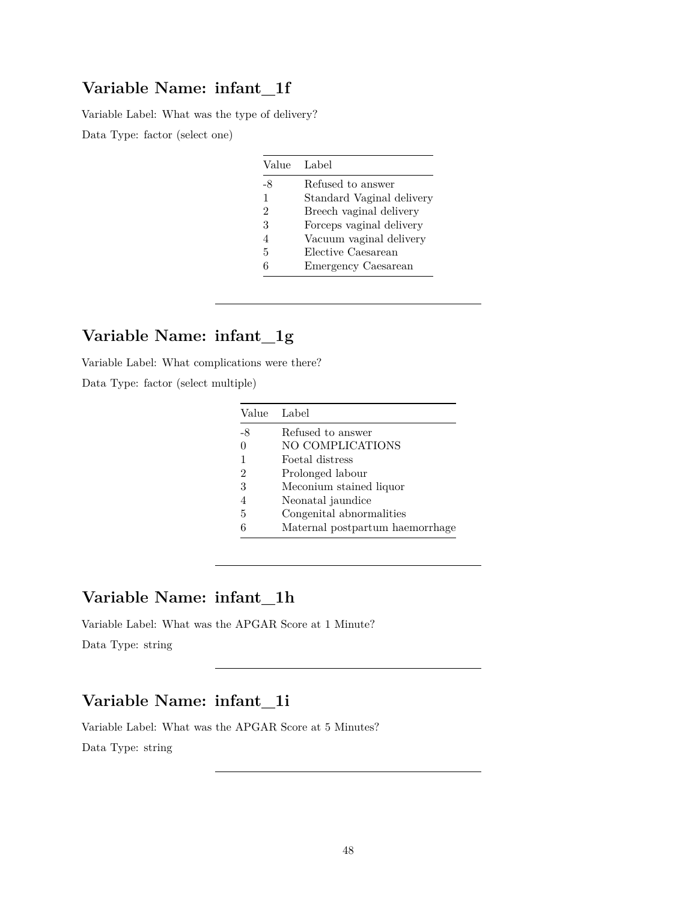## Variable Name: infant_1f

Variable Label: What was the type of delivery?

Data Type: factor (select one)

| Value | Label |
|---|---|
| -8 | Refused to answer |
| 1 | Standard Vaginal delivery |
| 2 | Breech vaginal delivery |
| 3 | Forceps vaginal delivery |
| 4 | Vacuum vaginal delivery |
| 5 | Elective Caesarean |
| 6 | Emergency Caesarean |

---

## Variable Name: infant_1g

Variable Label: What complications were there?

Data Type: factor (select multiple)

| Value | Label |
|---|---|
| -8 | Refused to answer |
| 0 | NO COMPLICATIONS |
| 1 | Foetal distress |
| 2 | Prolonged labour |
| 3 | Meconium stained liquor |
| 4 | Neonatal jaundice |
| 5 | Congenital abnormalities |
| 6 | Maternal postpartum haemorrhage |

---

## Variable Name: infant_1h

Variable Label: What was the APGAR Score at 1 Minute?

Data Type: string

---

## Variable Name: infant_1i

Variable Label: What was the APGAR Score at 5 Minutes?

Data Type: string

---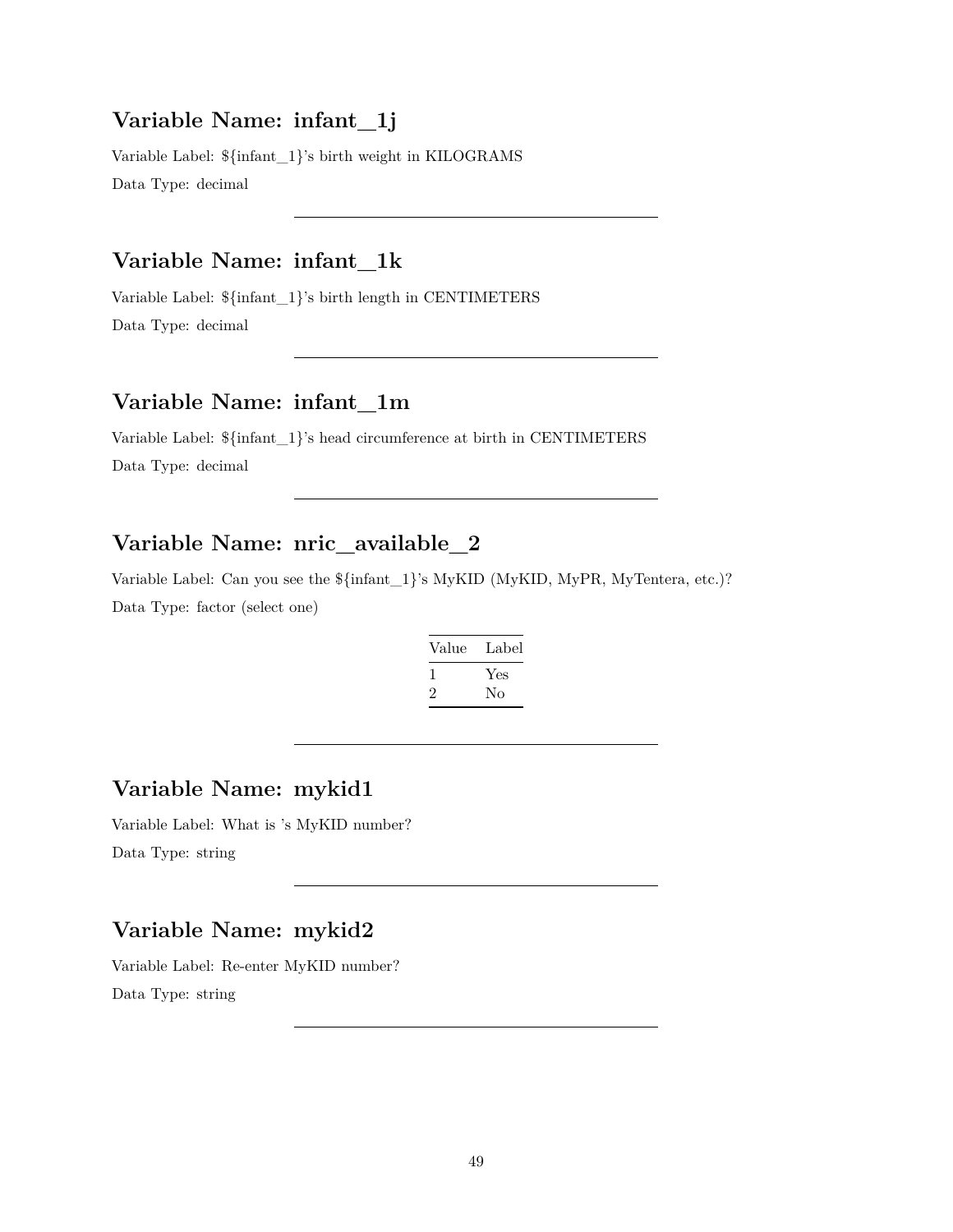## Variable Name: infant_1j

Variable Label: ${infant_1}'s birth weight in KILOGRAMS

Data Type: decimal

---

## Variable Name: infant_1k

Variable Label: ${infant_1}'s birth length in CENTIMETERS

Data Type: decimal

---

## Variable Name: infant_1m

Variable Label: ${infant_1}'s head circumference at birth in CENTIMETERS

Data Type: decimal

---

## Variable Name: nric_available_2

Variable Label: Can you see the ${infant_1}'s MyKID (MyKID, MyPR, MyTentera, etc.)?

Data Type: factor (select one)

| Value | Label |
|---|---|
| 1 | Yes |
| 2 | No |

---

## Variable Name: mykid1

Variable Label: What is 's MyKID number?

Data Type: string

---

## Variable Name: mykid2

Variable Label: Re-enter MyKID number?

Data Type: string

---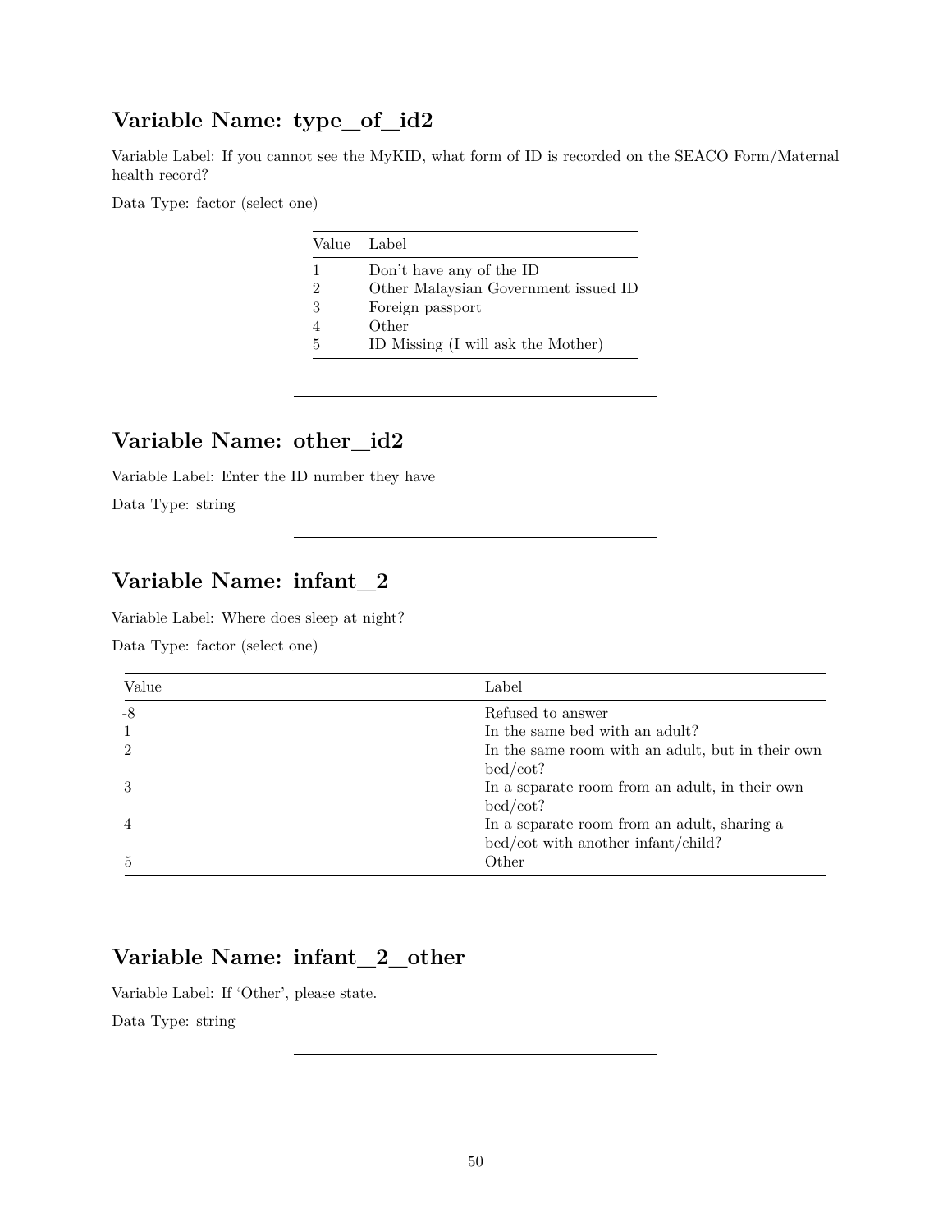## Variable Name: type_of_id2

Variable Label: If you cannot see the MyKID, what form of ID is recorded on the SEACO Form/Maternal health record?

Data Type: factor (select one)

| Value | Label |
|---|---|
| 1 | Don't have any of the ID |
| 2 | Other Malaysian Government issued ID |
| 3 | Foreign passport |
| 4 | Other |
| 5 | ID Missing (I will ask the Mother) |

---

## Variable Name: other_id2

Variable Label: Enter the ID number they have

Data Type: string

---

## Variable Name: infant_2

Variable Label: Where does sleep at night?

Data Type: factor (select one)

| Value | Label |
|---|---|
| -8 | Refused to answer |
| 1 | In the same bed with an adult? |
| 2 | In the same room with an adult, but in their own bed/cot? |
| 3 | In a separate room from an adult, in their own bed/cot? |
| 4 | In a separate room from an adult, sharing a bed/cot with another infant/child? |
| 5 | Other |

---

## Variable Name: infant_2_other

Variable Label: If 'Other', please state.

Data Type: string

---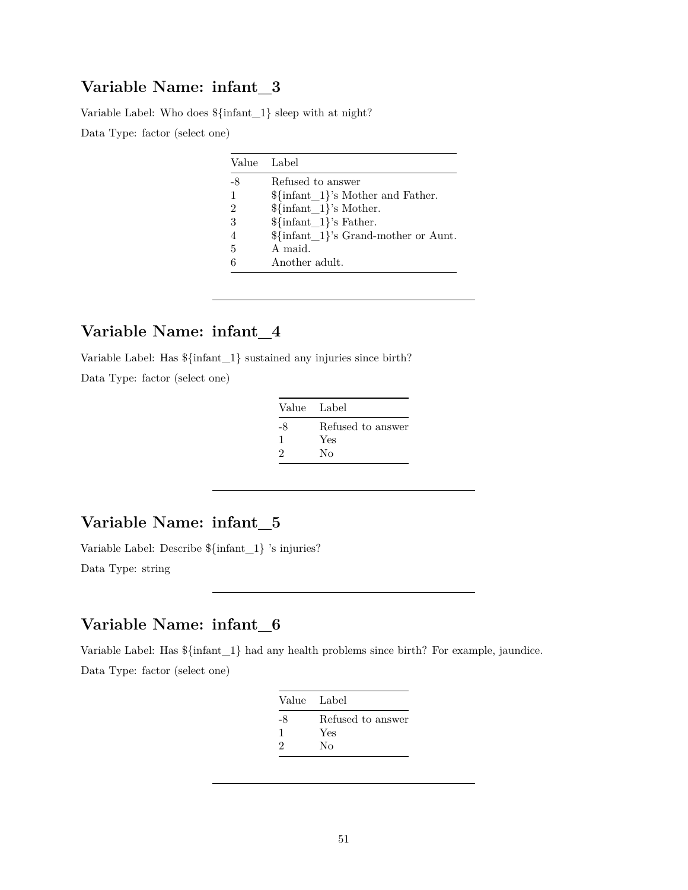## Variable Name: infant_3

Variable Label: Who does ${infant_1} sleep with at night?

Data Type: factor (select one)

| Value | Label |
|---|---|
| -8 | Refused to answer |
| 1 | ${infant_1}'s Mother and Father. |
| 2 | ${infant_1}'s Mother. |
| 3 | ${infant_1}'s Father. |
| 4 | ${infant_1}'s Grand-mother or Aunt. |
| 5 | A maid. |
| 6 | Another adult. |

---

## Variable Name: infant_4

Variable Label: Has ${infant_1} sustained any injuries since birth?

Data Type: factor (select one)

| Value | Label |
|---|---|
| -8 | Refused to answer |
| 1 | Yes |
| 2 | No |

---

## Variable Name: infant_5

Variable Label: Describe ${infant_1} 's injuries?

Data Type: string

---

## Variable Name: infant_6

Variable Label: Has ${infant_1} had any health problems since birth? For example, jaundice.

Data Type: factor (select one)

| Value | Label |
|---|---|
| -8 | Refused to answer |
| 1 | Yes |
| 2 | No |

---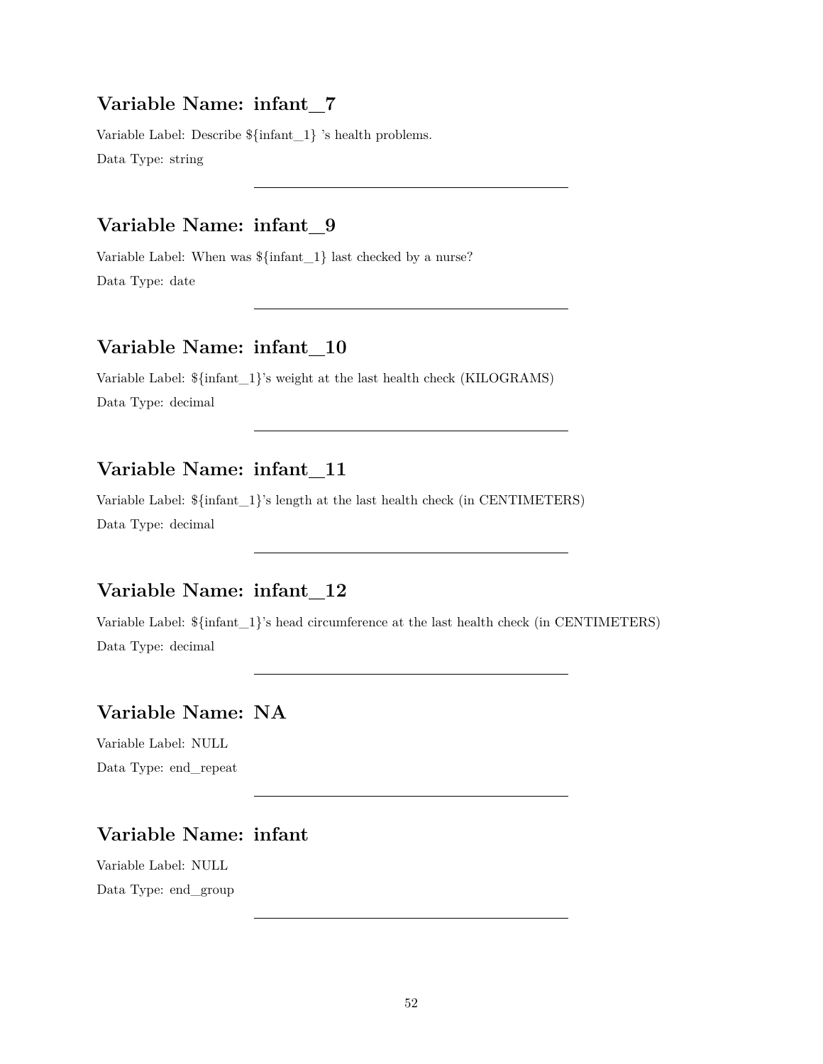## Variable Name: infant_7

Variable Label: Describe ${infant_1} 's health problems.

Data Type: string

---

## Variable Name: infant_9

Variable Label: When was ${infant_1} last checked by a nurse?

Data Type: date

---

## Variable Name: infant_10

Variable Label: ${infant_1}'s weight at the last health check (KILOGRAMS)

Data Type: decimal

---

## Variable Name: infant_11

Variable Label: ${infant_1}'s length at the last health check (in CENTIMETERS)

Data Type: decimal

---

## Variable Name: infant_12

Variable Label: ${infant_1}'s head circumference at the last health check (in CENTIMETERS)

Data Type: decimal

---

## Variable Name: NA

Variable Label: NULL

Data Type: end_repeat

---

## Variable Name: infant

Variable Label: NULL

Data Type: end_group

---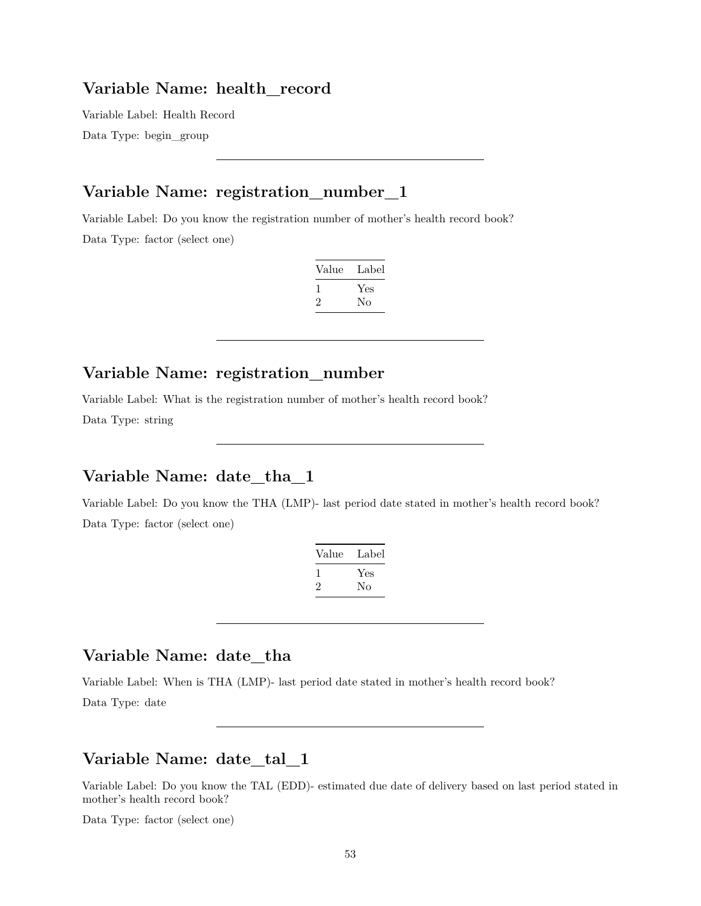## Variable Name: health_record

Variable Label: Health Record

Data Type: begin_group

---

## Variable Name: registration_number_1

Variable Label: Do you know the registration number of mother's health record book?

Data Type: factor (select one)

| Value | Label |
|---|---|
| 1 | Yes |
| 2 | No |

---

## Variable Name: registration_number

Variable Label: What is the registration number of mother's health record book?

Data Type: string

---

## Variable Name: date_tha_1

Variable Label: Do you know the THA (LMP)- last period date stated in mother's health record book?

Data Type: factor (select one)

| Value | Label |
|---|---|
| 1 | Yes |
| 2 | No |

---

## Variable Name: date_tha

Variable Label: When is THA (LMP)- last period date stated in mother's health record book?

Data Type: date

---

## Variable Name: date_tal_1

Variable Label: Do you know the TAL (EDD)- estimated due date of delivery based on last period stated in mother's health record book?

Data Type: factor (select one)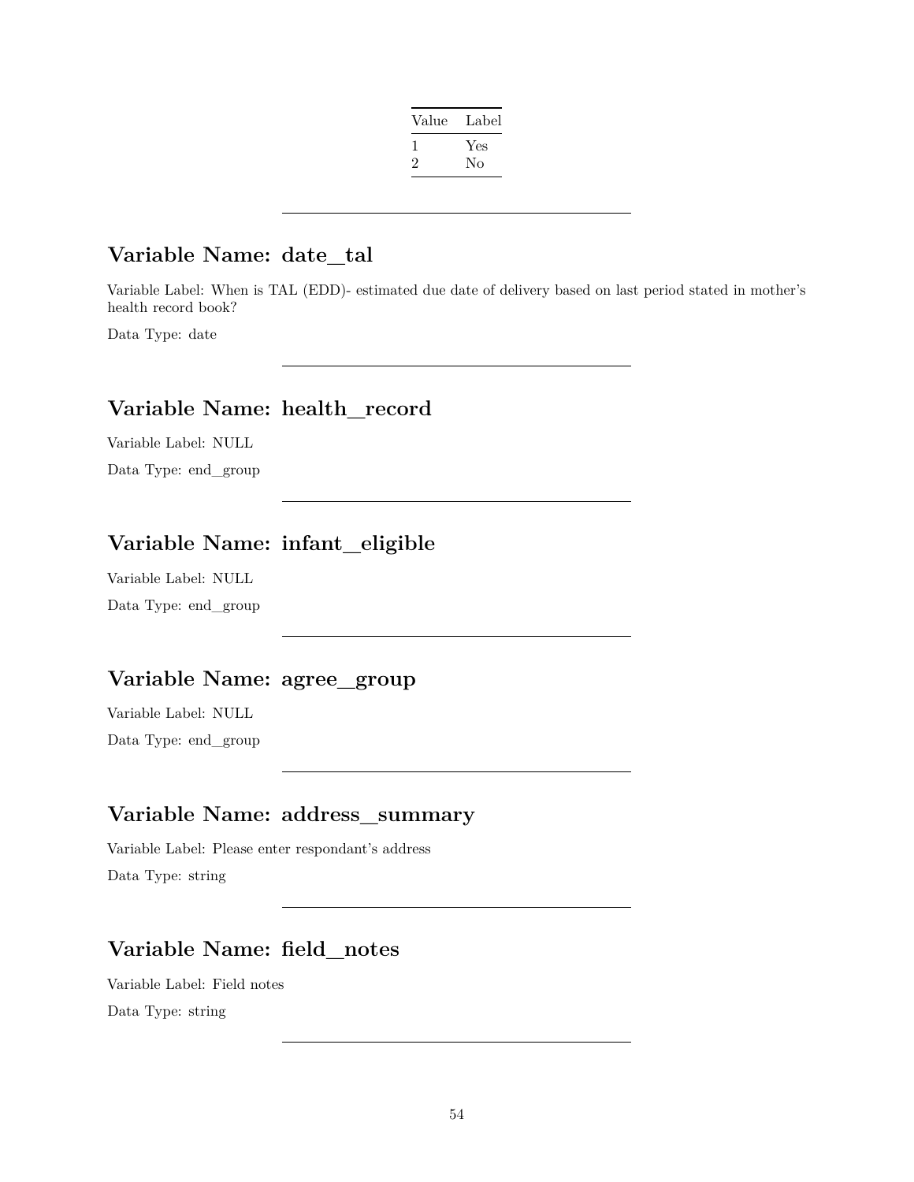| Value | Label |
|---|---|
| 1 | Yes |
| 2 | No |

---

## Variable Name: date_tal

Variable Label: When is TAL (EDD)- estimated due date of delivery based on last period stated in mother's health record book?

Data Type: date

---

## Variable Name: health_record

Variable Label: NULL

Data Type: end_group

---

## Variable Name: infant_eligible

Variable Label: NULL

Data Type: end_group

---

## Variable Name: agree_group

Variable Label: NULL

Data Type: end_group

---

## Variable Name: address_summary

Variable Label: Please enter respondant's address

Data Type: string

---

## Variable Name: field_notes

Variable Label: Field notes

Data Type: string

---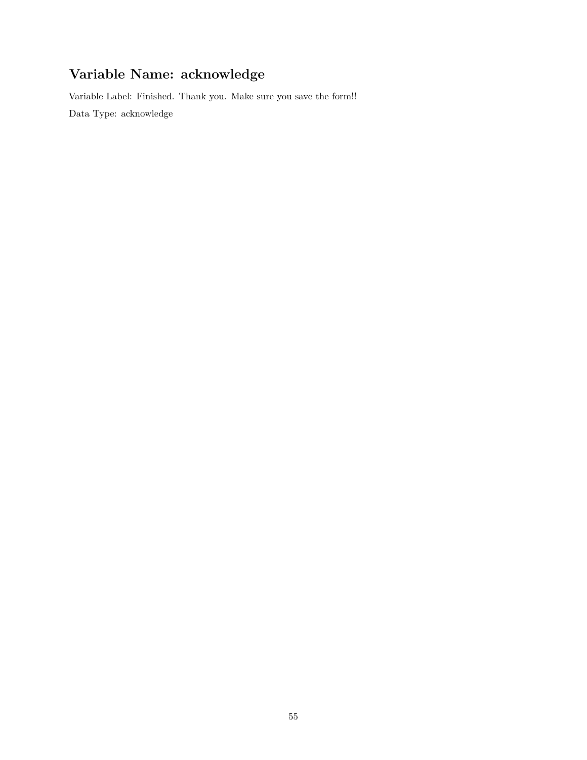## Variable Name: acknowledge

Variable Label: Finished. Thank you. Make sure you save the form!!

Data Type: acknowledge